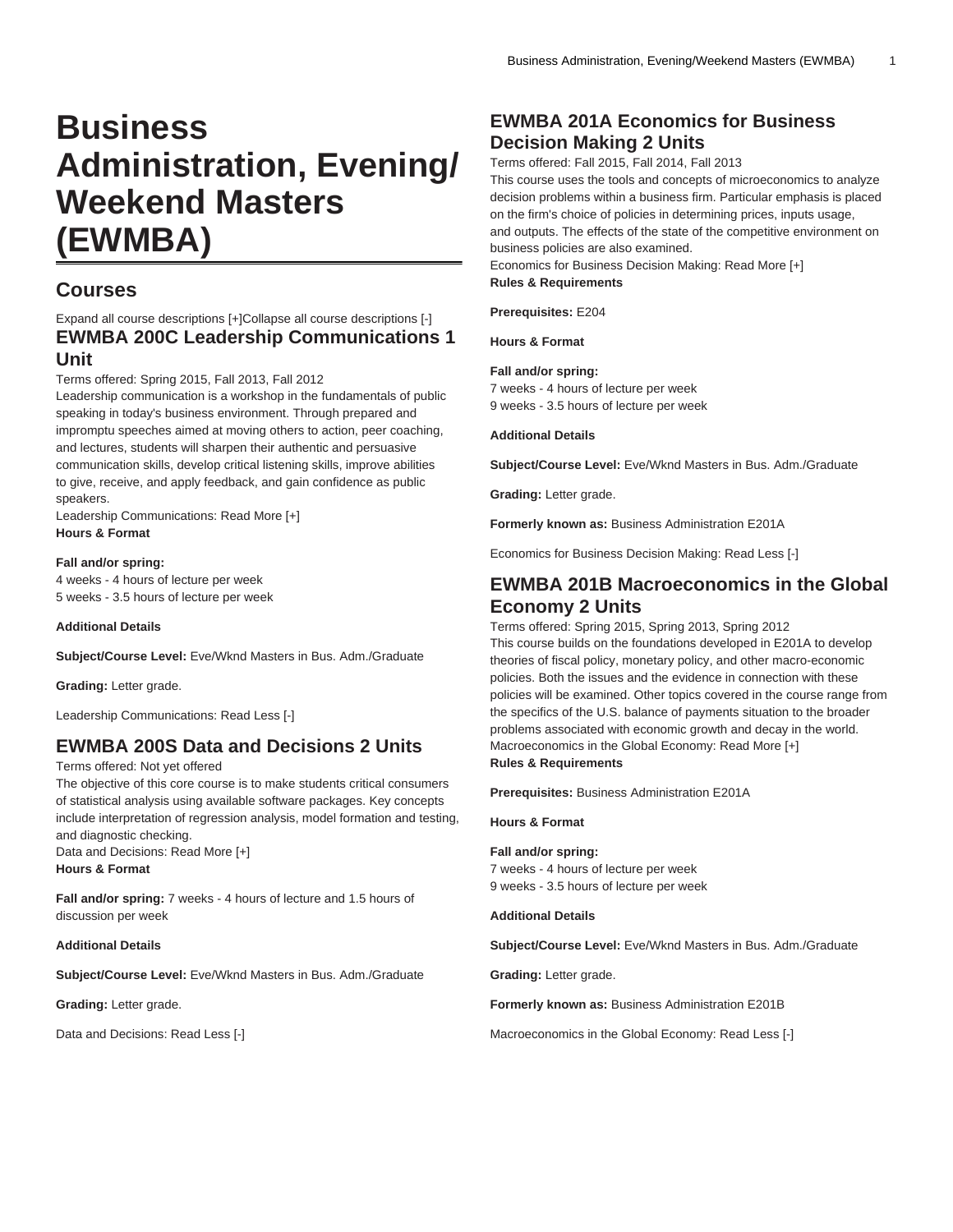# Business Administration, Evening/Weekend Masters (EWMBA)

## Courses

Expand all course descriptions [+]Collapse all course descriptions [-]

### EWMBA 200C Leadership Communications 1 Unit

Terms offered: Spring 2015, Fall 2013, Fall 2012

Leadership communication is a workshop in the fundamentals of public speaking in today's business environment. Through prepared and impromptu speeches aimed at moving others to action, peer coaching, and lectures, students will sharpen their authentic and persuasive communication skills, develop critical listening skills, improve abilities to give, receive, and apply feedback, and gain confidence as public speakers.

Leadership Communications: Read More [+]

**Hours & Format**

**Fall and/or spring:**
4 weeks - 4 hours of lecture per week
5 weeks - 3.5 hours of lecture per week

**Additional Details**

**Subject/Course Level:** Eve/Wknd Masters in Bus. Adm./Graduate

**Grading:** Letter grade.

Leadership Communications: Read Less [-]

### EWMBA 200S Data and Decisions 2 Units

Terms offered: Not yet offered

The objective of this core course is to make students critical consumers of statistical analysis using available software packages. Key concepts include interpretation of regression analysis, model formation and testing, and diagnostic checking.

Data and Decisions: Read More [+]

**Hours & Format**

**Fall and/or spring:** 7 weeks - 4 hours of lecture and 1.5 hours of discussion per week

**Additional Details**

**Subject/Course Level:** Eve/Wknd Masters in Bus. Adm./Graduate

**Grading:** Letter grade.

Data and Decisions: Read Less [-]

### EWMBA 201A Economics for Business Decision Making 2 Units

Terms offered: Fall 2015, Fall 2014, Fall 2013

This course uses the tools and concepts of microeconomics to analyze decision problems within a business firm. Particular emphasis is placed on the firm's choice of policies in determining prices, inputs usage, and outputs. The effects of the state of the competitive environment on business policies are also examined.

Economics for Business Decision Making: Read More [+]

**Rules & Requirements**

**Prerequisites:** E204

**Hours & Format**

**Fall and/or spring:**
7 weeks - 4 hours of lecture per week
9 weeks - 3.5 hours of lecture per week

**Additional Details**

**Subject/Course Level:** Eve/Wknd Masters in Bus. Adm./Graduate

**Grading:** Letter grade.

**Formerly known as:** Business Administration E201A

Economics for Business Decision Making: Read Less [-]

### EWMBA 201B Macroeconomics in the Global Economy 2 Units

Terms offered: Spring 2015, Spring 2013, Spring 2012

This course builds on the foundations developed in E201A to develop theories of fiscal policy, monetary policy, and other macro-economic policies. Both the issues and the evidence in connection with these policies will be examined. Other topics covered in the course range from the specifics of the U.S. balance of payments situation to the broader problems associated with economic growth and decay in the world.

Macroeconomics in the Global Economy: Read More [+]

**Rules & Requirements**

**Prerequisites:** Business Administration E201A

**Hours & Format**

**Fall and/or spring:**
7 weeks - 4 hours of lecture per week
9 weeks - 3.5 hours of lecture per week

**Additional Details**

**Subject/Course Level:** Eve/Wknd Masters in Bus. Adm./Graduate

**Grading:** Letter grade.

**Formerly known as:** Business Administration E201B

Macroeconomics in the Global Economy: Read Less [-]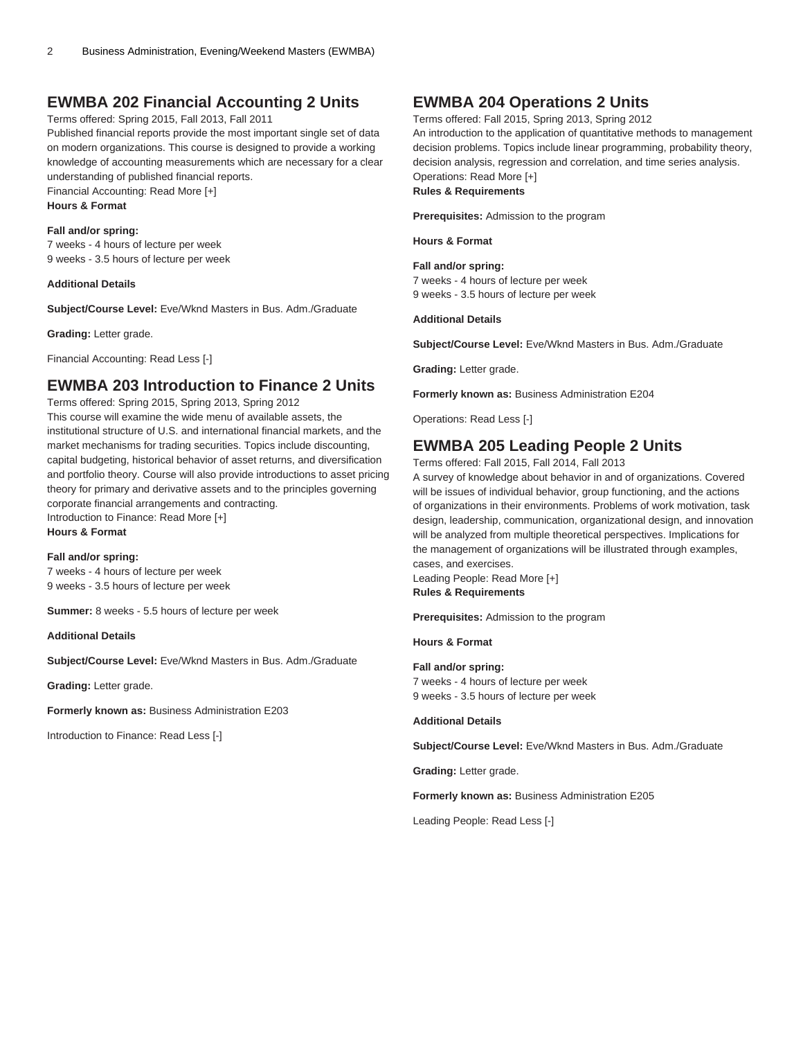## EWMBA 202 Financial Accounting 2 Units

Terms offered: Spring 2015, Fall 2013, Fall 2011
Published financial reports provide the most important single set of data on modern organizations. This course is designed to provide a working knowledge of accounting measurements which are necessary for a clear understanding of published financial reports.
Financial Accounting: Read More [+]
**Hours & Format**

**Fall and/or spring:**
7 weeks - 4 hours of lecture per week
9 weeks - 3.5 hours of lecture per week

**Additional Details**

**Subject/Course Level:** Eve/Wknd Masters in Bus. Adm./Graduate

**Grading:** Letter grade.

Financial Accounting: Read Less [-]

## EWMBA 203 Introduction to Finance 2 Units

Terms offered: Spring 2015, Spring 2013, Spring 2012
This course will examine the wide menu of available assets, the institutional structure of U.S. and international financial markets, and the market mechanisms for trading securities. Topics include discounting, capital budgeting, historical behavior of asset returns, and diversification and portfolio theory. Course will also provide introductions to asset pricing theory for primary and derivative assets and to the principles governing corporate financial arrangements and contracting.
Introduction to Finance: Read More [+]
**Hours & Format**

**Fall and/or spring:**
7 weeks - 4 hours of lecture per week
9 weeks - 3.5 hours of lecture per week

**Summer:** 8 weeks - 5.5 hours of lecture per week

**Additional Details**

**Subject/Course Level:** Eve/Wknd Masters in Bus. Adm./Graduate

**Grading:** Letter grade.

**Formerly known as:** Business Administration E203

Introduction to Finance: Read Less [-]

## EWMBA 204 Operations 2 Units

Terms offered: Fall 2015, Spring 2013, Spring 2012
An introduction to the application of quantitative methods to management decision problems. Topics include linear programming, probability theory, decision analysis, regression and correlation, and time series analysis.
Operations: Read More [+]
**Rules & Requirements**

**Prerequisites:** Admission to the program

**Hours & Format**

**Fall and/or spring:**
7 weeks - 4 hours of lecture per week
9 weeks - 3.5 hours of lecture per week

**Additional Details**

**Subject/Course Level:** Eve/Wknd Masters in Bus. Adm./Graduate

**Grading:** Letter grade.

**Formerly known as:** Business Administration E204

Operations: Read Less [-]

## EWMBA 205 Leading People 2 Units

Terms offered: Fall 2015, Fall 2014, Fall 2013
A survey of knowledge about behavior in and of organizations. Covered will be issues of individual behavior, group functioning, and the actions of organizations in their environments. Problems of work motivation, task design, leadership, communication, organizational design, and innovation will be analyzed from multiple theoretical perspectives. Implications for the management of organizations will be illustrated through examples, cases, and exercises.
Leading People: Read More [+]
**Rules & Requirements**

**Prerequisites:** Admission to the program

**Hours & Format**

**Fall and/or spring:**
7 weeks - 4 hours of lecture per week
9 weeks - 3.5 hours of lecture per week

**Additional Details**

**Subject/Course Level:** Eve/Wknd Masters in Bus. Adm./Graduate

**Grading:** Letter grade.

**Formerly known as:** Business Administration E205

Leading People: Read Less [-]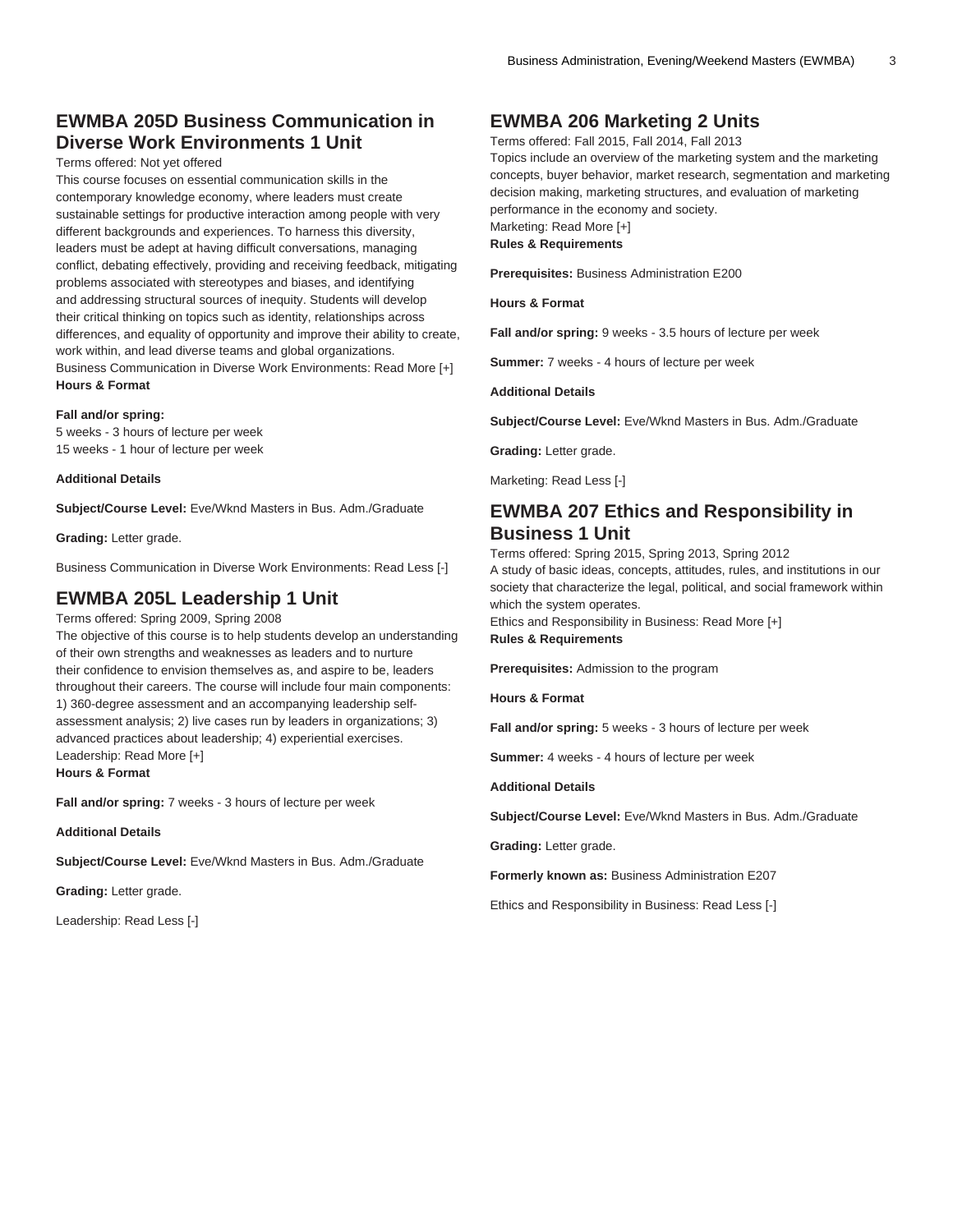## EWMBA 205D Business Communication in Diverse Work Environments 1 Unit

Terms offered: Not yet offered

This course focuses on essential communication skills in the contemporary knowledge economy, where leaders must create sustainable settings for productive interaction among people with very different backgrounds and experiences. To harness this diversity, leaders must be adept at having difficult conversations, managing conflict, debating effectively, providing and receiving feedback, mitigating problems associated with stereotypes and biases, and identifying and addressing structural sources of inequity. Students will develop their critical thinking on topics such as identity, relationships across differences, and equality of opportunity and improve their ability to create, work within, and lead diverse teams and global organizations.

Business Communication in Diverse Work Environments: Read More [+]

**Hours & Format**

**Fall and/or spring:**
5 weeks - 3 hours of lecture per week
15 weeks - 1 hour of lecture per week

**Additional Details**

**Subject/Course Level:** Eve/Wknd Masters in Bus. Adm./Graduate

**Grading:** Letter grade.

Business Communication in Diverse Work Environments: Read Less [-]

## EWMBA 205L Leadership 1 Unit

Terms offered: Spring 2009, Spring 2008

The objective of this course is to help students develop an understanding of their own strengths and weaknesses as leaders and to nurture their confidence to envision themselves as, and aspire to be, leaders throughout their careers. The course will include four main components: 1) 360-degree assessment and an accompanying leadership self-assessment analysis; 2) live cases run by leaders in organizations; 3) advanced practices about leadership; 4) experiential exercises.

Leadership: Read More [+]

**Hours & Format**

**Fall and/or spring:** 7 weeks - 3 hours of lecture per week

**Additional Details**

**Subject/Course Level:** Eve/Wknd Masters in Bus. Adm./Graduate

**Grading:** Letter grade.

Leadership: Read Less [-]

## EWMBA 206 Marketing 2 Units

Terms offered: Fall 2015, Fall 2014, Fall 2013

Topics include an overview of the marketing system and the marketing concepts, buyer behavior, market research, segmentation and marketing decision making, marketing structures, and evaluation of marketing performance in the economy and society.

Marketing: Read More [+]

**Rules & Requirements**

**Prerequisites:** Business Administration E200

**Hours & Format**

**Fall and/or spring:** 9 weeks - 3.5 hours of lecture per week

**Summer:** 7 weeks - 4 hours of lecture per week

**Additional Details**

**Subject/Course Level:** Eve/Wknd Masters in Bus. Adm./Graduate

**Grading:** Letter grade.

Marketing: Read Less [-]

## EWMBA 207 Ethics and Responsibility in Business 1 Unit

Terms offered: Spring 2015, Spring 2013, Spring 2012

A study of basic ideas, concepts, attitudes, rules, and institutions in our society that characterize the legal, political, and social framework within which the system operates.

Ethics and Responsibility in Business: Read More [+]

**Rules & Requirements**

**Prerequisites:** Admission to the program

**Hours & Format**

**Fall and/or spring:** 5 weeks - 3 hours of lecture per week

**Summer:** 4 weeks - 4 hours of lecture per week

**Additional Details**

**Subject/Course Level:** Eve/Wknd Masters in Bus. Adm./Graduate

**Grading:** Letter grade.

**Formerly known as:** Business Administration E207

Ethics and Responsibility in Business: Read Less [-]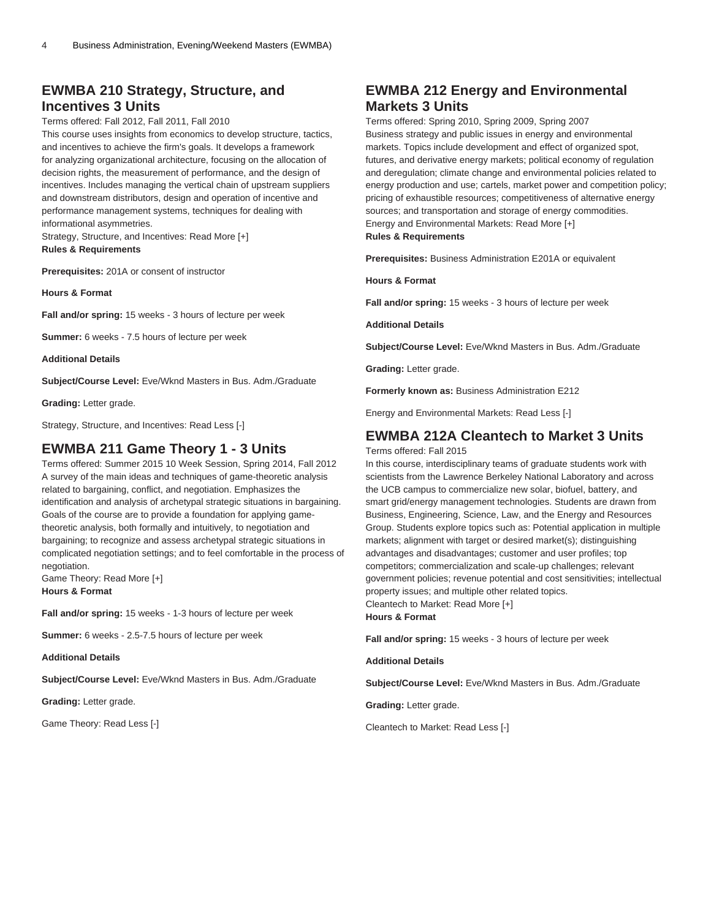## EWMBA 210 Strategy, Structure, and Incentives 3 Units

Terms offered: Fall 2012, Fall 2011, Fall 2010

This course uses insights from economics to develop structure, tactics, and incentives to achieve the firm's goals. It develops a framework for analyzing organizational architecture, focusing on the allocation of decision rights, the measurement of performance, and the design of incentives. Includes managing the vertical chain of upstream suppliers and downstream distributors, design and operation of incentive and performance management systems, techniques for dealing with informational asymmetries.

Strategy, Structure, and Incentives: Read More [+]

**Rules & Requirements**

**Prerequisites:** 201A or consent of instructor

**Hours & Format**

**Fall and/or spring:** 15 weeks - 3 hours of lecture per week

**Summer:** 6 weeks - 7.5 hours of lecture per week

**Additional Details**

**Subject/Course Level:** Eve/Wknd Masters in Bus. Adm./Graduate

**Grading:** Letter grade.

Strategy, Structure, and Incentives: Read Less [-]

## EWMBA 211 Game Theory 1 - 3 Units

Terms offered: Summer 2015 10 Week Session, Spring 2014, Fall 2012

A survey of the main ideas and techniques of game-theoretic analysis related to bargaining, conflict, and negotiation. Emphasizes the identification and analysis of archetypal strategic situations in bargaining. Goals of the course are to provide a foundation for applying game-theoretic analysis, both formally and intuitively, to negotiation and bargaining; to recognize and assess archetypal strategic situations in complicated negotiation settings; and to feel comfortable in the process of negotiation.

Game Theory: Read More [+]

**Hours & Format**

**Fall and/or spring:** 15 weeks - 1-3 hours of lecture per week

**Summer:** 6 weeks - 2.5-7.5 hours of lecture per week

**Additional Details**

**Subject/Course Level:** Eve/Wknd Masters in Bus. Adm./Graduate

**Grading:** Letter grade.

Game Theory: Read Less [-]

## EWMBA 212 Energy and Environmental Markets 3 Units

Terms offered: Spring 2010, Spring 2009, Spring 2007

Business strategy and public issues in energy and environmental markets. Topics include development and effect of organized spot, futures, and derivative energy markets; political economy of regulation and deregulation; climate change and environmental policies related to energy production and use; cartels, market power and competition policy; pricing of exhaustible resources; competitiveness of alternative energy sources; and transportation and storage of energy commodities.

Energy and Environmental Markets: Read More [+]

**Rules & Requirements**

**Prerequisites:** Business Administration E201A or equivalent

**Hours & Format**

**Fall and/or spring:** 15 weeks - 3 hours of lecture per week

**Additional Details**

**Subject/Course Level:** Eve/Wknd Masters in Bus. Adm./Graduate

**Grading:** Letter grade.

**Formerly known as:** Business Administration E212

Energy and Environmental Markets: Read Less [-]

## EWMBA 212A Cleantech to Market 3 Units

Terms offered: Fall 2015

In this course, interdisciplinary teams of graduate students work with scientists from the Lawrence Berkeley National Laboratory and across the UCB campus to commercialize new solar, biofuel, battery, and smart grid/energy management technologies. Students are drawn from Business, Engineering, Science, Law, and the Energy and Resources Group. Students explore topics such as: Potential application in multiple markets; alignment with target or desired market(s); distinguishing advantages and disadvantages; customer and user profiles; top competitors; commercialization and scale-up challenges; relevant government policies; revenue potential and cost sensitivities; intellectual property issues; and multiple other related topics.

Cleantech to Market: Read More [+]

**Hours & Format**

**Fall and/or spring:** 15 weeks - 3 hours of lecture per week

**Additional Details**

**Subject/Course Level:** Eve/Wknd Masters in Bus. Adm./Graduate

**Grading:** Letter grade.

Cleantech to Market: Read Less [-]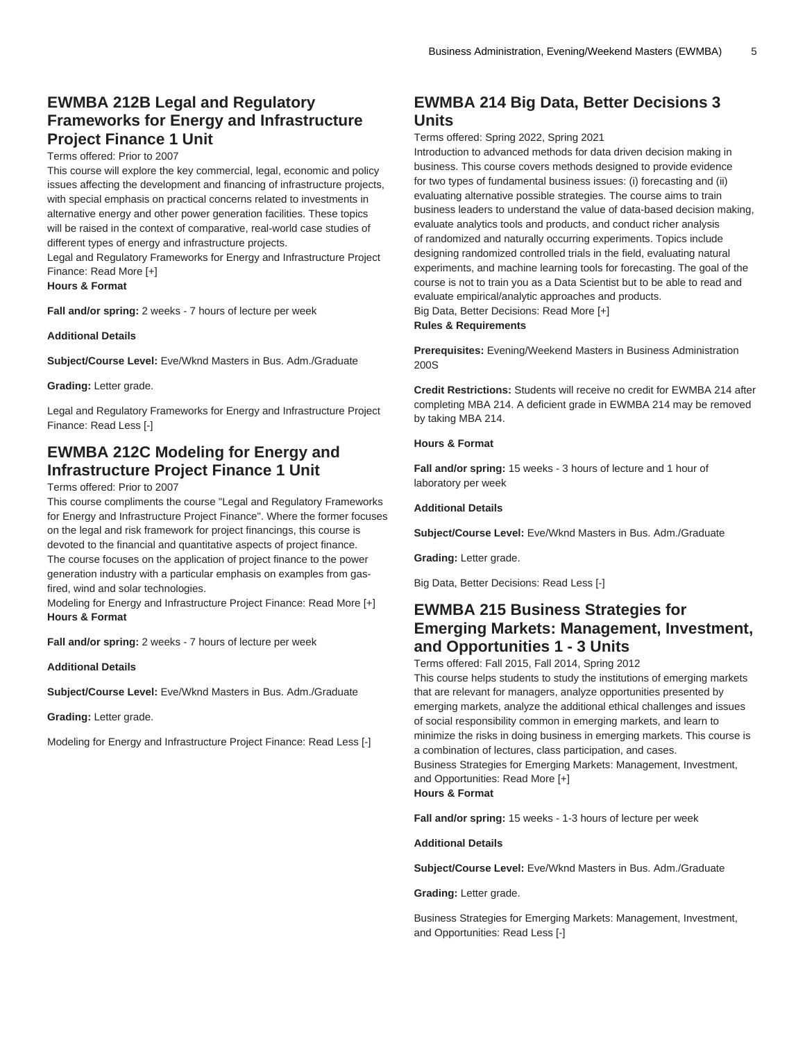## EWMBA 212B Legal and Regulatory Frameworks for Energy and Infrastructure Project Finance 1 Unit

Terms offered: Prior to 2007

This course will explore the key commercial, legal, economic and policy issues affecting the development and financing of infrastructure projects, with special emphasis on practical concerns related to investments in alternative energy and other power generation facilities. These topics will be raised in the context of comparative, real-world case studies of different types of energy and infrastructure projects.

Legal and Regulatory Frameworks for Energy and Infrastructure Project Finance: Read More [+]

**Hours & Format**

**Fall and/or spring:** 2 weeks - 7 hours of lecture per week

**Additional Details**

**Subject/Course Level:** Eve/Wknd Masters in Bus. Adm./Graduate

**Grading:** Letter grade.

Legal and Regulatory Frameworks for Energy and Infrastructure Project Finance: Read Less [-]

## EWMBA 212C Modeling for Energy and Infrastructure Project Finance 1 Unit

Terms offered: Prior to 2007

This course compliments the course "Legal and Regulatory Frameworks for Energy and Infrastructure Project Finance". Where the former focuses on the legal and risk framework for project financings, this course is devoted to the financial and quantitative aspects of project finance. The course focuses on the application of project finance to the power generation industry with a particular emphasis on examples from gas-fired, wind and solar technologies.

Modeling for Energy and Infrastructure Project Finance: Read More [+]

**Hours & Format**

**Fall and/or spring:** 2 weeks - 7 hours of lecture per week

**Additional Details**

**Subject/Course Level:** Eve/Wknd Masters in Bus. Adm./Graduate

**Grading:** Letter grade.

Modeling for Energy and Infrastructure Project Finance: Read Less [-]

## EWMBA 214 Big Data, Better Decisions 3 Units

Terms offered: Spring 2022, Spring 2021

Introduction to advanced methods for data driven decision making in business. This course covers methods designed to provide evidence for two types of fundamental business issues: (i) forecasting and (ii) evaluating alternative possible strategies. The course aims to train business leaders to understand the value of data-based decision making, evaluate analytics tools and products, and conduct richer analysis of randomized and naturally occurring experiments. Topics include designing randomized controlled trials in the field, evaluating natural experiments, and machine learning tools for forecasting. The goal of the course is not to train you as a Data Scientist but to be able to read and evaluate empirical/analytic approaches and products.

Big Data, Better Decisions: Read More [+]

**Rules & Requirements**

**Prerequisites:** Evening/Weekend Masters in Business Administration 200S

**Credit Restrictions:** Students will receive no credit for EWMBA 214 after completing MBA 214. A deficient grade in EWMBA 214 may be removed by taking MBA 214.

**Hours & Format**

**Fall and/or spring:** 15 weeks - 3 hours of lecture and 1 hour of laboratory per week

**Additional Details**

**Subject/Course Level:** Eve/Wknd Masters in Bus. Adm./Graduate

**Grading:** Letter grade.

Big Data, Better Decisions: Read Less [-]

## EWMBA 215 Business Strategies for Emerging Markets: Management, Investment, and Opportunities 1 - 3 Units

Terms offered: Fall 2015, Fall 2014, Spring 2012

This course helps students to study the institutions of emerging markets that are relevant for managers, analyze opportunities presented by emerging markets, analyze the additional ethical challenges and issues of social responsibility common in emerging markets, and learn to minimize the risks in doing business in emerging markets. This course is a combination of lectures, class participation, and cases.

Business Strategies for Emerging Markets: Management, Investment, and Opportunities: Read More [+]

**Hours & Format**

**Fall and/or spring:** 15 weeks - 1-3 hours of lecture per week

**Additional Details**

**Subject/Course Level:** Eve/Wknd Masters in Bus. Adm./Graduate

**Grading:** Letter grade.

Business Strategies for Emerging Markets: Management, Investment, and Opportunities: Read Less [-]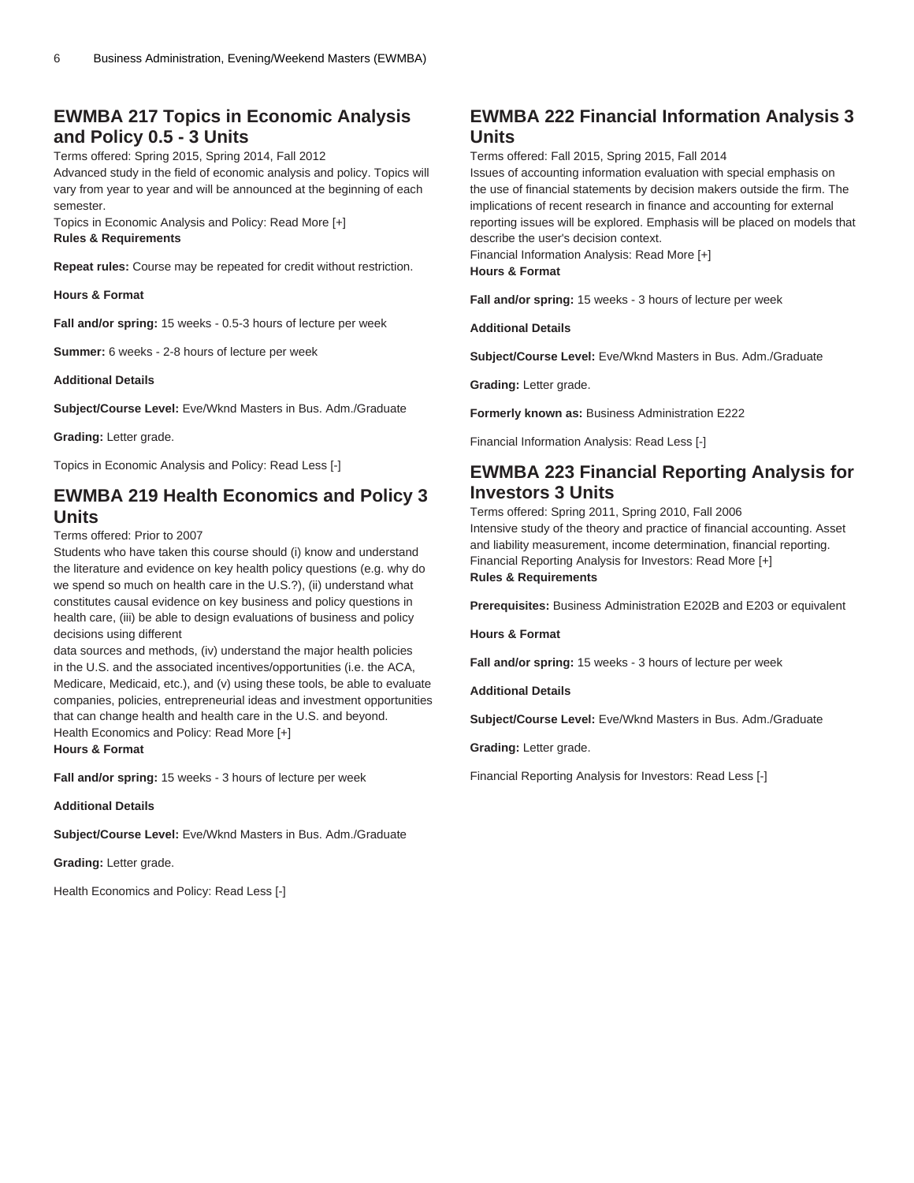## EWMBA 217 Topics in Economic Analysis and Policy 0.5 - 3 Units

Terms offered: Spring 2015, Spring 2014, Fall 2012
Advanced study in the field of economic analysis and policy. Topics will vary from year to year and will be announced at the beginning of each semester.
Topics in Economic Analysis and Policy: Read More [+]

**Rules & Requirements**

**Repeat rules:** Course may be repeated for credit without restriction.

**Hours & Format**

**Fall and/or spring:** 15 weeks - 0.5-3 hours of lecture per week

**Summer:** 6 weeks - 2-8 hours of lecture per week

**Additional Details**

**Subject/Course Level:** Eve/Wknd Masters in Bus. Adm./Graduate

**Grading:** Letter grade.

Topics in Economic Analysis and Policy: Read Less [-]

## EWMBA 219 Health Economics and Policy 3 Units

Terms offered: Prior to 2007
Students who have taken this course should (i) know and understand the literature and evidence on key health policy questions (e.g. why do we spend so much on health care in the U.S.?), (ii) understand what constitutes causal evidence on key business and policy questions in health care, (iii) be able to design evaluations of business and policy decisions using different data sources and methods, (iv) understand the major health policies in the U.S. and the associated incentives/opportunities (i.e. the ACA, Medicare, Medicaid, etc.), and (v) using these tools, be able to evaluate companies, policies, entrepreneurial ideas and investment opportunities that can change health and health care in the U.S. and beyond.
Health Economics and Policy: Read More [+]

**Hours & Format**

**Fall and/or spring:** 15 weeks - 3 hours of lecture per week

**Additional Details**

**Subject/Course Level:** Eve/Wknd Masters in Bus. Adm./Graduate

**Grading:** Letter grade.

Health Economics and Policy: Read Less [-]

## EWMBA 222 Financial Information Analysis 3 Units

Terms offered: Fall 2015, Spring 2015, Fall 2014
Issues of accounting information evaluation with special emphasis on the use of financial statements by decision makers outside the firm. The implications of recent research in finance and accounting for external reporting issues will be explored. Emphasis will be placed on models that describe the user's decision context.
Financial Information Analysis: Read More [+]

**Hours & Format**

**Fall and/or spring:** 15 weeks - 3 hours of lecture per week

**Additional Details**

**Subject/Course Level:** Eve/Wknd Masters in Bus. Adm./Graduate

**Grading:** Letter grade.

**Formerly known as:** Business Administration E222

Financial Information Analysis: Read Less [-]

## EWMBA 223 Financial Reporting Analysis for Investors 3 Units

Terms offered: Spring 2011, Spring 2010, Fall 2006
Intensive study of the theory and practice of financial accounting. Asset and liability measurement, income determination, financial reporting.
Financial Reporting Analysis for Investors: Read More [+]

**Rules & Requirements**

**Prerequisites:** Business Administration E202B and E203 or equivalent

**Hours & Format**

**Fall and/or spring:** 15 weeks - 3 hours of lecture per week

**Additional Details**

**Subject/Course Level:** Eve/Wknd Masters in Bus. Adm./Graduate

**Grading:** Letter grade.

Financial Reporting Analysis for Investors: Read Less [-]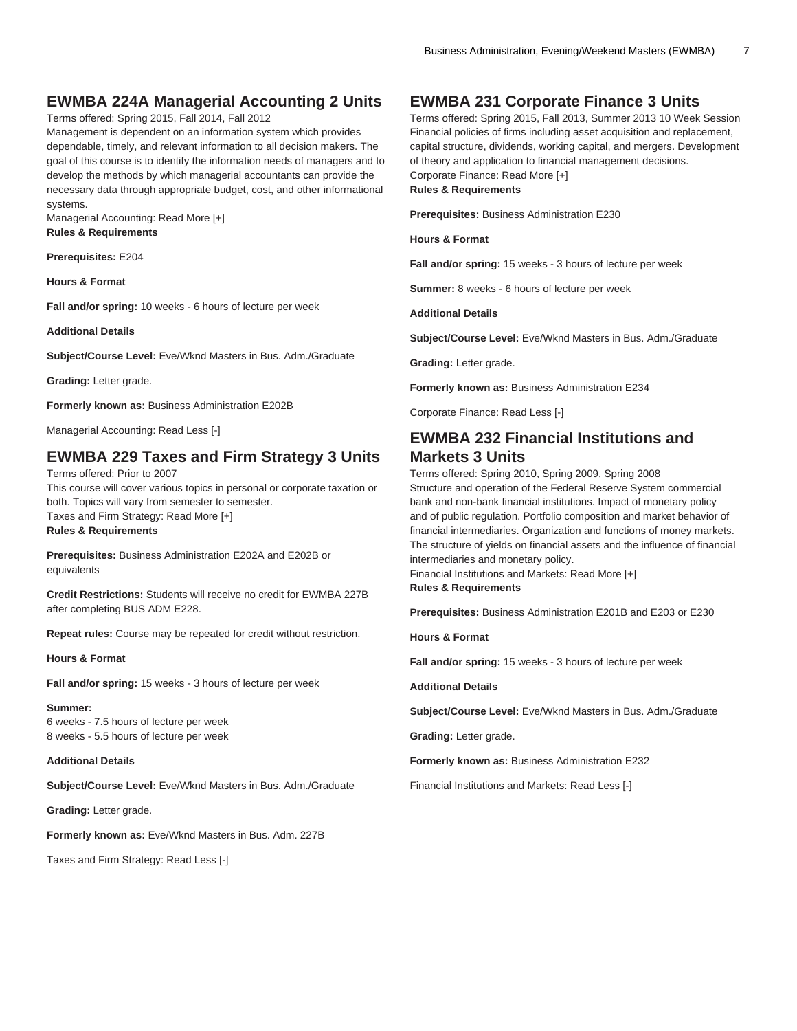## EWMBA 224A Managerial Accounting 2 Units

Terms offered: Spring 2015, Fall 2014, Fall 2012

Management is dependent on an information system which provides dependable, timely, and relevant information to all decision makers. The goal of this course is to identify the information needs of managers and to develop the methods by which managerial accountants can provide the necessary data through appropriate budget, cost, and other informational systems.

Managerial Accounting: Read More [+]

**Rules & Requirements**

**Prerequisites:** E204

**Hours & Format**

**Fall and/or spring:** 10 weeks - 6 hours of lecture per week

**Additional Details**

**Subject/Course Level:** Eve/Wknd Masters in Bus. Adm./Graduate

**Grading:** Letter grade.

**Formerly known as:** Business Administration E202B

Managerial Accounting: Read Less [-]

## EWMBA 229 Taxes and Firm Strategy 3 Units

Terms offered: Prior to 2007

This course will cover various topics in personal or corporate taxation or both. Topics will vary from semester to semester.

Taxes and Firm Strategy: Read More [+]

**Rules & Requirements**

**Prerequisites:** Business Administration E202A and E202B or equivalents

**Credit Restrictions:** Students will receive no credit for EWMBA 227B after completing BUS ADM E228.

**Repeat rules:** Course may be repeated for credit without restriction.

**Hours & Format**

**Fall and/or spring:** 15 weeks - 3 hours of lecture per week

**Summer:**
6 weeks - 7.5 hours of lecture per week
8 weeks - 5.5 hours of lecture per week

**Additional Details**

**Subject/Course Level:** Eve/Wknd Masters in Bus. Adm./Graduate

**Grading:** Letter grade.

**Formerly known as:** Eve/Wknd Masters in Bus. Adm. 227B

Taxes and Firm Strategy: Read Less [-]

## EWMBA 231 Corporate Finance 3 Units

Terms offered: Spring 2015, Fall 2013, Summer 2013 10 Week Session

Financial policies of firms including asset acquisition and replacement, capital structure, dividends, working capital, and mergers. Development of theory and application to financial management decisions.

Corporate Finance: Read More [+]

**Rules & Requirements**

**Prerequisites:** Business Administration E230

**Hours & Format**

**Fall and/or spring:** 15 weeks - 3 hours of lecture per week

**Summer:** 8 weeks - 6 hours of lecture per week

**Additional Details**

**Subject/Course Level:** Eve/Wknd Masters in Bus. Adm./Graduate

**Grading:** Letter grade.

**Formerly known as:** Business Administration E234

Corporate Finance: Read Less [-]

## EWMBA 232 Financial Institutions and Markets 3 Units

Terms offered: Spring 2010, Spring 2009, Spring 2008

Structure and operation of the Federal Reserve System commercial bank and non-bank financial institutions. Impact of monetary policy and of public regulation. Portfolio composition and market behavior of financial intermediaries. Organization and functions of money markets. The structure of yields on financial assets and the influence of financial intermediaries and monetary policy.

Financial Institutions and Markets: Read More [+]

**Rules & Requirements**

**Prerequisites:** Business Administration E201B and E203 or E230

**Hours & Format**

**Fall and/or spring:** 15 weeks - 3 hours of lecture per week

**Additional Details**

**Subject/Course Level:** Eve/Wknd Masters in Bus. Adm./Graduate

**Grading:** Letter grade.

**Formerly known as:** Business Administration E232

Financial Institutions and Markets: Read Less [-]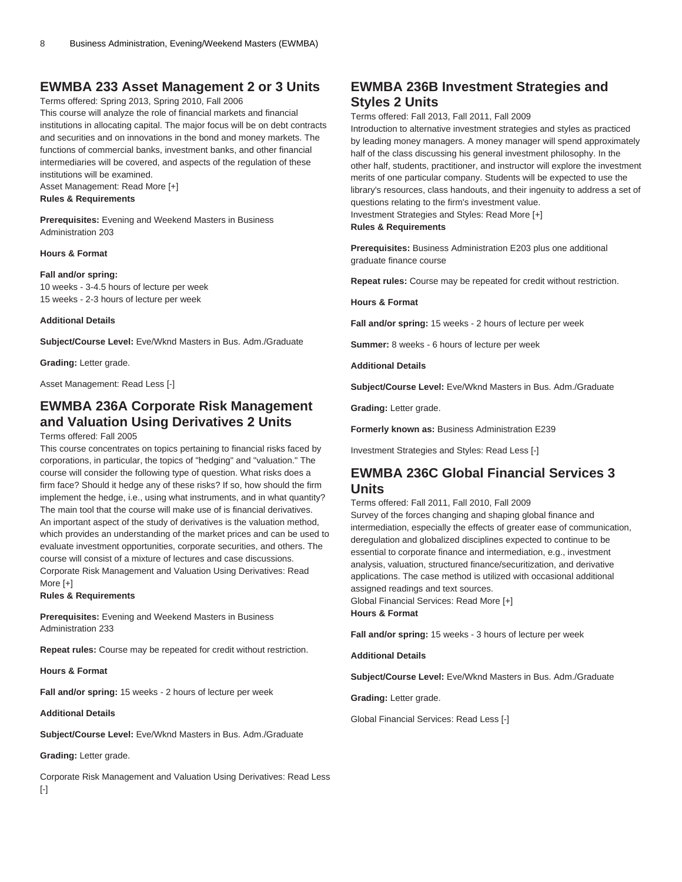## EWMBA 233 Asset Management 2 or 3 Units

Terms offered: Spring 2013, Spring 2010, Fall 2006

This course will analyze the role of financial markets and financial institutions in allocating capital. The major focus will be on debt contracts and securities and on innovations in the bond and money markets. The functions of commercial banks, investment banks, and other financial intermediaries will be covered, and aspects of the regulation of these institutions will be examined.

Asset Management: Read More [+]

**Rules & Requirements**

**Prerequisites:** Evening and Weekend Masters in Business Administration 203

**Hours & Format**

**Fall and/or spring:**
10 weeks - 3-4.5 hours of lecture per week
15 weeks - 2-3 hours of lecture per week

**Additional Details**

**Subject/Course Level:** Eve/Wknd Masters in Bus. Adm./Graduate

**Grading:** Letter grade.

Asset Management: Read Less [-]

## EWMBA 236A Corporate Risk Management and Valuation Using Derivatives 2 Units

Terms offered: Fall 2005

This course concentrates on topics pertaining to financial risks faced by corporations, in particular, the topics of "hedging" and "valuation." The course will consider the following type of question. What risks does a firm face? Should it hedge any of these risks? If so, how should the firm implement the hedge, i.e., using what instruments, and in what quantity? The main tool that the course will make use of is financial derivatives. An important aspect of the study of derivatives is the valuation method, which provides an understanding of the market prices and can be used to evaluate investment opportunities, corporate securities, and others. The course will consist of a mixture of lectures and case discussions.

Corporate Risk Management and Valuation Using Derivatives: Read More [+]

**Rules & Requirements**

**Prerequisites:** Evening and Weekend Masters in Business Administration 233

**Repeat rules:** Course may be repeated for credit without restriction.

**Hours & Format**

**Fall and/or spring:** 15 weeks - 2 hours of lecture per week

**Additional Details**

**Subject/Course Level:** Eve/Wknd Masters in Bus. Adm./Graduate

**Grading:** Letter grade.

Corporate Risk Management and Valuation Using Derivatives: Read Less [-]

## EWMBA 236B Investment Strategies and Styles 2 Units

Terms offered: Fall 2013, Fall 2011, Fall 2009

Introduction to alternative investment strategies and styles as practiced by leading money managers. A money manager will spend approximately half of the class discussing his general investment philosophy. In the other half, students, practitioner, and instructor will explore the investment merits of one particular company. Students will be expected to use the library's resources, class handouts, and their ingenuity to address a set of questions relating to the firm's investment value.

Investment Strategies and Styles: Read More [+]

**Rules & Requirements**

**Prerequisites:** Business Administration E203 plus one additional graduate finance course

**Repeat rules:** Course may be repeated for credit without restriction.

**Hours & Format**

**Fall and/or spring:** 15 weeks - 2 hours of lecture per week

**Summer:** 8 weeks - 6 hours of lecture per week

**Additional Details**

**Subject/Course Level:** Eve/Wknd Masters in Bus. Adm./Graduate

**Grading:** Letter grade.

**Formerly known as:** Business Administration E239

Investment Strategies and Styles: Read Less [-]

## EWMBA 236C Global Financial Services 3 Units

Terms offered: Fall 2011, Fall 2010, Fall 2009

Survey of the forces changing and shaping global finance and intermediation, especially the effects of greater ease of communication, deregulation and globalized disciplines expected to continue to be essential to corporate finance and intermediation, e.g., investment analysis, valuation, structured finance/securitization, and derivative applications. The case method is utilized with occasional additional assigned readings and text sources.

Global Financial Services: Read More [+]

**Hours & Format**

**Fall and/or spring:** 15 weeks - 3 hours of lecture per week

**Additional Details**

**Subject/Course Level:** Eve/Wknd Masters in Bus. Adm./Graduate

**Grading:** Letter grade.

Global Financial Services: Read Less [-]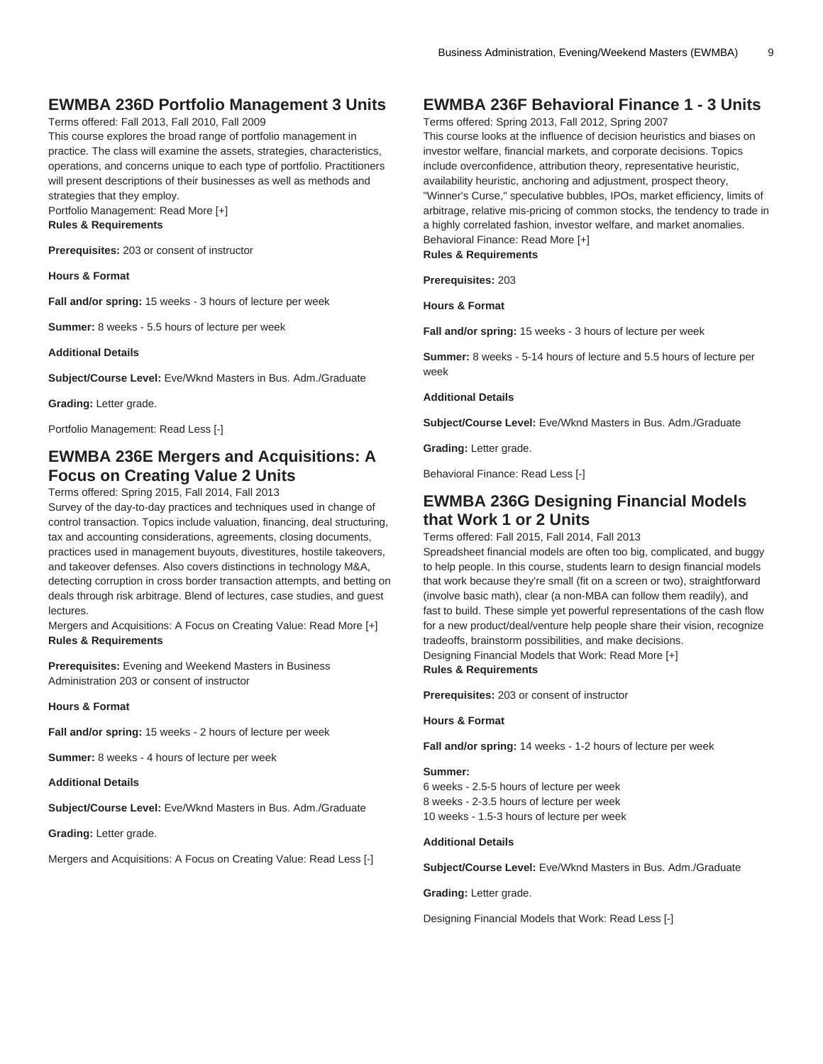## EWMBA 236D Portfolio Management 3 Units

Terms offered: Fall 2013, Fall 2010, Fall 2009
This course explores the broad range of portfolio management in practice. The class will examine the assets, strategies, characteristics, operations, and concerns unique to each type of portfolio. Practitioners will present descriptions of their businesses as well as methods and strategies that they employ.
Portfolio Management: Read More [+]
**Rules & Requirements**

**Prerequisites:** 203 or consent of instructor

**Hours & Format**

**Fall and/or spring:** 15 weeks - 3 hours of lecture per week

**Summer:** 8 weeks - 5.5 hours of lecture per week

**Additional Details**

**Subject/Course Level:** Eve/Wknd Masters in Bus. Adm./Graduate

**Grading:** Letter grade.

Portfolio Management: Read Less [-]

## EWMBA 236E Mergers and Acquisitions: A Focus on Creating Value 2 Units

Terms offered: Spring 2015, Fall 2014, Fall 2013
Survey of the day-to-day practices and techniques used in change of control transaction. Topics include valuation, financing, deal structuring, tax and accounting considerations, agreements, closing documents, practices used in management buyouts, divestitures, hostile takeovers, and takeover defenses. Also covers distinctions in technology M&A, detecting corruption in cross border transaction attempts, and betting on deals through risk arbitrage. Blend of lectures, case studies, and guest lectures.
Mergers and Acquisitions: A Focus on Creating Value: Read More [+]
**Rules & Requirements**

**Prerequisites:** Evening and Weekend Masters in Business Administration 203 or consent of instructor

**Hours & Format**

**Fall and/or spring:** 15 weeks - 2 hours of lecture per week

**Summer:** 8 weeks - 4 hours of lecture per week

**Additional Details**

**Subject/Course Level:** Eve/Wknd Masters in Bus. Adm./Graduate

**Grading:** Letter grade.

Mergers and Acquisitions: A Focus on Creating Value: Read Less [-]

## EWMBA 236F Behavioral Finance 1 - 3 Units

Terms offered: Spring 2013, Fall 2012, Spring 2007
This course looks at the influence of decision heuristics and biases on investor welfare, financial markets, and corporate decisions. Topics include overconfidence, attribution theory, representative heuristic, availability heuristic, anchoring and adjustment, prospect theory, "Winner's Curse," speculative bubbles, IPOs, market efficiency, limits of arbitrage, relative mis-pricing of common stocks, the tendency to trade in a highly correlated fashion, investor welfare, and market anomalies.
Behavioral Finance: Read More [+]
**Rules & Requirements**

**Prerequisites:** 203

**Hours & Format**

**Fall and/or spring:** 15 weeks - 3 hours of lecture per week

**Summer:** 8 weeks - 5-14 hours of lecture and 5.5 hours of lecture per week

**Additional Details**

**Subject/Course Level:** Eve/Wknd Masters in Bus. Adm./Graduate

**Grading:** Letter grade.

Behavioral Finance: Read Less [-]

## EWMBA 236G Designing Financial Models that Work 1 or 2 Units

Terms offered: Fall 2015, Fall 2014, Fall 2013
Spreadsheet financial models are often too big, complicated, and buggy to help people. In this course, students learn to design financial models that work because they're small (fit on a screen or two), straightforward (involve basic math), clear (a non-MBA can follow them readily), and fast to build. These simple yet powerful representations of the cash flow for a new product/deal/venture help people share their vision, recognize tradeoffs, brainstorm possibilities, and make decisions.
Designing Financial Models that Work: Read More [+]
**Rules & Requirements**

**Prerequisites:** 203 or consent of instructor

**Hours & Format**

**Fall and/or spring:** 14 weeks - 1-2 hours of lecture per week

**Summer:**
6 weeks - 2.5-5 hours of lecture per week
8 weeks - 2-3.5 hours of lecture per week
10 weeks - 1.5-3 hours of lecture per week

**Additional Details**

**Subject/Course Level:** Eve/Wknd Masters in Bus. Adm./Graduate

**Grading:** Letter grade.

Designing Financial Models that Work: Read Less [-]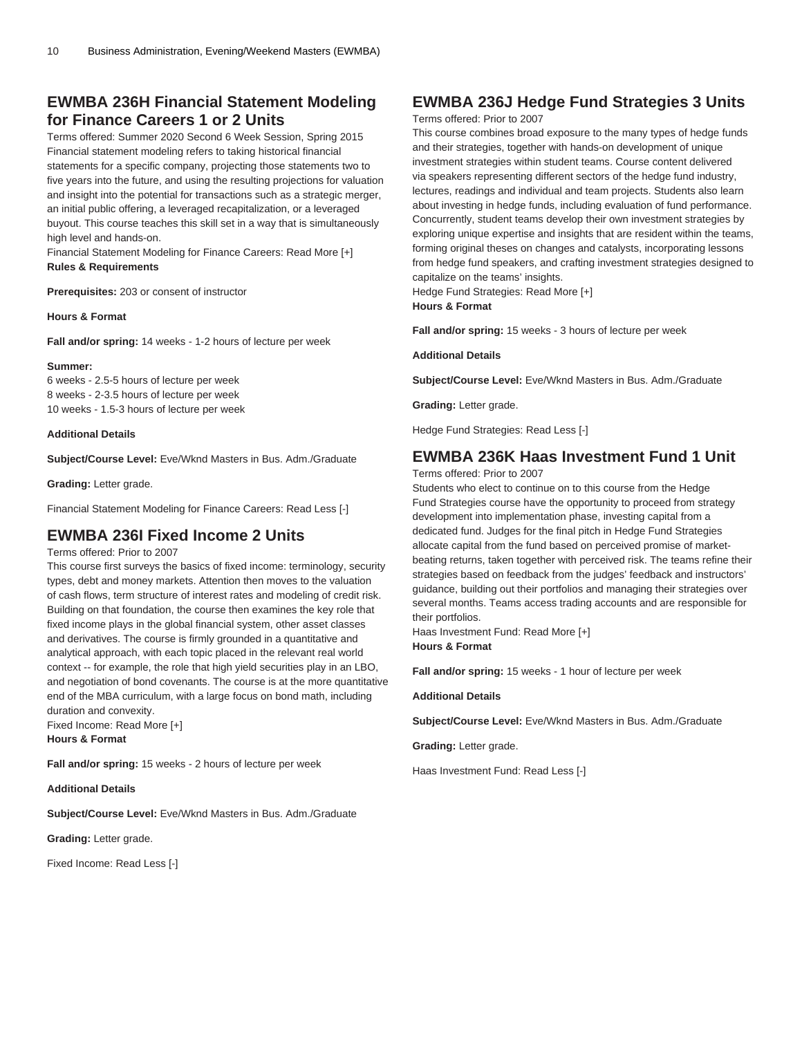## EWMBA 236H Financial Statement Modeling for Finance Careers 1 or 2 Units

Terms offered: Summer 2020 Second 6 Week Session, Spring 2015
Financial statement modeling refers to taking historical financial statements for a specific company, projecting those statements two to five years into the future, and using the resulting projections for valuation and insight into the potential for transactions such as a strategic merger, an initial public offering, a leveraged recapitalization, or a leveraged buyout. This course teaches this skill set in a way that is simultaneously high level and hands-on.
Financial Statement Modeling for Finance Careers: Read More [+]

**Rules & Requirements**

**Prerequisites:** 203 or consent of instructor

**Hours & Format**

**Fall and/or spring:** 14 weeks - 1-2 hours of lecture per week

**Summer:**
6 weeks - 2.5-5 hours of lecture per week
8 weeks - 2-3.5 hours of lecture per week
10 weeks - 1.5-3 hours of lecture per week

**Additional Details**

**Subject/Course Level:** Eve/Wknd Masters in Bus. Adm./Graduate

**Grading:** Letter grade.

Financial Statement Modeling for Finance Careers: Read Less [-]

## EWMBA 236I Fixed Income 2 Units

Terms offered: Prior to 2007
This course first surveys the basics of fixed income: terminology, security types, debt and money markets. Attention then moves to the valuation of cash flows, term structure of interest rates and modeling of credit risk. Building on that foundation, the course then examines the key role that fixed income plays in the global financial system, other asset classes and derivatives. The course is firmly grounded in a quantitative and analytical approach, with each topic placed in the relevant real world context -- for example, the role that high yield securities play in an LBO, and negotiation of bond covenants. The course is at the more quantitative end of the MBA curriculum, with a large focus on bond math, including duration and convexity.
Fixed Income: Read More [+]

**Hours & Format**

**Fall and/or spring:** 15 weeks - 2 hours of lecture per week

**Additional Details**

**Subject/Course Level:** Eve/Wknd Masters in Bus. Adm./Graduate

**Grading:** Letter grade.

Fixed Income: Read Less [-]

## EWMBA 236J Hedge Fund Strategies 3 Units

Terms offered: Prior to 2007
This course combines broad exposure to the many types of hedge funds and their strategies, together with hands-on development of unique investment strategies within student teams. Course content delivered via speakers representing different sectors of the hedge fund industry, lectures, readings and individual and team projects. Students also learn about investing in hedge funds, including evaluation of fund performance. Concurrently, student teams develop their own investment strategies by exploring unique expertise and insights that are resident within the teams, forming original theses on changes and catalysts, incorporating lessons from hedge fund speakers, and crafting investment strategies designed to capitalize on the teams' insights.
Hedge Fund Strategies: Read More [+]

**Hours & Format**

**Fall and/or spring:** 15 weeks - 3 hours of lecture per week

**Additional Details**

**Subject/Course Level:** Eve/Wknd Masters in Bus. Adm./Graduate

**Grading:** Letter grade.

Hedge Fund Strategies: Read Less [-]

## EWMBA 236K Haas Investment Fund 1 Unit

Terms offered: Prior to 2007
Students who elect to continue on to this course from the Hedge Fund Strategies course have the opportunity to proceed from strategy development into implementation phase, investing capital from a dedicated fund. Judges for the final pitch in Hedge Fund Strategies allocate capital from the fund based on perceived promise of market-beating returns, taken together with perceived risk. The teams refine their strategies based on feedback from the judges' feedback and instructors' guidance, building out their portfolios and managing their strategies over several months. Teams access trading accounts and are responsible for their portfolios.
Haas Investment Fund: Read More [+]

**Hours & Format**

**Fall and/or spring:** 15 weeks - 1 hour of lecture per week

**Additional Details**

**Subject/Course Level:** Eve/Wknd Masters in Bus. Adm./Graduate

**Grading:** Letter grade.

Haas Investment Fund: Read Less [-]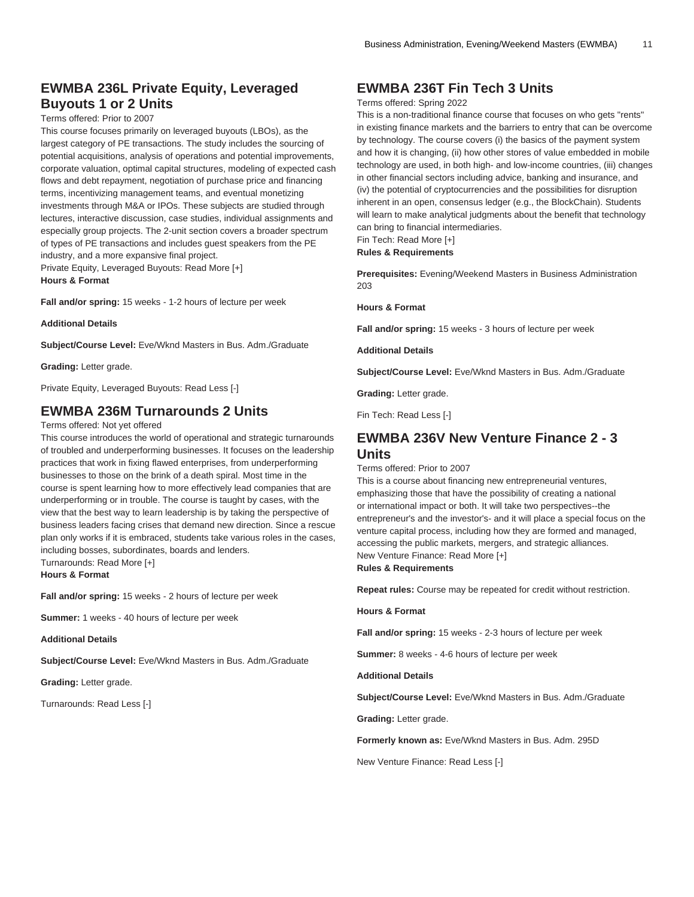## EWMBA 236L Private Equity, Leveraged Buyouts 1 or 2 Units

Terms offered: Prior to 2007

This course focuses primarily on leveraged buyouts (LBOs), as the largest category of PE transactions. The study includes the sourcing of potential acquisitions, analysis of operations and potential improvements, corporate valuation, optimal capital structures, modeling of expected cash flows and debt repayment, negotiation of purchase price and financing terms, incentivizing management teams, and eventual monetizing investments through M&A or IPOs. These subjects are studied through lectures, interactive discussion, case studies, individual assignments and especially group projects. The 2-unit section covers a broader spectrum of types of PE transactions and includes guest speakers from the PE industry, and a more expansive final project.

Private Equity, Leveraged Buyouts: Read More [+]

**Hours & Format**

**Fall and/or spring:** 15 weeks - 1-2 hours of lecture per week

**Additional Details**

**Subject/Course Level:** Eve/Wknd Masters in Bus. Adm./Graduate

**Grading:** Letter grade.

Private Equity, Leveraged Buyouts: Read Less [-]

## EWMBA 236M Turnarounds 2 Units

Terms offered: Not yet offered

This course introduces the world of operational and strategic turnarounds of troubled and underperforming businesses. It focuses on the leadership practices that work in fixing flawed enterprises, from underperforming businesses to those on the brink of a death spiral. Most time in the course is spent learning how to more effectively lead companies that are underperforming or in trouble. The course is taught by cases, with the view that the best way to learn leadership is by taking the perspective of business leaders facing crises that demand new direction. Since a rescue plan only works if it is embraced, students take various roles in the cases, including bosses, subordinates, boards and lenders.

Turnarounds: Read More [+]

**Hours & Format**

**Fall and/or spring:** 15 weeks - 2 hours of lecture per week

**Summer:** 1 weeks - 40 hours of lecture per week

**Additional Details**

**Subject/Course Level:** Eve/Wknd Masters in Bus. Adm./Graduate

**Grading:** Letter grade.

Turnarounds: Read Less [-]

## EWMBA 236T Fin Tech 3 Units

Terms offered: Spring 2022

This is a non-traditional finance course that focuses on who gets "rents" in existing finance markets and the barriers to entry that can be overcome by technology. The course covers (i) the basics of the payment system and how it is changing, (ii) how other stores of value embedded in mobile technology are used, in both high- and low-income countries, (iii) changes in other financial sectors including advice, banking and insurance, and (iv) the potential of cryptocurrencies and the possibilities for disruption inherent in an open, consensus ledger (e.g., the BlockChain). Students will learn to make analytical judgments about the benefit that technology can bring to financial intermediaries.

Fin Tech: Read More [+]

**Rules & Requirements**

**Prerequisites:** Evening/Weekend Masters in Business Administration 203

**Hours & Format**

**Fall and/or spring:** 15 weeks - 3 hours of lecture per week

**Additional Details**

**Subject/Course Level:** Eve/Wknd Masters in Bus. Adm./Graduate

**Grading:** Letter grade.

Fin Tech: Read Less [-]

## EWMBA 236V New Venture Finance 2 - 3 Units

Terms offered: Prior to 2007

This is a course about financing new entrepreneurial ventures, emphasizing those that have the possibility of creating a national or international impact or both. It will take two perspectives--the entrepreneur's and the investor's- and it will place a special focus on the venture capital process, including how they are formed and managed, accessing the public markets, mergers, and strategic alliances.

New Venture Finance: Read More [+]

**Rules & Requirements**

**Repeat rules:** Course may be repeated for credit without restriction.

**Hours & Format**

**Fall and/or spring:** 15 weeks - 2-3 hours of lecture per week

**Summer:** 8 weeks - 4-6 hours of lecture per week

**Additional Details**

**Subject/Course Level:** Eve/Wknd Masters in Bus. Adm./Graduate

**Grading:** Letter grade.

**Formerly known as:** Eve/Wknd Masters in Bus. Adm. 295D

New Venture Finance: Read Less [-]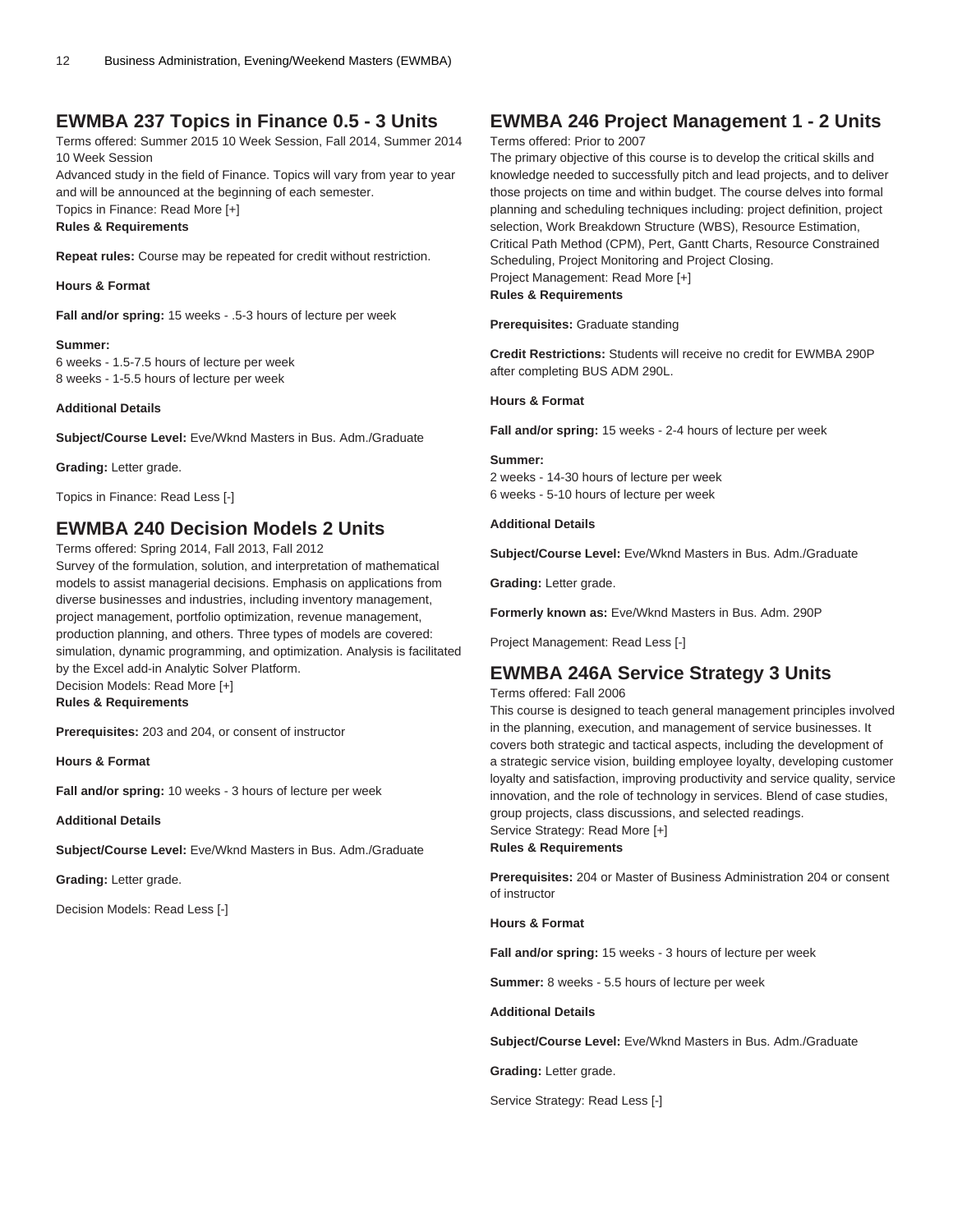## EWMBA 237 Topics in Finance 0.5 - 3 Units

Terms offered: Summer 2015 10 Week Session, Fall 2014, Summer 2014 10 Week Session

Advanced study in the field of Finance. Topics will vary from year to year and will be announced at the beginning of each semester.

Topics in Finance: Read More [+]

**Rules & Requirements**

**Repeat rules:** Course may be repeated for credit without restriction.

**Hours & Format**

**Fall and/or spring:** 15 weeks - .5-3 hours of lecture per week

**Summer:**
6 weeks - 1.5-7.5 hours of lecture per week
8 weeks - 1-5.5 hours of lecture per week

**Additional Details**

**Subject/Course Level:** Eve/Wknd Masters in Bus. Adm./Graduate

**Grading:** Letter grade.

Topics in Finance: Read Less [-]

## EWMBA 240 Decision Models 2 Units

Terms offered: Spring 2014, Fall 2013, Fall 2012

Survey of the formulation, solution, and interpretation of mathematical models to assist managerial decisions. Emphasis on applications from diverse businesses and industries, including inventory management, project management, portfolio optimization, revenue management, production planning, and others. Three types of models are covered: simulation, dynamic programming, and optimization. Analysis is facilitated by the Excel add-in Analytic Solver Platform.

Decision Models: Read More [+]

**Rules & Requirements**

**Prerequisites:** 203 and 204, or consent of instructor

**Hours & Format**

**Fall and/or spring:** 10 weeks - 3 hours of lecture per week

**Additional Details**

**Subject/Course Level:** Eve/Wknd Masters in Bus. Adm./Graduate

**Grading:** Letter grade.

Decision Models: Read Less [-]

## EWMBA 246 Project Management 1 - 2 Units

Terms offered: Prior to 2007

The primary objective of this course is to develop the critical skills and knowledge needed to successfully pitch and lead projects, and to deliver those projects on time and within budget. The course delves into formal planning and scheduling techniques including: project definition, project selection, Work Breakdown Structure (WBS), Resource Estimation, Critical Path Method (CPM), Pert, Gantt Charts, Resource Constrained Scheduling, Project Monitoring and Project Closing.

Project Management: Read More [+]

**Rules & Requirements**

**Prerequisites:** Graduate standing

**Credit Restrictions:** Students will receive no credit for EWMBA 290P after completing BUS ADM 290L.

**Hours & Format**

**Fall and/or spring:** 15 weeks - 2-4 hours of lecture per week

**Summer:**
2 weeks - 14-30 hours of lecture per week
6 weeks - 5-10 hours of lecture per week

**Additional Details**

**Subject/Course Level:** Eve/Wknd Masters in Bus. Adm./Graduate

**Grading:** Letter grade.

**Formerly known as:** Eve/Wknd Masters in Bus. Adm. 290P

Project Management: Read Less [-]

## EWMBA 246A Service Strategy 3 Units

Terms offered: Fall 2006

This course is designed to teach general management principles involved in the planning, execution, and management of service businesses. It covers both strategic and tactical aspects, including the development of a strategic service vision, building employee loyalty, developing customer loyalty and satisfaction, improving productivity and service quality, service innovation, and the role of technology in services. Blend of case studies, group projects, class discussions, and selected readings.

Service Strategy: Read More [+]

**Rules & Requirements**

**Prerequisites:** 204 or Master of Business Administration 204 or consent of instructor

**Hours & Format**

**Fall and/or spring:** 15 weeks - 3 hours of lecture per week

**Summer:** 8 weeks - 5.5 hours of lecture per week

**Additional Details**

**Subject/Course Level:** Eve/Wknd Masters in Bus. Adm./Graduate

**Grading:** Letter grade.

Service Strategy: Read Less [-]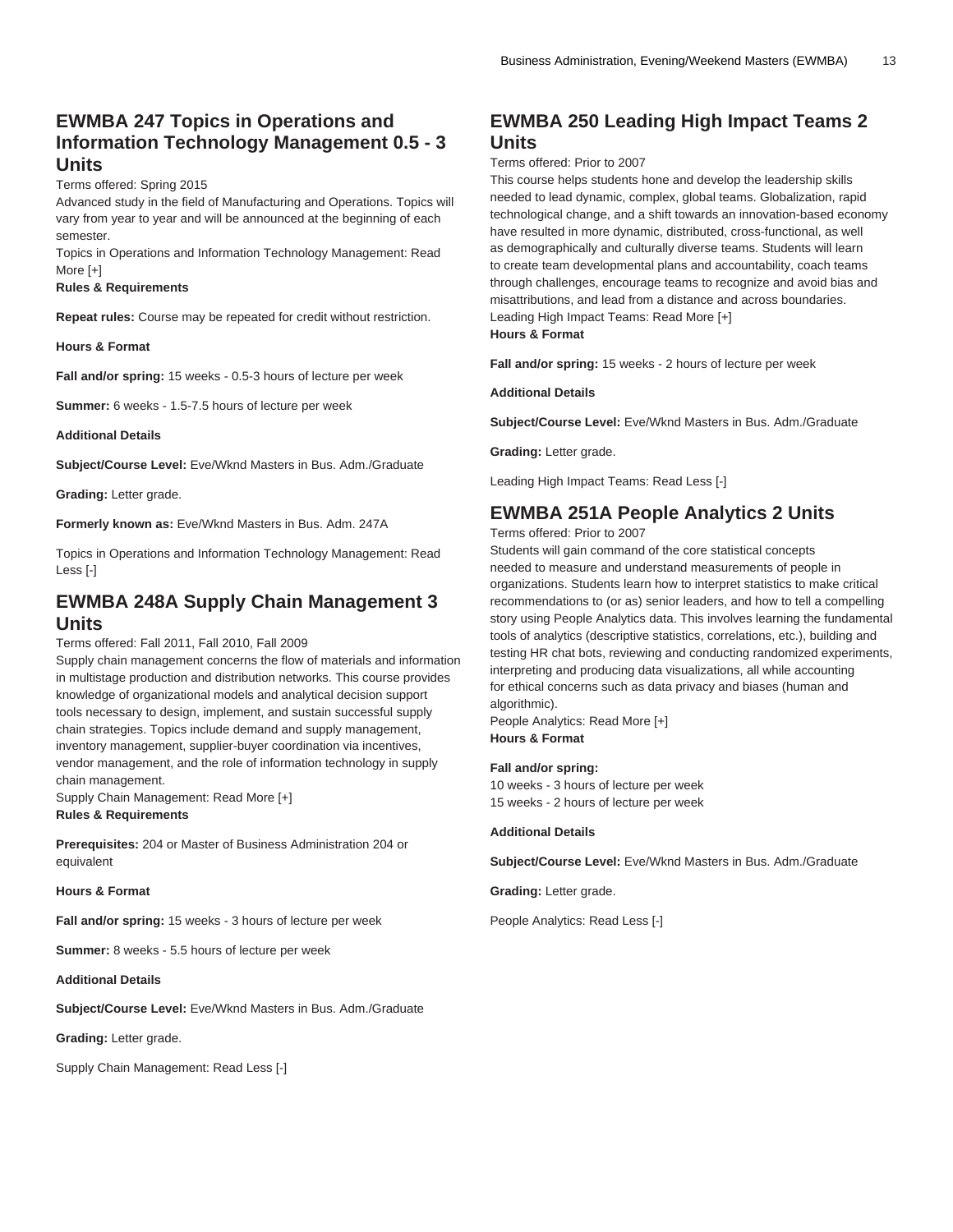## EWMBA 247 Topics in Operations and Information Technology Management 0.5 - 3 Units

Terms offered: Spring 2015

Advanced study in the field of Manufacturing and Operations. Topics will vary from year to year and will be announced at the beginning of each semester.

Topics in Operations and Information Technology Management: Read More [+]

**Rules & Requirements**

**Repeat rules:** Course may be repeated for credit without restriction.

**Hours & Format**

**Fall and/or spring:** 15 weeks - 0.5-3 hours of lecture per week

**Summer:** 6 weeks - 1.5-7.5 hours of lecture per week

**Additional Details**

**Subject/Course Level:** Eve/Wknd Masters in Bus. Adm./Graduate

**Grading:** Letter grade.

**Formerly known as:** Eve/Wknd Masters in Bus. Adm. 247A

Topics in Operations and Information Technology Management: Read Less [-]

## EWMBA 248A Supply Chain Management 3 Units

Terms offered: Fall 2011, Fall 2010, Fall 2009

Supply chain management concerns the flow of materials and information in multistage production and distribution networks. This course provides knowledge of organizational models and analytical decision support tools necessary to design, implement, and sustain successful supply chain strategies. Topics include demand and supply management, inventory management, supplier-buyer coordination via incentives, vendor management, and the role of information technology in supply chain management.

Supply Chain Management: Read More [+]

**Rules & Requirements**

**Prerequisites:** 204 or Master of Business Administration 204 or equivalent

**Hours & Format**

**Fall and/or spring:** 15 weeks - 3 hours of lecture per week

**Summer:** 8 weeks - 5.5 hours of lecture per week

**Additional Details**

**Subject/Course Level:** Eve/Wknd Masters in Bus. Adm./Graduate

**Grading:** Letter grade.

Supply Chain Management: Read Less [-]

## EWMBA 250 Leading High Impact Teams 2 Units

Terms offered: Prior to 2007

This course helps students hone and develop the leadership skills needed to lead dynamic, complex, global teams. Globalization, rapid technological change, and a shift towards an innovation-based economy have resulted in more dynamic, distributed, cross-functional, as well as demographically and culturally diverse teams. Students will learn to create team developmental plans and accountability, coach teams through challenges, encourage teams to recognize and avoid bias and misattributions, and lead from a distance and across boundaries.

Leading High Impact Teams: Read More [+]

**Hours & Format**

**Fall and/or spring:** 15 weeks - 2 hours of lecture per week

**Additional Details**

**Subject/Course Level:** Eve/Wknd Masters in Bus. Adm./Graduate

**Grading:** Letter grade.

Leading High Impact Teams: Read Less [-]

## EWMBA 251A People Analytics 2 Units

Terms offered: Prior to 2007

Students will gain command of the core statistical concepts needed to measure and understand measurements of people in organizations. Students learn how to interpret statistics to make critical recommendations to (or as) senior leaders, and how to tell a compelling story using People Analytics data. This involves learning the fundamental tools of analytics (descriptive statistics, correlations, etc.), building and testing HR chat bots, reviewing and conducting randomized experiments, interpreting and producing data visualizations, all while accounting for ethical concerns such as data privacy and biases (human and algorithmic).

People Analytics: Read More [+]

**Hours & Format**

**Fall and/or spring:**
10 weeks - 3 hours of lecture per week
15 weeks - 2 hours of lecture per week

**Additional Details**

**Subject/Course Level:** Eve/Wknd Masters in Bus. Adm./Graduate

**Grading:** Letter grade.

People Analytics: Read Less [-]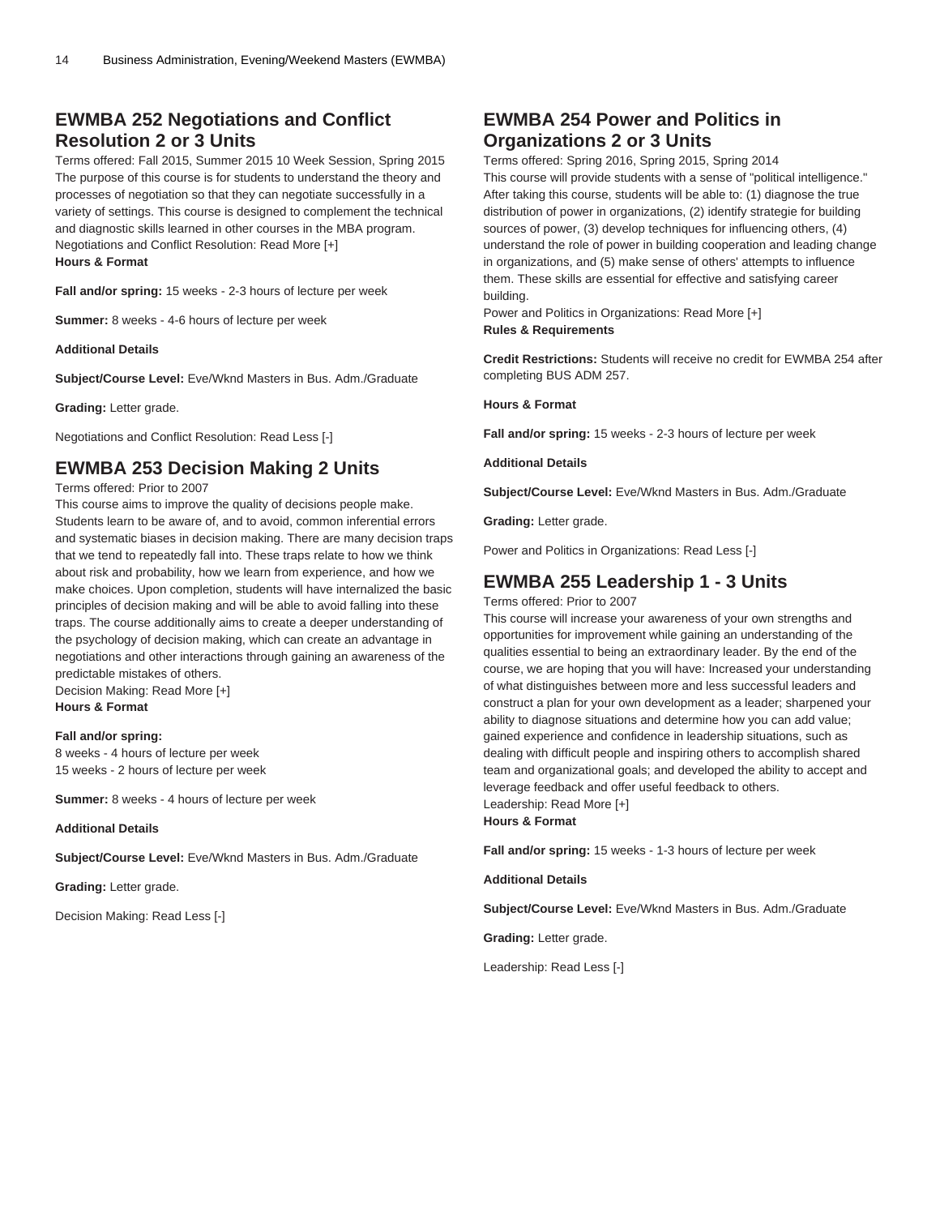## EWMBA 252 Negotiations and Conflict Resolution 2 or 3 Units

Terms offered: Fall 2015, Summer 2015 10 Week Session, Spring 2015
The purpose of this course is for students to understand the theory and processes of negotiation so that they can negotiate successfully in a variety of settings. This course is designed to complement the technical and diagnostic skills learned in other courses in the MBA program.
Negotiations and Conflict Resolution: Read More [+]
**Hours & Format**

**Fall and/or spring:** 15 weeks - 2-3 hours of lecture per week

**Summer:** 8 weeks - 4-6 hours of lecture per week

**Additional Details**

**Subject/Course Level:** Eve/Wknd Masters in Bus. Adm./Graduate

**Grading:** Letter grade.

Negotiations and Conflict Resolution: Read Less [-]

## EWMBA 253 Decision Making 2 Units

Terms offered: Prior to 2007
This course aims to improve the quality of decisions people make. Students learn to be aware of, and to avoid, common inferential errors and systematic biases in decision making. There are many decision traps that we tend to repeatedly fall into. These traps relate to how we think about risk and probability, how we learn from experience, and how we make choices. Upon completion, students will have internalized the basic principles of decision making and will be able to avoid falling into these traps. The course additionally aims to create a deeper understanding of the psychology of decision making, which can create an advantage in negotiations and other interactions through gaining an awareness of the predictable mistakes of others.
Decision Making: Read More [+]
**Hours & Format**

**Fall and/or spring:**
8 weeks - 4 hours of lecture per week
15 weeks - 2 hours of lecture per week

**Summer:** 8 weeks - 4 hours of lecture per week

**Additional Details**

**Subject/Course Level:** Eve/Wknd Masters in Bus. Adm./Graduate

**Grading:** Letter grade.

Decision Making: Read Less [-]

## EWMBA 254 Power and Politics in Organizations 2 or 3 Units

Terms offered: Spring 2016, Spring 2015, Spring 2014
This course will provide students with a sense of "political intelligence." After taking this course, students will be able to: (1) diagnose the true distribution of power in organizations, (2) identify strategie for building sources of power, (3) develop techniques for influencing others, (4) understand the role of power in building cooperation and leading change in organizations, and (5) make sense of others' attempts to influence them. These skills are essential for effective and satisfying career building.
Power and Politics in Organizations: Read More [+]
**Rules & Requirements**

**Credit Restrictions:** Students will receive no credit for EWMBA 254 after completing BUS ADM 257.

**Hours & Format**

**Fall and/or spring:** 15 weeks - 2-3 hours of lecture per week

**Additional Details**

**Subject/Course Level:** Eve/Wknd Masters in Bus. Adm./Graduate

**Grading:** Letter grade.

Power and Politics in Organizations: Read Less [-]

## EWMBA 255 Leadership 1 - 3 Units

Terms offered: Prior to 2007
This course will increase your awareness of your own strengths and opportunities for improvement while gaining an understanding of the qualities essential to being an extraordinary leader. By the end of the course, we are hoping that you will have: Increased your understanding of what distinguishes between more and less successful leaders and construct a plan for your own development as a leader; sharpened your ability to diagnose situations and determine how you can add value; gained experience and confidence in leadership situations, such as dealing with difficult people and inspiring others to accomplish shared team and organizational goals; and developed the ability to accept and leverage feedback and offer useful feedback to others.
Leadership: Read More [+]
**Hours & Format**

**Fall and/or spring:** 15 weeks - 1-3 hours of lecture per week

**Additional Details**

**Subject/Course Level:** Eve/Wknd Masters in Bus. Adm./Graduate

**Grading:** Letter grade.

Leadership: Read Less [-]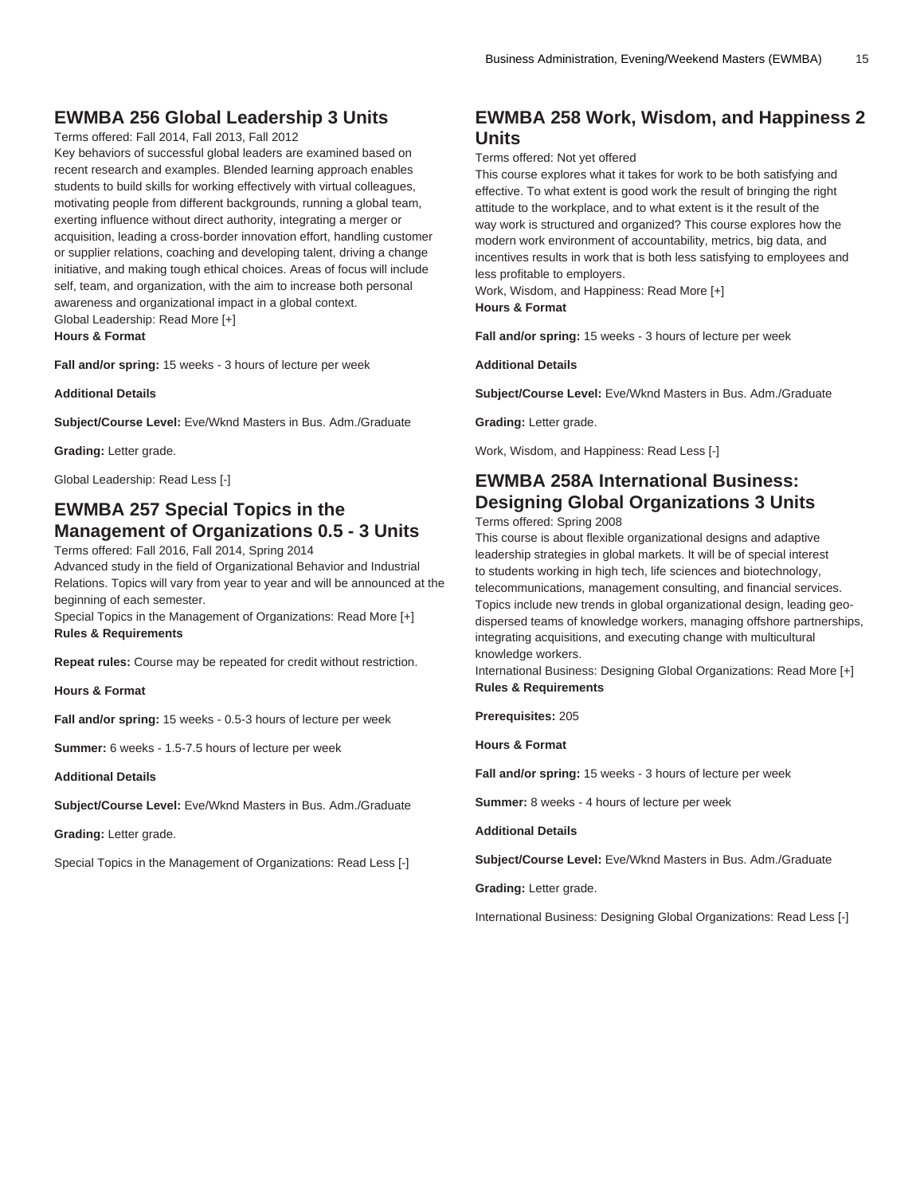## EWMBA 256 Global Leadership 3 Units

Terms offered: Fall 2014, Fall 2013, Fall 2012

Key behaviors of successful global leaders are examined based on recent research and examples. Blended learning approach enables students to build skills for working effectively with virtual colleagues, motivating people from different backgrounds, running a global team, exerting influence without direct authority, integrating a merger or acquisition, leading a cross-border innovation effort, handling customer or supplier relations, coaching and developing talent, driving a change initiative, and making tough ethical choices. Areas of focus will include self, team, and organization, with the aim to increase both personal awareness and organizational impact in a global context.

Global Leadership: Read More [+]

**Hours & Format**

**Fall and/or spring:** 15 weeks - 3 hours of lecture per week

**Additional Details**

**Subject/Course Level:** Eve/Wknd Masters in Bus. Adm./Graduate

**Grading:** Letter grade.

Global Leadership: Read Less [-]

## EWMBA 257 Special Topics in the Management of Organizations 0.5 - 3 Units

Terms offered: Fall 2016, Fall 2014, Spring 2014

Advanced study in the field of Organizational Behavior and Industrial Relations. Topics will vary from year to year and will be announced at the beginning of each semester.

Special Topics in the Management of Organizations: Read More [+]

**Rules & Requirements**

**Repeat rules:** Course may be repeated for credit without restriction.

**Hours & Format**

**Fall and/or spring:** 15 weeks - 0.5-3 hours of lecture per week

**Summer:** 6 weeks - 1.5-7.5 hours of lecture per week

**Additional Details**

**Subject/Course Level:** Eve/Wknd Masters in Bus. Adm./Graduate

**Grading:** Letter grade.

Special Topics in the Management of Organizations: Read Less [-]

## EWMBA 258 Work, Wisdom, and Happiness 2 Units

Terms offered: Not yet offered

This course explores what it takes for work to be both satisfying and effective. To what extent is good work the result of bringing the right attitude to the workplace, and to what extent is it the result of the way work is structured and organized? This course explores how the modern work environment of accountability, metrics, big data, and incentives results in work that is both less satisfying to employees and less profitable to employers.

Work, Wisdom, and Happiness: Read More [+]

**Hours & Format**

**Fall and/or spring:** 15 weeks - 3 hours of lecture per week

**Additional Details**

**Subject/Course Level:** Eve/Wknd Masters in Bus. Adm./Graduate

**Grading:** Letter grade.

Work, Wisdom, and Happiness: Read Less [-]

## EWMBA 258A International Business: Designing Global Organizations 3 Units

Terms offered: Spring 2008

This course is about flexible organizational designs and adaptive leadership strategies in global markets. It will be of special interest to students working in high tech, life sciences and biotechnology, telecommunications, management consulting, and financial services. Topics include new trends in global organizational design, leading geo-dispersed teams of knowledge workers, managing offshore partnerships, integrating acquisitions, and executing change with multicultural knowledge workers.

International Business: Designing Global Organizations: Read More [+]

**Rules & Requirements**

**Prerequisites:** 205

**Hours & Format**

**Fall and/or spring:** 15 weeks - 3 hours of lecture per week

**Summer:** 8 weeks - 4 hours of lecture per week

**Additional Details**

**Subject/Course Level:** Eve/Wknd Masters in Bus. Adm./Graduate

**Grading:** Letter grade.

International Business: Designing Global Organizations: Read Less [-]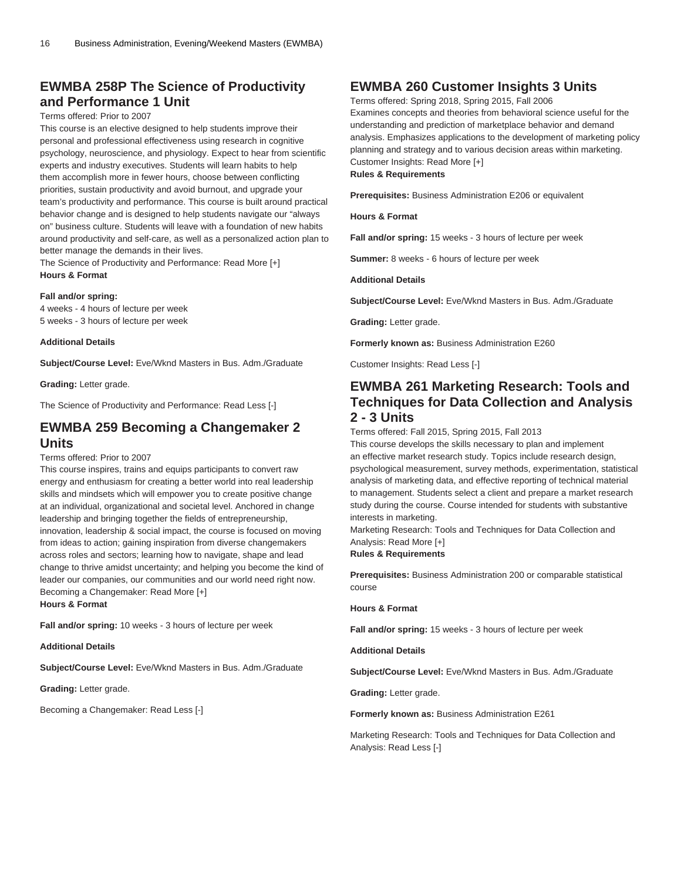## EWMBA 258P The Science of Productivity and Performance 1 Unit

Terms offered: Prior to 2007

This course is an elective designed to help students improve their personal and professional effectiveness using research in cognitive psychology, neuroscience, and physiology. Expect to hear from scientific experts and industry executives. Students will learn habits to help them accomplish more in fewer hours, choose between conflicting priorities, sustain productivity and avoid burnout, and upgrade your team's productivity and performance. This course is built around practical behavior change and is designed to help students navigate our "always on" business culture. Students will leave with a foundation of new habits around productivity and self-care, as well as a personalized action plan to better manage the demands in their lives.

The Science of Productivity and Performance: Read More [+]

**Hours & Format**

**Fall and/or spring:**
4 weeks - 4 hours of lecture per week
5 weeks - 3 hours of lecture per week

**Additional Details**

**Subject/Course Level:** Eve/Wknd Masters in Bus. Adm./Graduate

**Grading:** Letter grade.

The Science of Productivity and Performance: Read Less [-]

## EWMBA 259 Becoming a Changemaker 2 Units

Terms offered: Prior to 2007

This course inspires, trains and equips participants to convert raw energy and enthusiasm for creating a better world into real leadership skills and mindsets which will empower you to create positive change at an individual, organizational and societal level. Anchored in change leadership and bringing together the fields of entrepreneurship, innovation, leadership & social impact, the course is focused on moving from ideas to action; gaining inspiration from diverse changemakers across roles and sectors; learning how to navigate, shape and lead change to thrive amidst uncertainty; and helping you become the kind of leader our companies, our communities and our world need right now.

Becoming a Changemaker: Read More [+]

**Hours & Format**

**Fall and/or spring:** 10 weeks - 3 hours of lecture per week

**Additional Details**

**Subject/Course Level:** Eve/Wknd Masters in Bus. Adm./Graduate

**Grading:** Letter grade.

Becoming a Changemaker: Read Less [-]

## EWMBA 260 Customer Insights 3 Units

Terms offered: Spring 2018, Spring 2015, Fall 2006

Examines concepts and theories from behavioral science useful for the understanding and prediction of marketplace behavior and demand analysis. Emphasizes applications to the development of marketing policy planning and strategy and to various decision areas within marketing.

Customer Insights: Read More [+]

**Rules & Requirements**

**Prerequisites:** Business Administration E206 or equivalent

**Hours & Format**

**Fall and/or spring:** 15 weeks - 3 hours of lecture per week

**Summer:** 8 weeks - 6 hours of lecture per week

**Additional Details**

**Subject/Course Level:** Eve/Wknd Masters in Bus. Adm./Graduate

**Grading:** Letter grade.

**Formerly known as:** Business Administration E260

Customer Insights: Read Less [-]

## EWMBA 261 Marketing Research: Tools and Techniques for Data Collection and Analysis 2 - 3 Units

Terms offered: Fall 2015, Spring 2015, Fall 2013

This course develops the skills necessary to plan and implement an effective market research study. Topics include research design, psychological measurement, survey methods, experimentation, statistical analysis of marketing data, and effective reporting of technical material to management. Students select a client and prepare a market research study during the course. Course intended for students with substantive interests in marketing.

Marketing Research: Tools and Techniques for Data Collection and Analysis: Read More [+]

**Rules & Requirements**

**Prerequisites:** Business Administration 200 or comparable statistical course

**Hours & Format**

**Fall and/or spring:** 15 weeks - 3 hours of lecture per week

**Additional Details**

**Subject/Course Level:** Eve/Wknd Masters in Bus. Adm./Graduate

**Grading:** Letter grade.

**Formerly known as:** Business Administration E261

Marketing Research: Tools and Techniques for Data Collection and Analysis: Read Less [-]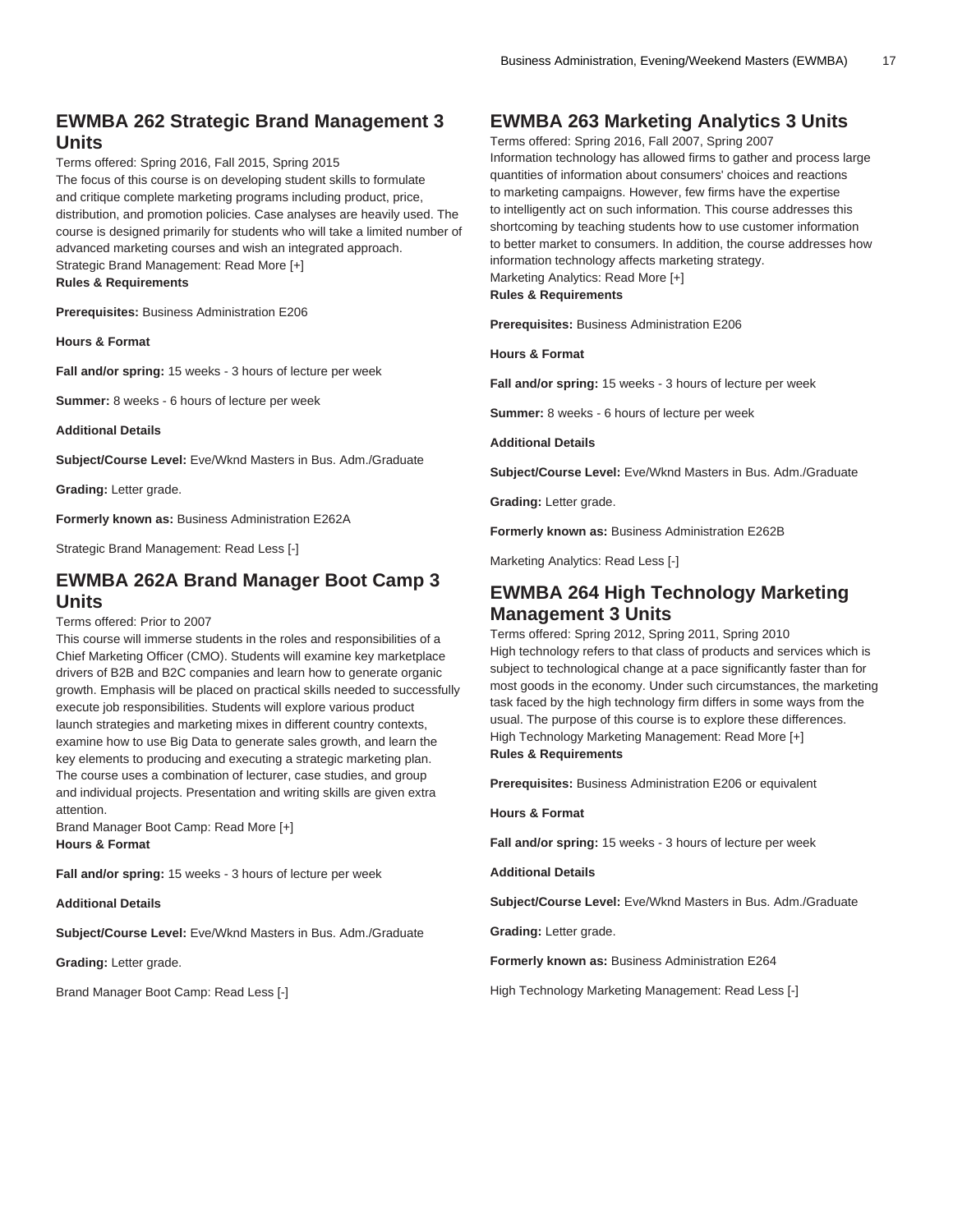## EWMBA 262 Strategic Brand Management 3 Units

Terms offered: Spring 2016, Fall 2015, Spring 2015

The focus of this course is on developing student skills to formulate and critique complete marketing programs including product, price, distribution, and promotion policies. Case analyses are heavily used. The course is designed primarily for students who will take a limited number of advanced marketing courses and wish an integrated approach.

Strategic Brand Management: Read More [+]

**Rules & Requirements**

**Prerequisites:** Business Administration E206

**Hours & Format**

**Fall and/or spring:** 15 weeks - 3 hours of lecture per week

**Summer:** 8 weeks - 6 hours of lecture per week

**Additional Details**

**Subject/Course Level:** Eve/Wknd Masters in Bus. Adm./Graduate

**Grading:** Letter grade.

**Formerly known as:** Business Administration E262A

Strategic Brand Management: Read Less [-]

## EWMBA 262A Brand Manager Boot Camp 3 Units

Terms offered: Prior to 2007

This course will immerse students in the roles and responsibilities of a Chief Marketing Officer (CMO). Students will examine key marketplace drivers of B2B and B2C companies and learn how to generate organic growth. Emphasis will be placed on practical skills needed to successfully execute job responsibilities. Students will explore various product launch strategies and marketing mixes in different country contexts, examine how to use Big Data to generate sales growth, and learn the key elements to producing and executing a strategic marketing plan. The course uses a combination of lecturer, case studies, and group and individual projects. Presentation and writing skills are given extra attention.

Brand Manager Boot Camp: Read More [+]

**Hours & Format**

**Fall and/or spring:** 15 weeks - 3 hours of lecture per week

**Additional Details**

**Subject/Course Level:** Eve/Wknd Masters in Bus. Adm./Graduate

**Grading:** Letter grade.

Brand Manager Boot Camp: Read Less [-]

## EWMBA 263 Marketing Analytics 3 Units

Terms offered: Spring 2016, Fall 2007, Spring 2007

Information technology has allowed firms to gather and process large quantities of information about consumers' choices and reactions to marketing campaigns. However, few firms have the expertise to intelligently act on such information. This course addresses this shortcoming by teaching students how to use customer information to better market to consumers. In addition, the course addresses how information technology affects marketing strategy.

Marketing Analytics: Read More [+]

**Rules & Requirements**

**Prerequisites:** Business Administration E206

**Hours & Format**

**Fall and/or spring:** 15 weeks - 3 hours of lecture per week

**Summer:** 8 weeks - 6 hours of lecture per week

**Additional Details**

**Subject/Course Level:** Eve/Wknd Masters in Bus. Adm./Graduate

**Grading:** Letter grade.

**Formerly known as:** Business Administration E262B

Marketing Analytics: Read Less [-]

## EWMBA 264 High Technology Marketing Management 3 Units

Terms offered: Spring 2012, Spring 2011, Spring 2010

High technology refers to that class of products and services which is subject to technological change at a pace significantly faster than for most goods in the economy. Under such circumstances, the marketing task faced by the high technology firm differs in some ways from the usual. The purpose of this course is to explore these differences.

High Technology Marketing Management: Read More [+]

**Rules & Requirements**

**Prerequisites:** Business Administration E206 or equivalent

**Hours & Format**

**Fall and/or spring:** 15 weeks - 3 hours of lecture per week

**Additional Details**

**Subject/Course Level:** Eve/Wknd Masters in Bus. Adm./Graduate

**Grading:** Letter grade.

**Formerly known as:** Business Administration E264

High Technology Marketing Management: Read Less [-]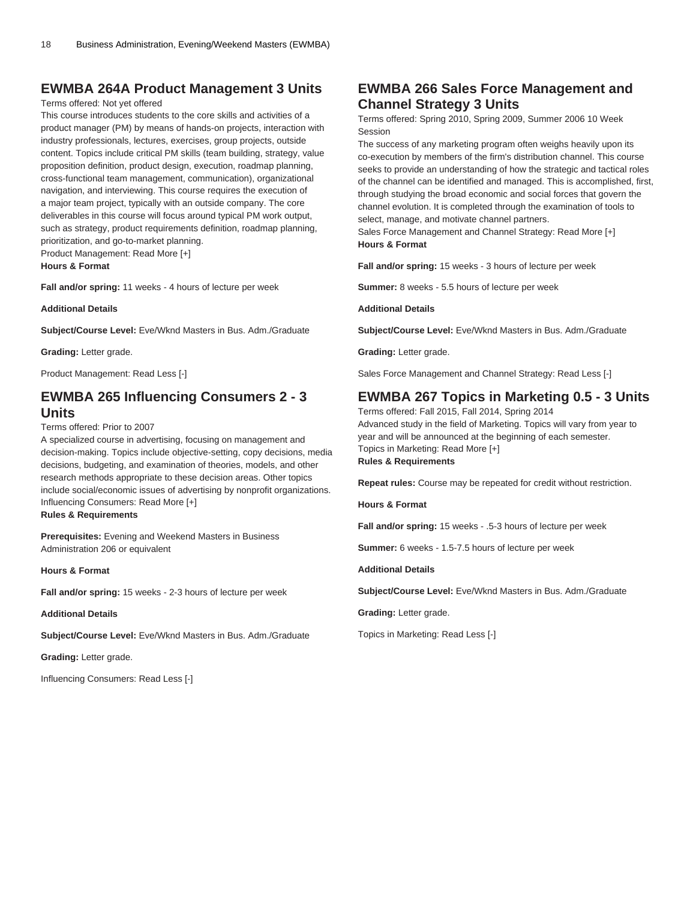## EWMBA 264A Product Management 3 Units

Terms offered: Not yet offered

This course introduces students to the core skills and activities of a product manager (PM) by means of hands-on projects, interaction with industry professionals, lectures, exercises, group projects, outside content. Topics include critical PM skills (team building, strategy, value proposition definition, product design, execution, roadmap planning, cross-functional team management, communication), organizational navigation, and interviewing. This course requires the execution of a major team project, typically with an outside company. The core deliverables in this course will focus around typical PM work output, such as strategy, product requirements definition, roadmap planning, prioritization, and go-to-market planning.

Product Management: Read More [+]

**Hours & Format**

**Fall and/or spring:** 11 weeks - 4 hours of lecture per week

**Additional Details**

**Subject/Course Level:** Eve/Wknd Masters in Bus. Adm./Graduate

**Grading:** Letter grade.

Product Management: Read Less [-]

## EWMBA 265 Influencing Consumers 2 - 3 Units

Terms offered: Prior to 2007

A specialized course in advertising, focusing on management and decision-making. Topics include objective-setting, copy decisions, media decisions, budgeting, and examination of theories, models, and other research methods appropriate to these decision areas. Other topics include social/economic issues of advertising by nonprofit organizations.

Influencing Consumers: Read More [+]

**Rules & Requirements**

**Prerequisites:** Evening and Weekend Masters in Business Administration 206 or equivalent

**Hours & Format**

**Fall and/or spring:** 15 weeks - 2-3 hours of lecture per week

**Additional Details**

**Subject/Course Level:** Eve/Wknd Masters in Bus. Adm./Graduate

**Grading:** Letter grade.

Influencing Consumers: Read Less [-]

## EWMBA 266 Sales Force Management and Channel Strategy 3 Units

Terms offered: Spring 2010, Spring 2009, Summer 2006 10 Week Session

The success of any marketing program often weighs heavily upon its co-execution by members of the firm's distribution channel. This course seeks to provide an understanding of how the strategic and tactical roles of the channel can be identified and managed. This is accomplished, first, through studying the broad economic and social forces that govern the channel evolution. It is completed through the examination of tools to select, manage, and motivate channel partners.

Sales Force Management and Channel Strategy: Read More [+]

**Hours & Format**

**Fall and/or spring:** 15 weeks - 3 hours of lecture per week

**Summer:** 8 weeks - 5.5 hours of lecture per week

**Additional Details**

**Subject/Course Level:** Eve/Wknd Masters in Bus. Adm./Graduate

**Grading:** Letter grade.

Sales Force Management and Channel Strategy: Read Less [-]

## EWMBA 267 Topics in Marketing 0.5 - 3 Units

Terms offered: Fall 2015, Fall 2014, Spring 2014

Advanced study in the field of Marketing. Topics will vary from year to year and will be announced at the beginning of each semester.

Topics in Marketing: Read More [+]

**Rules & Requirements**

**Repeat rules:** Course may be repeated for credit without restriction.

**Hours & Format**

**Fall and/or spring:** 15 weeks - .5-3 hours of lecture per week

**Summer:** 6 weeks - 1.5-7.5 hours of lecture per week

**Additional Details**

**Subject/Course Level:** Eve/Wknd Masters in Bus. Adm./Graduate

**Grading:** Letter grade.

Topics in Marketing: Read Less [-]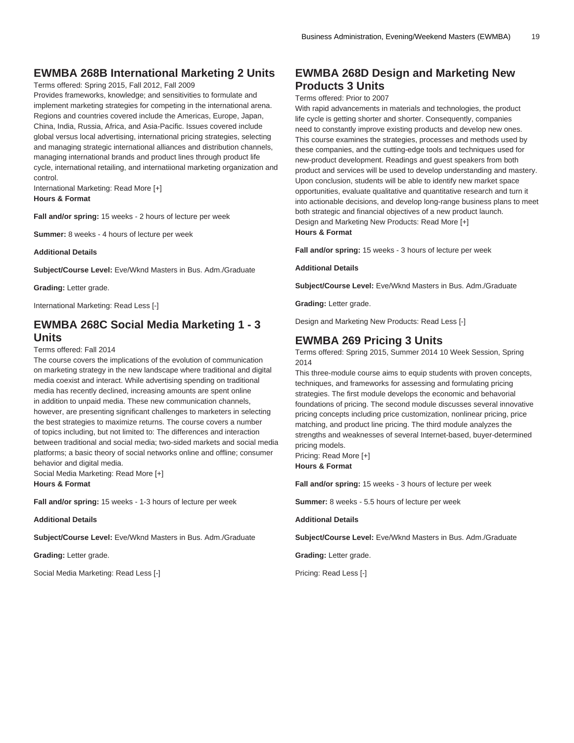## EWMBA 268B International Marketing 2 Units

Terms offered: Spring 2015, Fall 2012, Fall 2009

Provides frameworks, knowledge; and sensitivities to formulate and implement marketing strategies for competing in the international arena. Regions and countries covered include the Americas, Europe, Japan, China, India, Russia, Africa, and Asia-Pacific. Issues covered include global versus local advertising, international pricing strategies, selecting and managing strategic international alliances and distribution channels, managing international brands and product lines through product life cycle, international retailing, and internatiional marketing organization and control.

International Marketing: Read More [+]

**Hours & Format**

**Fall and/or spring:** 15 weeks - 2 hours of lecture per week

**Summer:** 8 weeks - 4 hours of lecture per week

**Additional Details**

**Subject/Course Level:** Eve/Wknd Masters in Bus. Adm./Graduate

**Grading:** Letter grade.

International Marketing: Read Less [-]

## EWMBA 268C Social Media Marketing 1 - 3 Units

Terms offered: Fall 2014

The course covers the implications of the evolution of communication on marketing strategy in the new landscape where traditional and digital media coexist and interact. While advertising spending on traditional media has recently declined, increasing amounts are spent online in addition to unpaid media. These new communication channels, however, are presenting significant challenges to marketers in selecting the best strategies to maximize returns. The course covers a number of topics including, but not limited to: The differences and interaction between traditional and social media; two-sided markets and social media platforms; a basic theory of social networks online and offline; consumer behavior and digital media.

Social Media Marketing: Read More [+]

**Hours & Format**

**Fall and/or spring:** 15 weeks - 1-3 hours of lecture per week

**Additional Details**

**Subject/Course Level:** Eve/Wknd Masters in Bus. Adm./Graduate

**Grading:** Letter grade.

Social Media Marketing: Read Less [-]

## EWMBA 268D Design and Marketing New Products 3 Units

Terms offered: Prior to 2007

With rapid advancements in materials and technologies, the product life cycle is getting shorter and shorter. Consequently, companies need to constantly improve existing products and develop new ones. This course examines the strategies, processes and methods used by these companies, and the cutting-edge tools and techniques used for new-product development. Readings and guest speakers from both product and services will be used to develop understanding and mastery. Upon conclusion, students will be able to identify new market space opportunities, evaluate qualitative and quantitative research and turn it into actionable decisions, and develop long-range business plans to meet both strategic and financial objectives of a new product launch.

Design and Marketing New Products: Read More [+]

**Hours & Format**

**Fall and/or spring:** 15 weeks - 3 hours of lecture per week

**Additional Details**

**Subject/Course Level:** Eve/Wknd Masters in Bus. Adm./Graduate

**Grading:** Letter grade.

Design and Marketing New Products: Read Less [-]

## EWMBA 269 Pricing 3 Units

Terms offered: Spring 2015, Summer 2014 10 Week Session, Spring 2014

This three-module course aims to equip students with proven concepts, techniques, and frameworks for assessing and formulating pricing strategies. The first module develops the economic and behavorial foundations of pricing. The second module discusses several innovative pricing concepts including price customization, nonlinear pricing, price matching, and product line pricing. The third module analyzes the strengths and weaknesses of several Internet-based, buyer-determined pricing models.

Pricing: Read More [+]

**Hours & Format**

**Fall and/or spring:** 15 weeks - 3 hours of lecture per week

**Summer:** 8 weeks - 5.5 hours of lecture per week

**Additional Details**

**Subject/Course Level:** Eve/Wknd Masters in Bus. Adm./Graduate

**Grading:** Letter grade.

Pricing: Read Less [-]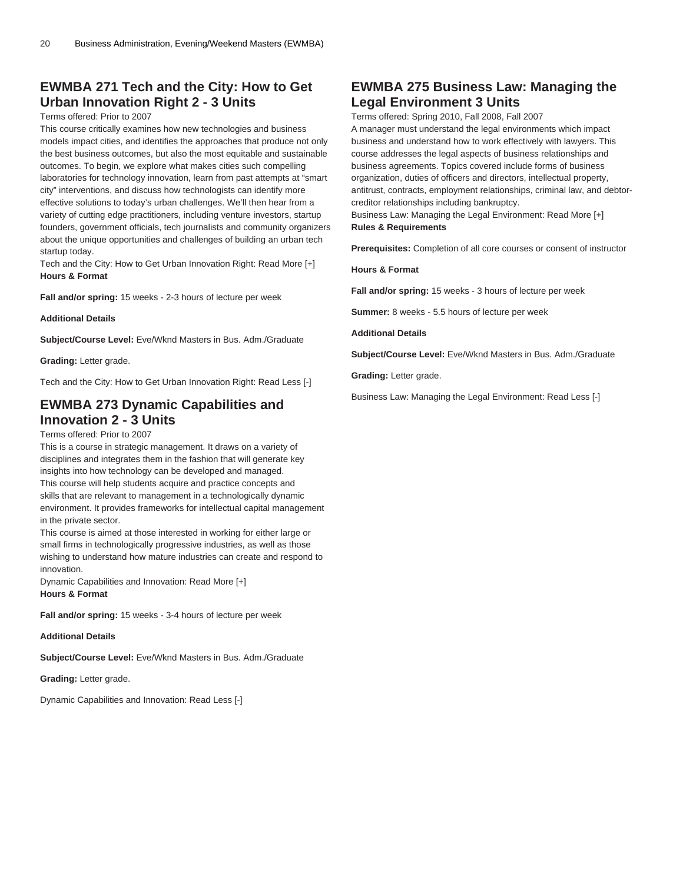## EWMBA 271 Tech and the City: How to Get Urban Innovation Right 2 - 3 Units

Terms offered: Prior to 2007

This course critically examines how new technologies and business models impact cities, and identifies the approaches that produce not only the best business outcomes, but also the most equitable and sustainable outcomes. To begin, we explore what makes cities such compelling laboratories for technology innovation, learn from past attempts at "smart city" interventions, and discuss how technologists can identify more effective solutions to today's urban challenges. We'll then hear from a variety of cutting edge practitioners, including venture investors, startup founders, government officials, tech journalists and community organizers about the unique opportunities and challenges of building an urban tech startup today.

Tech and the City: How to Get Urban Innovation Right: Read More [+]

**Hours & Format**

**Fall and/or spring:** 15 weeks - 2-3 hours of lecture per week

**Additional Details**

**Subject/Course Level:** Eve/Wknd Masters in Bus. Adm./Graduate

**Grading:** Letter grade.

Tech and the City: How to Get Urban Innovation Right: Read Less [-]

## EWMBA 273 Dynamic Capabilities and Innovation 2 - 3 Units

Terms offered: Prior to 2007

This is a course in strategic management. It draws on a variety of disciplines and integrates them in the fashion that will generate key insights into how technology can be developed and managed.

This course will help students acquire and practice concepts and skills that are relevant to management in a technologically dynamic environment. It provides frameworks for intellectual capital management in the private sector.

This course is aimed at those interested in working for either large or small firms in technologically progressive industries, as well as those wishing to understand how mature industries can create and respond to innovation.

Dynamic Capabilities and Innovation: Read More [+]

**Hours & Format**

**Fall and/or spring:** 15 weeks - 3-4 hours of lecture per week

**Additional Details**

**Subject/Course Level:** Eve/Wknd Masters in Bus. Adm./Graduate

**Grading:** Letter grade.

Dynamic Capabilities and Innovation: Read Less [-]

## EWMBA 275 Business Law: Managing the Legal Environment 3 Units

Terms offered: Spring 2010, Fall 2008, Fall 2007

A manager must understand the legal environments which impact business and understand how to work effectively with lawyers. This course addresses the legal aspects of business relationships and business agreements. Topics covered include forms of business organization, duties of officers and directors, intellectual property, antitrust, contracts, employment relationships, criminal law, and debtor-creditor relationships including bankruptcy.

Business Law: Managing the Legal Environment: Read More [+]

**Rules & Requirements**

**Prerequisites:** Completion of all core courses or consent of instructor

**Hours & Format**

**Fall and/or spring:** 15 weeks - 3 hours of lecture per week

**Summer:** 8 weeks - 5.5 hours of lecture per week

**Additional Details**

**Subject/Course Level:** Eve/Wknd Masters in Bus. Adm./Graduate

**Grading:** Letter grade.

Business Law: Managing the Legal Environment: Read Less [-]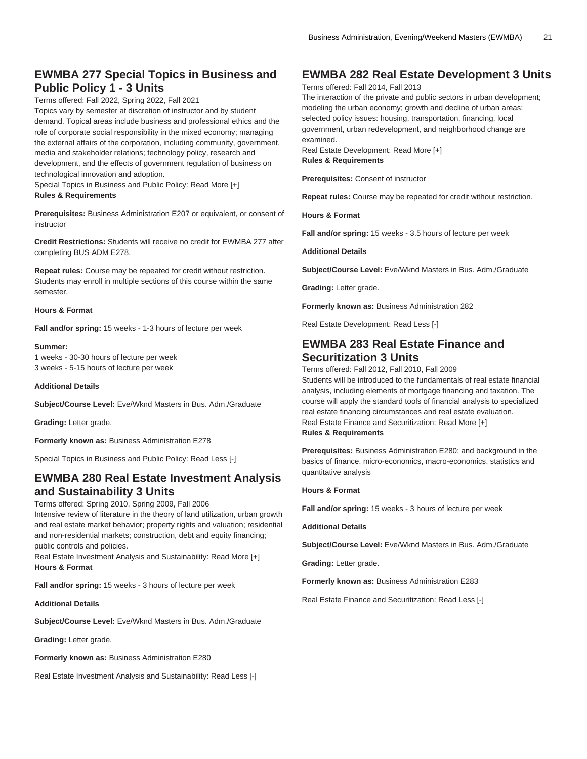## EWMBA 277 Special Topics in Business and Public Policy 1 - 3 Units

Terms offered: Fall 2022, Spring 2022, Fall 2021

Topics vary by semester at discretion of instructor and by student demand. Topical areas include business and professional ethics and the role of corporate social responsibility in the mixed economy; managing the external affairs of the corporation, including community, government, media and stakeholder relations; technology policy, research and development, and the effects of government regulation of business on technological innovation and adoption.

Special Topics in Business and Public Policy: Read More [+]

**Rules & Requirements**

**Prerequisites:** Business Administration E207 or equivalent, or consent of instructor

**Credit Restrictions:** Students will receive no credit for EWMBA 277 after completing BUS ADM E278.

**Repeat rules:** Course may be repeated for credit without restriction. Students may enroll in multiple sections of this course within the same semester.

**Hours & Format**

**Fall and/or spring:** 15 weeks - 1-3 hours of lecture per week

**Summer:**
1 weeks - 30-30 hours of lecture per week
3 weeks - 5-15 hours of lecture per week

**Additional Details**

**Subject/Course Level:** Eve/Wknd Masters in Bus. Adm./Graduate

**Grading:** Letter grade.

**Formerly known as:** Business Administration E278

Special Topics in Business and Public Policy: Read Less [-]

## EWMBA 280 Real Estate Investment Analysis and Sustainability 3 Units

Terms offered: Spring 2010, Spring 2009, Fall 2006

Intensive review of literature in the theory of land utilization, urban growth and real estate market behavior; property rights and valuation; residential and non-residential markets; construction, debt and equity financing; public controls and policies.

Real Estate Investment Analysis and Sustainability: Read More [+]

**Hours & Format**

**Fall and/or spring:** 15 weeks - 3 hours of lecture per week

**Additional Details**

**Subject/Course Level:** Eve/Wknd Masters in Bus. Adm./Graduate

**Grading:** Letter grade.

**Formerly known as:** Business Administration E280

Real Estate Investment Analysis and Sustainability: Read Less [-]

## EWMBA 282 Real Estate Development 3 Units

Terms offered: Fall 2014, Fall 2013

The interaction of the private and public sectors in urban development; modeling the urban economy; growth and decline of urban areas; selected policy issues: housing, transportation, financing, local government, urban redevelopment, and neighborhood change are examined.

Real Estate Development: Read More [+]

**Rules & Requirements**

**Prerequisites:** Consent of instructor

**Repeat rules:** Course may be repeated for credit without restriction.

**Hours & Format**

**Fall and/or spring:** 15 weeks - 3.5 hours of lecture per week

**Additional Details**

**Subject/Course Level:** Eve/Wknd Masters in Bus. Adm./Graduate

**Grading:** Letter grade.

**Formerly known as:** Business Administration 282

Real Estate Development: Read Less [-]

## EWMBA 283 Real Estate Finance and Securitization 3 Units

Terms offered: Fall 2012, Fall 2010, Fall 2009

Students will be introduced to the fundamentals of real estate financial analysis, including elements of mortgage financing and taxation. The course will apply the standard tools of financial analysis to specialized real estate financing circumstances and real estate evaluation.

Real Estate Finance and Securitization: Read More [+]

**Rules & Requirements**

**Prerequisites:** Business Administration E280; and background in the basics of finance, micro-economics, macro-economics, statistics and quantitative analysis

**Hours & Format**

**Fall and/or spring:** 15 weeks - 3 hours of lecture per week

**Additional Details**

**Subject/Course Level:** Eve/Wknd Masters in Bus. Adm./Graduate

**Grading:** Letter grade.

**Formerly known as:** Business Administration E283

Real Estate Finance and Securitization: Read Less [-]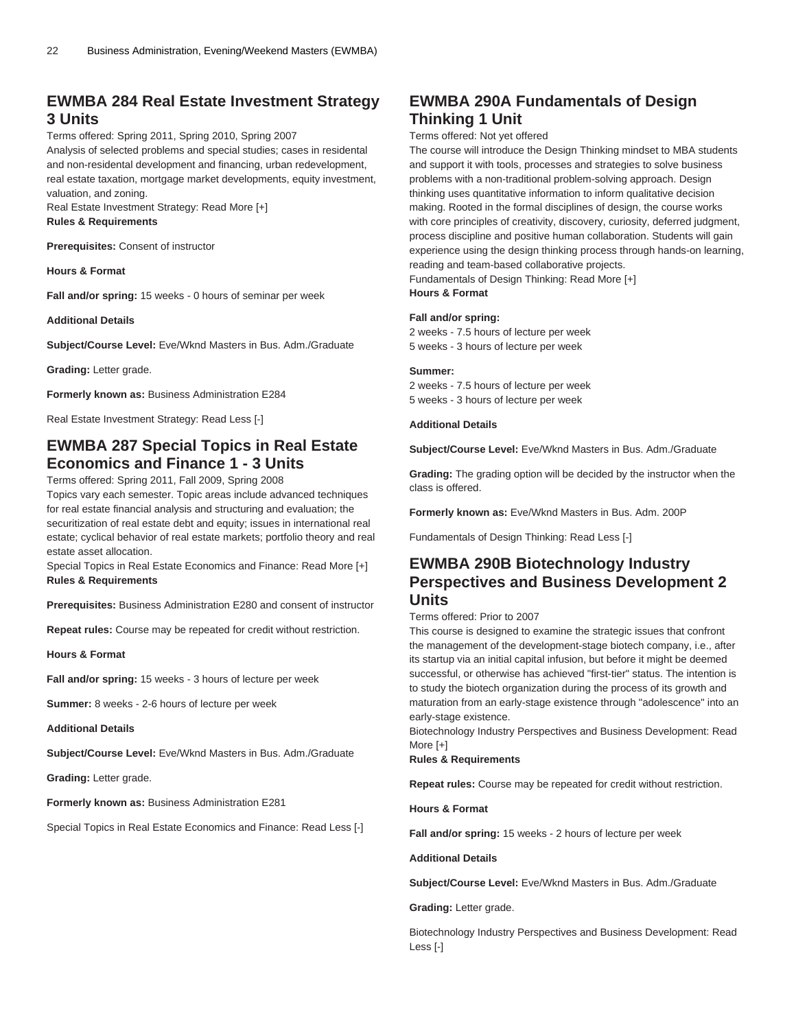## EWMBA 284 Real Estate Investment Strategy 3 Units

Terms offered: Spring 2011, Spring 2010, Spring 2007
Analysis of selected problems and special studies; cases in residental and non-residental development and financing, urban redevelopment, real estate taxation, mortgage market developments, equity investment, valuation, and zoning.
Real Estate Investment Strategy: Read More [+]

**Rules & Requirements**

**Prerequisites:** Consent of instructor

**Hours & Format**

**Fall and/or spring:** 15 weeks - 0 hours of seminar per week

**Additional Details**

**Subject/Course Level:** Eve/Wknd Masters in Bus. Adm./Graduate

**Grading:** Letter grade.

**Formerly known as:** Business Administration E284

Real Estate Investment Strategy: Read Less [-]

## EWMBA 287 Special Topics in Real Estate Economics and Finance 1 - 3 Units

Terms offered: Spring 2011, Fall 2009, Spring 2008
Topics vary each semester. Topic areas include advanced techniques for real estate financial analysis and structuring and evaluation; the securitization of real estate debt and equity; issues in international real estate; cyclical behavior of real estate markets; portfolio theory and real estate asset allocation.
Special Topics in Real Estate Economics and Finance: Read More [+]

**Rules & Requirements**

**Prerequisites:** Business Administration E280 and consent of instructor

**Repeat rules:** Course may be repeated for credit without restriction.

**Hours & Format**

**Fall and/or spring:** 15 weeks - 3 hours of lecture per week

**Summer:** 8 weeks - 2-6 hours of lecture per week

**Additional Details**

**Subject/Course Level:** Eve/Wknd Masters in Bus. Adm./Graduate

**Grading:** Letter grade.

**Formerly known as:** Business Administration E281

Special Topics in Real Estate Economics and Finance: Read Less [-]

## EWMBA 290A Fundamentals of Design Thinking 1 Unit

Terms offered: Not yet offered
The course will introduce the Design Thinking mindset to MBA students and support it with tools, processes and strategies to solve business problems with a non-traditional problem-solving approach. Design thinking uses quantitative information to inform qualitative decision making. Rooted in the formal disciplines of design, the course works with core principles of creativity, discovery, curiosity, deferred judgment, process discipline and positive human collaboration. Students will gain experience using the design thinking process through hands-on learning, reading and team-based collaborative projects.
Fundamentals of Design Thinking: Read More [+]

**Hours & Format**

**Fall and/or spring:**
2 weeks - 7.5 hours of lecture per week
5 weeks - 3 hours of lecture per week

**Summer:**
2 weeks - 7.5 hours of lecture per week
5 weeks - 3 hours of lecture per week

**Additional Details**

**Subject/Course Level:** Eve/Wknd Masters in Bus. Adm./Graduate

**Grading:** The grading option will be decided by the instructor when the class is offered.

**Formerly known as:** Eve/Wknd Masters in Bus. Adm. 200P

Fundamentals of Design Thinking: Read Less [-]

## EWMBA 290B Biotechnology Industry Perspectives and Business Development 2 Units

Terms offered: Prior to 2007
This course is designed to examine the strategic issues that confront the management of the development-stage biotech company, i.e., after its startup via an initial capital infusion, but before it might be deemed successful, or otherwise has achieved "first-tier" status. The intention is to study the biotech organization during the process of its growth and maturation from an early-stage existence through "adolescence" into an early-stage existence.
Biotechnology Industry Perspectives and Business Development: Read More [+]

**Rules & Requirements**

**Repeat rules:** Course may be repeated for credit without restriction.

**Hours & Format**

**Fall and/or spring:** 15 weeks - 2 hours of lecture per week

**Additional Details**

**Subject/Course Level:** Eve/Wknd Masters in Bus. Adm./Graduate

**Grading:** Letter grade.

Biotechnology Industry Perspectives and Business Development: Read Less [-]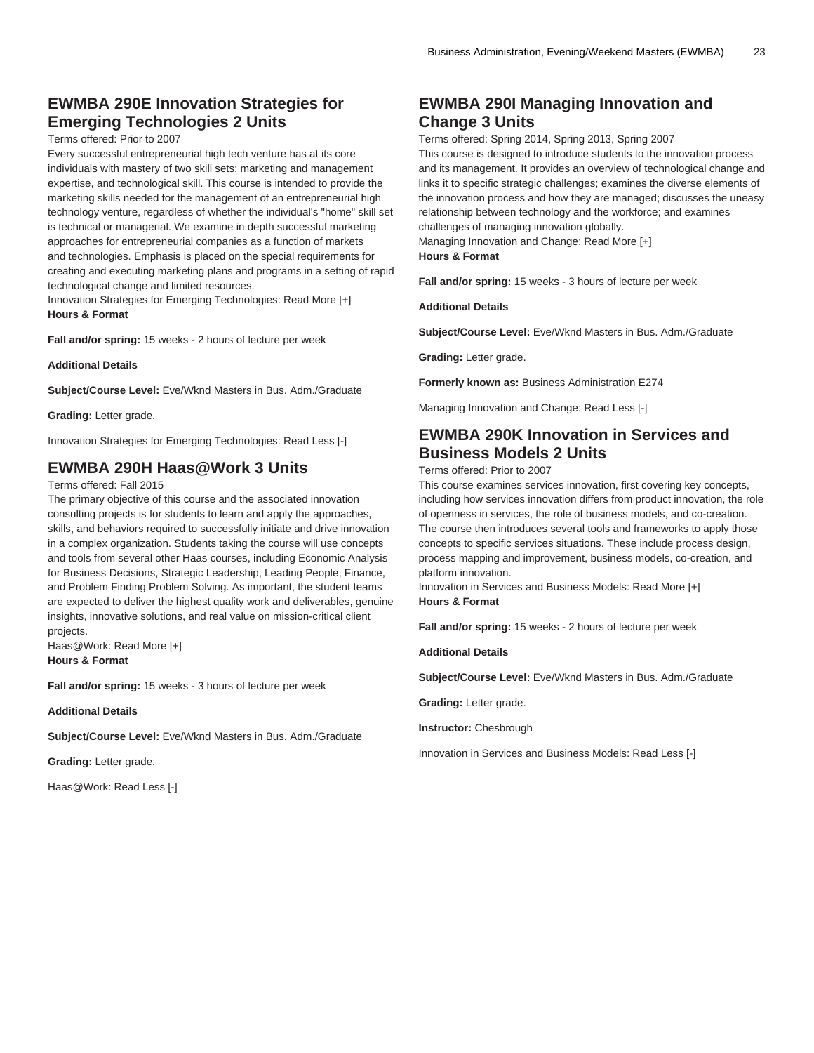## EWMBA 290E Innovation Strategies for Emerging Technologies 2 Units

Terms offered: Prior to 2007

Every successful entrepreneurial high tech venture has at its core individuals with mastery of two skill sets: marketing and management expertise, and technological skill. This course is intended to provide the marketing skills needed for the management of an entrepreneurial high technology venture, regardless of whether the individual's "home" skill set is technical or managerial. We examine in depth successful marketing approaches for entrepreneurial companies as a function of markets and technologies. Emphasis is placed on the special requirements for creating and executing marketing plans and programs in a setting of rapid technological change and limited resources.

Innovation Strategies for Emerging Technologies: Read More [+]

**Hours & Format**

**Fall and/or spring:** 15 weeks - 2 hours of lecture per week

**Additional Details**

**Subject/Course Level:** Eve/Wknd Masters in Bus. Adm./Graduate

**Grading:** Letter grade.

Innovation Strategies for Emerging Technologies: Read Less [-]

## EWMBA 290H Haas@Work 3 Units

Terms offered: Fall 2015

The primary objective of this course and the associated innovation consulting projects is for students to learn and apply the approaches, skills, and behaviors required to successfully initiate and drive innovation in a complex organization. Students taking the course will use concepts and tools from several other Haas courses, including Economic Analysis for Business Decisions, Strategic Leadership, Leading People, Finance, and Problem Finding Problem Solving. As important, the student teams are expected to deliver the highest quality work and deliverables, genuine insights, innovative solutions, and real value on mission-critical client projects.

Haas@Work: Read More [+]

**Hours & Format**

**Fall and/or spring:** 15 weeks - 3 hours of lecture per week

**Additional Details**

**Subject/Course Level:** Eve/Wknd Masters in Bus. Adm./Graduate

**Grading:** Letter grade.

Haas@Work: Read Less [-]

## EWMBA 290I Managing Innovation and Change 3 Units

Terms offered: Spring 2014, Spring 2013, Spring 2007

This course is designed to introduce students to the innovation process and its management. It provides an overview of technological change and links it to specific strategic challenges; examines the diverse elements of the innovation process and how they are managed; discusses the uneasy relationship between technology and the workforce; and examines challenges of managing innovation globally.

Managing Innovation and Change: Read More [+]

**Hours & Format**

**Fall and/or spring:** 15 weeks - 3 hours of lecture per week

**Additional Details**

**Subject/Course Level:** Eve/Wknd Masters in Bus. Adm./Graduate

**Grading:** Letter grade.

**Formerly known as:** Business Administration E274

Managing Innovation and Change: Read Less [-]

## EWMBA 290K Innovation in Services and Business Models 2 Units

Terms offered: Prior to 2007

This course examines services innovation, first covering key concepts, including how services innovation differs from product innovation, the role of openness in services, the role of business models, and co-creation. The course then introduces several tools and frameworks to apply those concepts to specific services situations. These include process design, process mapping and improvement, business models, co-creation, and platform innovation.

Innovation in Services and Business Models: Read More [+]

**Hours & Format**

**Fall and/or spring:** 15 weeks - 2 hours of lecture per week

**Additional Details**

**Subject/Course Level:** Eve/Wknd Masters in Bus. Adm./Graduate

**Grading:** Letter grade.

**Instructor:** Chesbrough

Innovation in Services and Business Models: Read Less [-]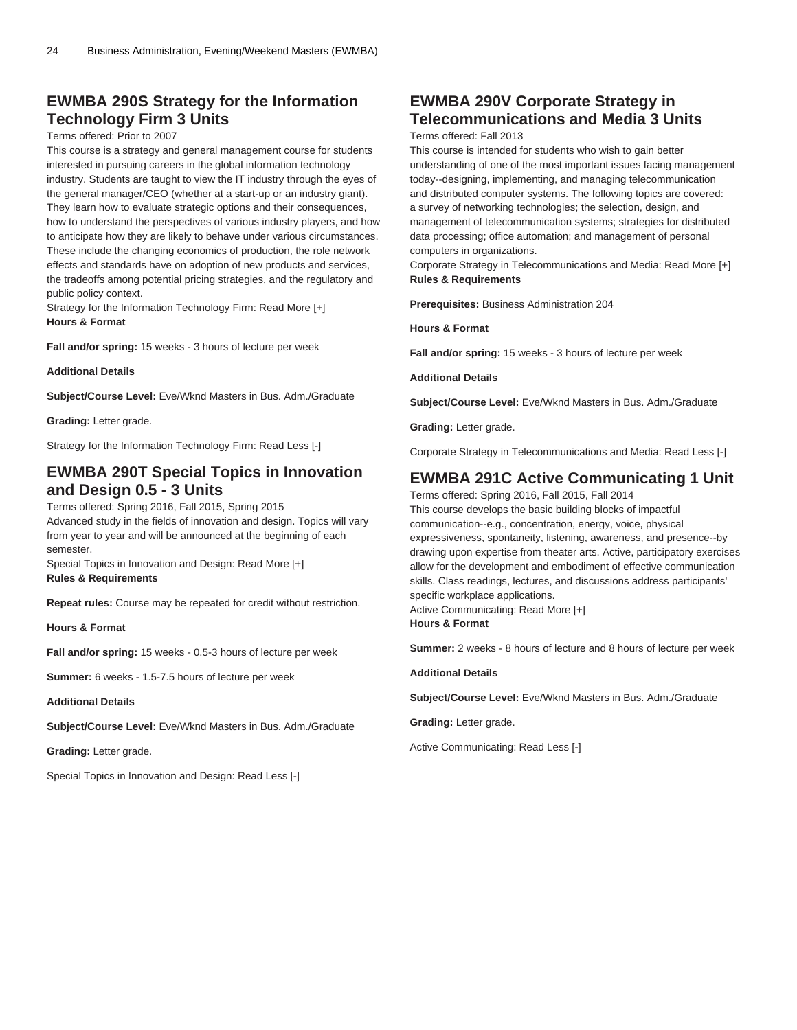## EWMBA 290S Strategy for the Information Technology Firm 3 Units

Terms offered: Prior to 2007

This course is a strategy and general management course for students interested in pursuing careers in the global information technology industry. Students are taught to view the IT industry through the eyes of the general manager/CEO (whether at a start-up or an industry giant). They learn how to evaluate strategic options and their consequences, how to understand the perspectives of various industry players, and how to anticipate how they are likely to behave under various circumstances. These include the changing economics of production, the role network effects and standards have on adoption of new products and services, the tradeoffs among potential pricing strategies, and the regulatory and public policy context.

Strategy for the Information Technology Firm: Read More [+]

**Hours & Format**

**Fall and/or spring:** 15 weeks - 3 hours of lecture per week

**Additional Details**

**Subject/Course Level:** Eve/Wknd Masters in Bus. Adm./Graduate

**Grading:** Letter grade.

Strategy for the Information Technology Firm: Read Less [-]

## EWMBA 290T Special Topics in Innovation and Design 0.5 - 3 Units

Terms offered: Spring 2016, Fall 2015, Spring 2015

Advanced study in the fields of innovation and design. Topics will vary from year to year and will be announced at the beginning of each semester.

Special Topics in Innovation and Design: Read More [+]

**Rules & Requirements**

**Repeat rules:** Course may be repeated for credit without restriction.

**Hours & Format**

**Fall and/or spring:** 15 weeks - 0.5-3 hours of lecture per week

**Summer:** 6 weeks - 1.5-7.5 hours of lecture per week

**Additional Details**

**Subject/Course Level:** Eve/Wknd Masters in Bus. Adm./Graduate

**Grading:** Letter grade.

Special Topics in Innovation and Design: Read Less [-]

## EWMBA 290V Corporate Strategy in Telecommunications and Media 3 Units

Terms offered: Fall 2013

This course is intended for students who wish to gain better understanding of one of the most important issues facing management today--designing, implementing, and managing telecommunication and distributed computer systems. The following topics are covered: a survey of networking technologies; the selection, design, and management of telecommunication systems; strategies for distributed data processing; office automation; and management of personal computers in organizations.

Corporate Strategy in Telecommunications and Media: Read More [+]

**Rules & Requirements**

**Prerequisites:** Business Administration 204

**Hours & Format**

**Fall and/or spring:** 15 weeks - 3 hours of lecture per week

**Additional Details**

**Subject/Course Level:** Eve/Wknd Masters in Bus. Adm./Graduate

**Grading:** Letter grade.

Corporate Strategy in Telecommunications and Media: Read Less [-]

## EWMBA 291C Active Communicating 1 Unit

Terms offered: Spring 2016, Fall 2015, Fall 2014

This course develops the basic building blocks of impactful communication--e.g., concentration, energy, voice, physical expressiveness, spontaneity, listening, awareness, and presence--by drawing upon expertise from theater arts. Active, participatory exercises allow for the development and embodiment of effective communication skills. Class readings, lectures, and discussions address participants' specific workplace applications.

Active Communicating: Read More [+]

**Hours & Format**

**Summer:** 2 weeks - 8 hours of lecture and 8 hours of lecture per week

**Additional Details**

**Subject/Course Level:** Eve/Wknd Masters in Bus. Adm./Graduate

**Grading:** Letter grade.

Active Communicating: Read Less [-]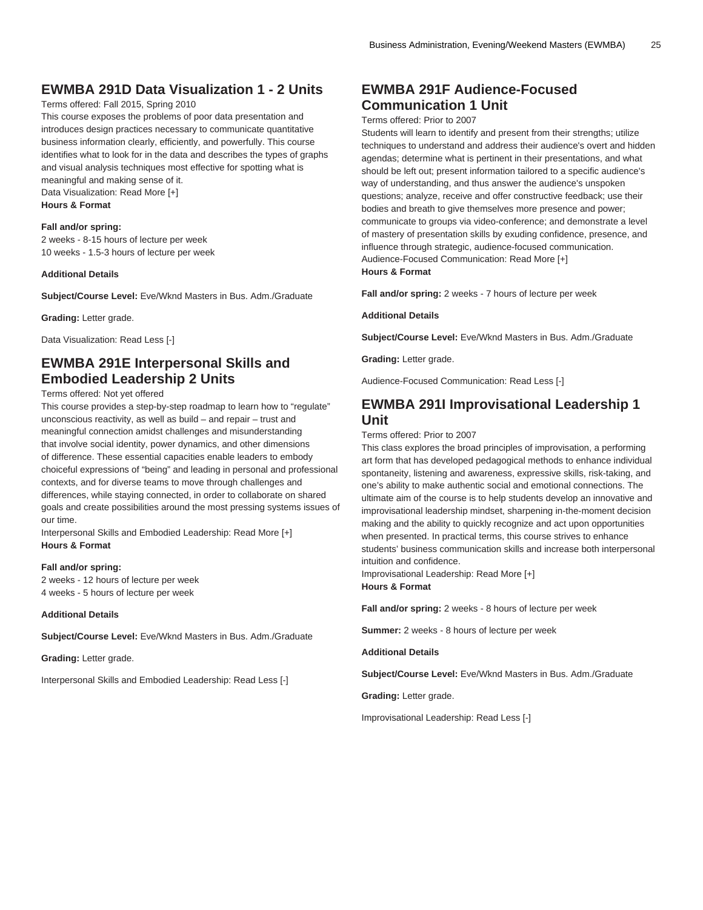## EWMBA 291D Data Visualization 1 - 2 Units

Terms offered: Fall 2015, Spring 2010

This course exposes the problems of poor data presentation and introduces design practices necessary to communicate quantitative business information clearly, efficiently, and powerfully. This course identifies what to look for in the data and describes the types of graphs and visual analysis techniques most effective for spotting what is meaningful and making sense of it.

Data Visualization: Read More [+]

**Hours & Format**

**Fall and/or spring:**
2 weeks - 8-15 hours of lecture per week
10 weeks - 1.5-3 hours of lecture per week

**Additional Details**

**Subject/Course Level:** Eve/Wknd Masters in Bus. Adm./Graduate

**Grading:** Letter grade.

Data Visualization: Read Less [-]

## EWMBA 291E Interpersonal Skills and Embodied Leadership 2 Units

Terms offered: Not yet offered

This course provides a step-by-step roadmap to learn how to "regulate" unconscious reactivity, as well as build – and repair – trust and meaningful connection amidst challenges and misunderstanding that involve social identity, power dynamics, and other dimensions of difference. These essential capacities enable leaders to embody choiceful expressions of "being" and leading in personal and professional contexts, and for diverse teams to move through challenges and differences, while staying connected, in order to collaborate on shared goals and create possibilities around the most pressing systems issues of our time.

Interpersonal Skills and Embodied Leadership: Read More [+]

**Hours & Format**

**Fall and/or spring:**
2 weeks - 12 hours of lecture per week
4 weeks - 5 hours of lecture per week

**Additional Details**

**Subject/Course Level:** Eve/Wknd Masters in Bus. Adm./Graduate

**Grading:** Letter grade.

Interpersonal Skills and Embodied Leadership: Read Less [-]

## EWMBA 291F Audience-Focused Communication 1 Unit

Terms offered: Prior to 2007

Students will learn to identify and present from their strengths; utilize techniques to understand and address their audience's overt and hidden agendas; determine what is pertinent in their presentations, and what should be left out; present information tailored to a specific audience's way of understanding, and thus answer the audience's unspoken questions; analyze, receive and offer constructive feedback; use their bodies and breath to give themselves more presence and power; communicate to groups via video-conference; and demonstrate a level of mastery of presentation skills by exuding confidence, presence, and influence through strategic, audience-focused communication.

Audience-Focused Communication: Read More [+]

**Hours & Format**

**Fall and/or spring:** 2 weeks - 7 hours of lecture per week

**Additional Details**

**Subject/Course Level:** Eve/Wknd Masters in Bus. Adm./Graduate

**Grading:** Letter grade.

Audience-Focused Communication: Read Less [-]

## EWMBA 291I Improvisational Leadership 1 Unit

Terms offered: Prior to 2007

This class explores the broad principles of improvisation, a performing art form that has developed pedagogical methods to enhance individual spontaneity, listening and awareness, expressive skills, risk-taking, and one's ability to make authentic social and emotional connections. The ultimate aim of the course is to help students develop an innovative and improvisational leadership mindset, sharpening in-the-moment decision making and the ability to quickly recognize and act upon opportunities when presented. In practical terms, this course strives to enhance students' business communication skills and increase both interpersonal intuition and confidence.

Improvisational Leadership: Read More [+]

**Hours & Format**

**Fall and/or spring:** 2 weeks - 8 hours of lecture per week

**Summer:** 2 weeks - 8 hours of lecture per week

**Additional Details**

**Subject/Course Level:** Eve/Wknd Masters in Bus. Adm./Graduate

**Grading:** Letter grade.

Improvisational Leadership: Read Less [-]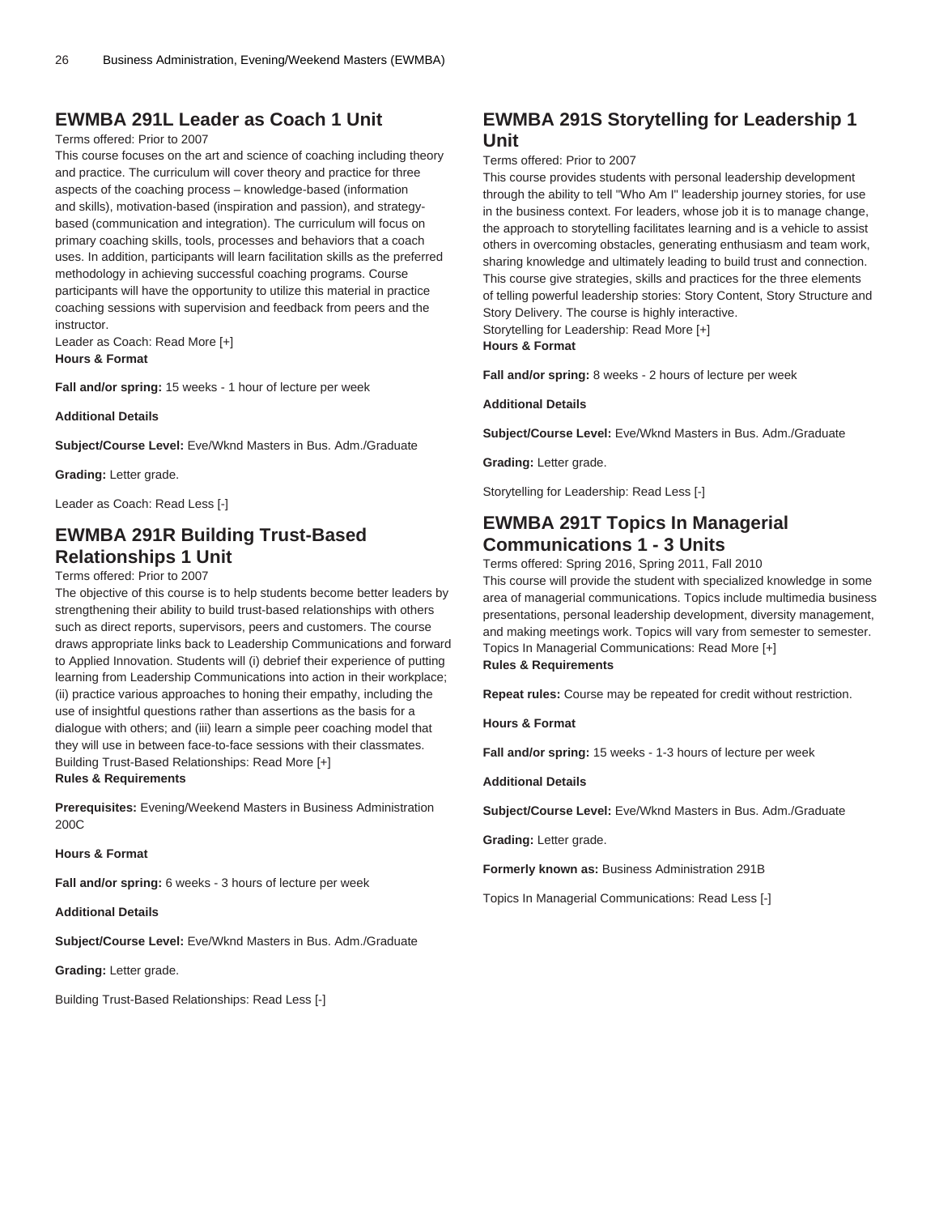## EWMBA 291L Leader as Coach 1 Unit

Terms offered: Prior to 2007

This course focuses on the art and science of coaching including theory and practice. The curriculum will cover theory and practice for three aspects of the coaching process – knowledge-based (information and skills), motivation-based (inspiration and passion), and strategy-based (communication and integration). The curriculum will focus on primary coaching skills, tools, processes and behaviors that a coach uses. In addition, participants will learn facilitation skills as the preferred methodology in achieving successful coaching programs. Course participants will have the opportunity to utilize this material in practice coaching sessions with supervision and feedback from peers and the instructor.

Leader as Coach: Read More [+]

**Hours & Format**

**Fall and/or spring:** 15 weeks - 1 hour of lecture per week

**Additional Details**

**Subject/Course Level:** Eve/Wknd Masters in Bus. Adm./Graduate

**Grading:** Letter grade.

Leader as Coach: Read Less [-]

## EWMBA 291R Building Trust-Based Relationships 1 Unit

Terms offered: Prior to 2007

The objective of this course is to help students become better leaders by strengthening their ability to build trust-based relationships with others such as direct reports, supervisors, peers and customers. The course draws appropriate links back to Leadership Communications and forward to Applied Innovation. Students will (i) debrief their experience of putting learning from Leadership Communications into action in their workplace; (ii) practice various approaches to honing their empathy, including the use of insightful questions rather than assertions as the basis for a dialogue with others; and (iii) learn a simple peer coaching model that they will use in between face-to-face sessions with their classmates.

Building Trust-Based Relationships: Read More [+]

**Rules & Requirements**

**Prerequisites:** Evening/Weekend Masters in Business Administration 200C

**Hours & Format**

**Fall and/or spring:** 6 weeks - 3 hours of lecture per week

**Additional Details**

**Subject/Course Level:** Eve/Wknd Masters in Bus. Adm./Graduate

**Grading:** Letter grade.

Building Trust-Based Relationships: Read Less [-]

## EWMBA 291S Storytelling for Leadership 1 Unit

Terms offered: Prior to 2007

This course provides students with personal leadership development through the ability to tell "Who Am I" leadership journey stories, for use in the business context. For leaders, whose job it is to manage change, the approach to storytelling facilitates learning and is a vehicle to assist others in overcoming obstacles, generating enthusiasm and team work, sharing knowledge and ultimately leading to build trust and connection. This course give strategies, skills and practices for the three elements of telling powerful leadership stories: Story Content, Story Structure and Story Delivery. The course is highly interactive.

Storytelling for Leadership: Read More [+]

**Hours & Format**

**Fall and/or spring:** 8 weeks - 2 hours of lecture per week

**Additional Details**

**Subject/Course Level:** Eve/Wknd Masters in Bus. Adm./Graduate

**Grading:** Letter grade.

Storytelling for Leadership: Read Less [-]

## EWMBA 291T Topics In Managerial Communications 1 - 3 Units

Terms offered: Spring 2016, Spring 2011, Fall 2010

This course will provide the student with specialized knowledge in some area of managerial communications. Topics include multimedia business presentations, personal leadership development, diversity management, and making meetings work. Topics will vary from semester to semester.

Topics In Managerial Communications: Read More [+]

**Rules & Requirements**

**Repeat rules:** Course may be repeated for credit without restriction.

**Hours & Format**

**Fall and/or spring:** 15 weeks - 1-3 hours of lecture per week

**Additional Details**

**Subject/Course Level:** Eve/Wknd Masters in Bus. Adm./Graduate

**Grading:** Letter grade.

**Formerly known as:** Business Administration 291B

Topics In Managerial Communications: Read Less [-]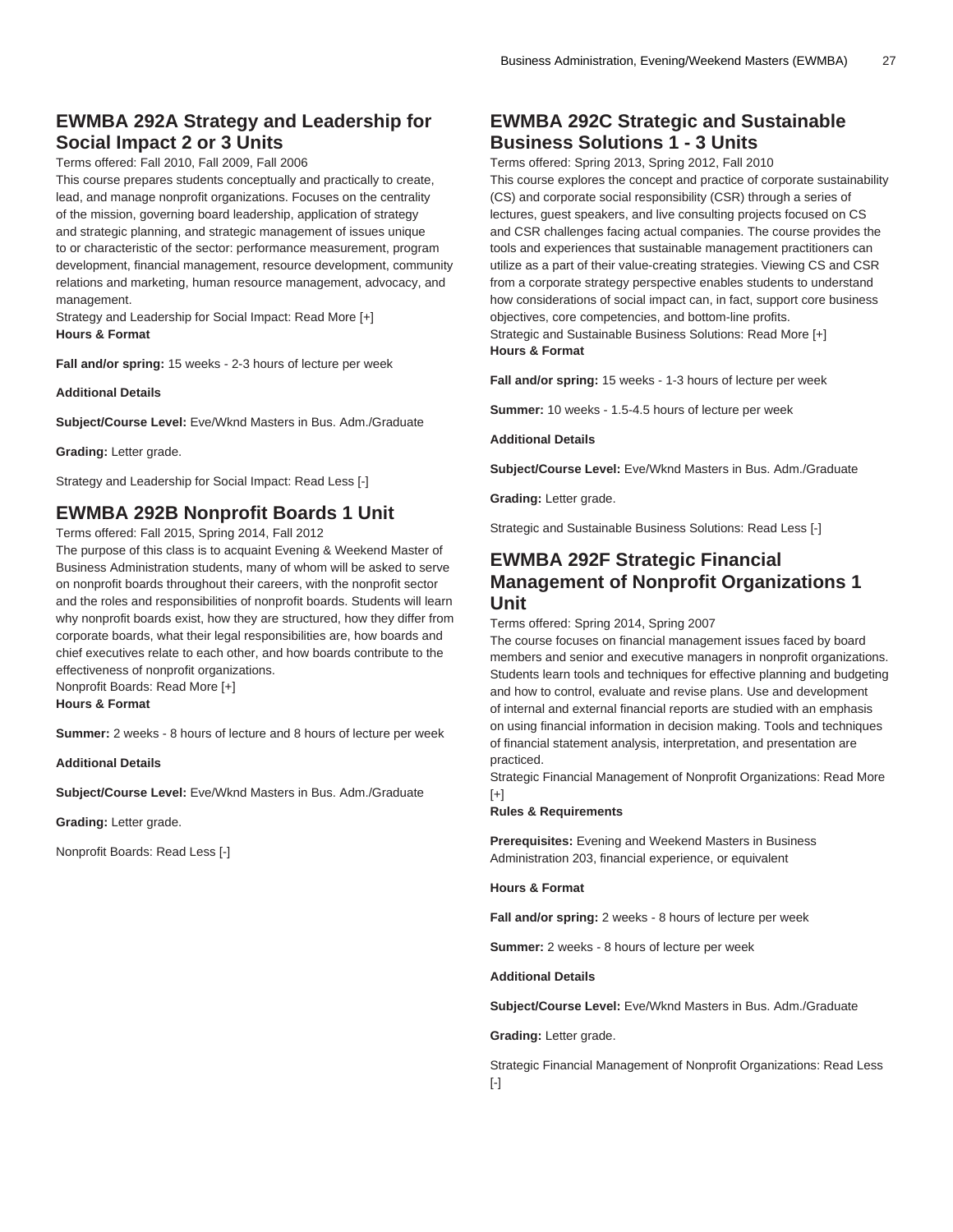## EWMBA 292A Strategy and Leadership for Social Impact 2 or 3 Units

Terms offered: Fall 2010, Fall 2009, Fall 2006

This course prepares students conceptually and practically to create, lead, and manage nonprofit organizations. Focuses on the centrality of the mission, governing board leadership, application of strategy and strategic planning, and strategic management of issues unique to or characteristic of the sector: performance measurement, program development, financial management, resource development, community relations and marketing, human resource management, advocacy, and management.

Strategy and Leadership for Social Impact: Read More [+]

**Hours & Format**

**Fall and/or spring:** 15 weeks - 2-3 hours of lecture per week

**Additional Details**

**Subject/Course Level:** Eve/Wknd Masters in Bus. Adm./Graduate

**Grading:** Letter grade.

Strategy and Leadership for Social Impact: Read Less [-]

## EWMBA 292B Nonprofit Boards 1 Unit

Terms offered: Fall 2015, Spring 2014, Fall 2012

The purpose of this class is to acquaint Evening & Weekend Master of Business Administration students, many of whom will be asked to serve on nonprofit boards throughout their careers, with the nonprofit sector and the roles and responsibilities of nonprofit boards. Students will learn why nonprofit boards exist, how they are structured, how they differ from corporate boards, what their legal responsibilities are, how boards and chief executives relate to each other, and how boards contribute to the effectiveness of nonprofit organizations.

Nonprofit Boards: Read More [+]

**Hours & Format**

**Summer:** 2 weeks - 8 hours of lecture and 8 hours of lecture per week

**Additional Details**

**Subject/Course Level:** Eve/Wknd Masters in Bus. Adm./Graduate

**Grading:** Letter grade.

Nonprofit Boards: Read Less [-]

## EWMBA 292C Strategic and Sustainable Business Solutions 1 - 3 Units

Terms offered: Spring 2013, Spring 2012, Fall 2010

This course explores the concept and practice of corporate sustainability (CS) and corporate social responsibility (CSR) through a series of lectures, guest speakers, and live consulting projects focused on CS and CSR challenges facing actual companies. The course provides the tools and experiences that sustainable management practitioners can utilize as a part of their value-creating strategies. Viewing CS and CSR from a corporate strategy perspective enables students to understand how considerations of social impact can, in fact, support core business objectives, core competencies, and bottom-line profits.

Strategic and Sustainable Business Solutions: Read More [+]

**Hours & Format**

**Fall and/or spring:** 15 weeks - 1-3 hours of lecture per week

**Summer:** 10 weeks - 1.5-4.5 hours of lecture per week

**Additional Details**

**Subject/Course Level:** Eve/Wknd Masters in Bus. Adm./Graduate

**Grading:** Letter grade.

Strategic and Sustainable Business Solutions: Read Less [-]

## EWMBA 292F Strategic Financial Management of Nonprofit Organizations 1 Unit

Terms offered: Spring 2014, Spring 2007

The course focuses on financial management issues faced by board members and senior and executive managers in nonprofit organizations. Students learn tools and techniques for effective planning and budgeting and how to control, evaluate and revise plans. Use and development of internal and external financial reports are studied with an emphasis on using financial information in decision making. Tools and techniques of financial statement analysis, interpretation, and presentation are practiced.

Strategic Financial Management of Nonprofit Organizations: Read More [+]

**Rules & Requirements**

**Prerequisites:** Evening and Weekend Masters in Business Administration 203, financial experience, or equivalent

**Hours & Format**

**Fall and/or spring:** 2 weeks - 8 hours of lecture per week

**Summer:** 2 weeks - 8 hours of lecture per week

**Additional Details**

**Subject/Course Level:** Eve/Wknd Masters in Bus. Adm./Graduate

**Grading:** Letter grade.

Strategic Financial Management of Nonprofit Organizations: Read Less [-]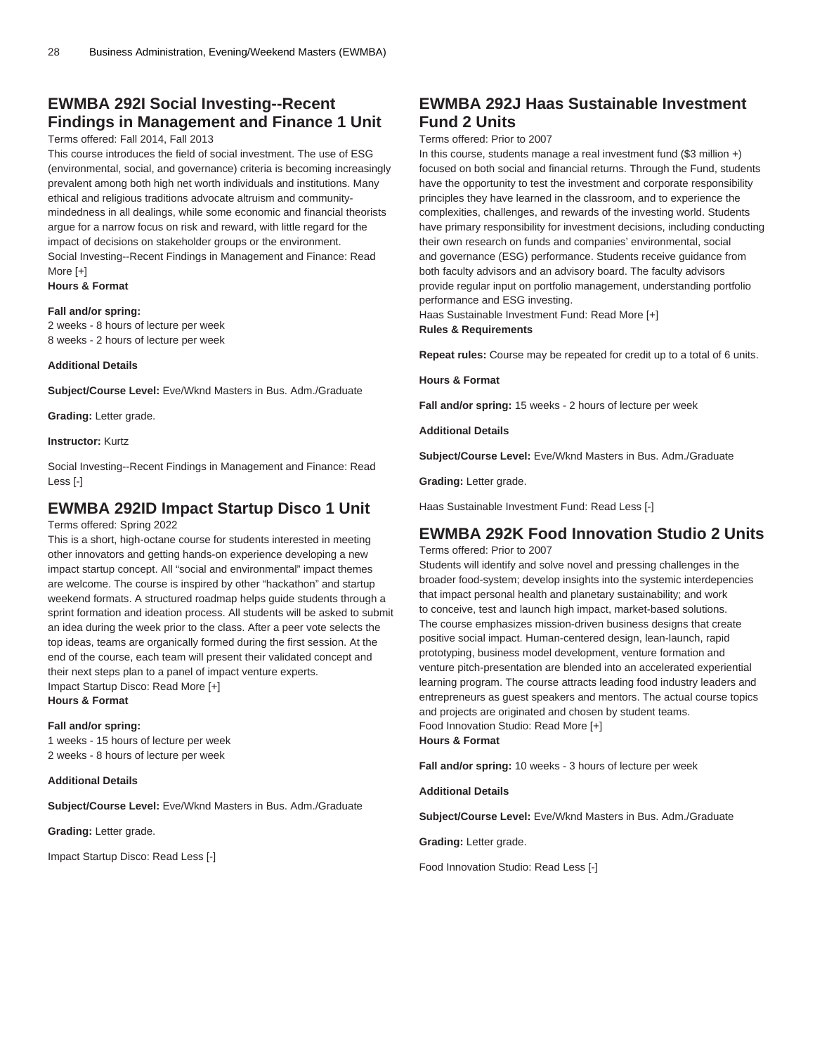## EWMBA 292I Social Investing--Recent Findings in Management and Finance 1 Unit

Terms offered: Fall 2014, Fall 2013

This course introduces the field of social investment. The use of ESG (environmental, social, and governance) criteria is becoming increasingly prevalent among both high net worth individuals and institutions. Many ethical and religious traditions advocate altruism and community-mindedness in all dealings, while some economic and financial theorists argue for a narrow focus on risk and reward, with little regard for the impact of decisions on stakeholder groups or the environment.

Social Investing--Recent Findings in Management and Finance: Read More [+]

**Hours & Format**

**Fall and/or spring:**
2 weeks - 8 hours of lecture per week
8 weeks - 2 hours of lecture per week

**Additional Details**

**Subject/Course Level:** Eve/Wknd Masters in Bus. Adm./Graduate

**Grading:** Letter grade.

**Instructor:** Kurtz

Social Investing--Recent Findings in Management and Finance: Read Less [-]

## EWMBA 292ID Impact Startup Disco 1 Unit

Terms offered: Spring 2022

This is a short, high-octane course for students interested in meeting other innovators and getting hands-on experience developing a new impact startup concept. All "social and environmental" impact themes are welcome. The course is inspired by other "hackathon" and startup weekend formats. A structured roadmap helps guide students through a sprint formation and ideation process. All students will be asked to submit an idea during the week prior to the class. After a peer vote selects the top ideas, teams are organically formed during the first session. At the end of the course, each team will present their validated concept and their next steps plan to a panel of impact venture experts.

Impact Startup Disco: Read More [+]

**Hours & Format**

**Fall and/or spring:**
1 weeks - 15 hours of lecture per week
2 weeks - 8 hours of lecture per week

**Additional Details**

**Subject/Course Level:** Eve/Wknd Masters in Bus. Adm./Graduate

**Grading:** Letter grade.

Impact Startup Disco: Read Less [-]

## EWMBA 292J Haas Sustainable Investment Fund 2 Units

Terms offered: Prior to 2007

In this course, students manage a real investment fund ($3 million +) focused on both social and financial returns. Through the Fund, students have the opportunity to test the investment and corporate responsibility principles they have learned in the classroom, and to experience the complexities, challenges, and rewards of the investing world. Students have primary responsibility for investment decisions, including conducting their own research on funds and companies' environmental, social and governance (ESG) performance. Students receive guidance from both faculty advisors and an advisory board. The faculty advisors provide regular input on portfolio management, understanding portfolio performance and ESG investing.

Haas Sustainable Investment Fund: Read More [+]

**Rules & Requirements**

**Repeat rules:** Course may be repeated for credit up to a total of 6 units.

**Hours & Format**

**Fall and/or spring:** 15 weeks - 2 hours of lecture per week

**Additional Details**

**Subject/Course Level:** Eve/Wknd Masters in Bus. Adm./Graduate

**Grading:** Letter grade.

Haas Sustainable Investment Fund: Read Less [-]

## EWMBA 292K Food Innovation Studio 2 Units

Terms offered: Prior to 2007

Students will identify and solve novel and pressing challenges in the broader food-system; develop insights into the systemic interdepencies that impact personal health and planetary sustainability; and work to conceive, test and launch high impact, market-based solutions. The course emphasizes mission-driven business designs that create positive social impact. Human-centered design, lean-launch, rapid prototyping, business model development, venture formation and venture pitch-presentation are blended into an accelerated experiential learning program. The course attracts leading food industry leaders and entrepreneurs as guest speakers and mentors. The actual course topics and projects are originated and chosen by student teams.

Food Innovation Studio: Read More [+]

**Hours & Format**

**Fall and/or spring:** 10 weeks - 3 hours of lecture per week

**Additional Details**

**Subject/Course Level:** Eve/Wknd Masters in Bus. Adm./Graduate

**Grading:** Letter grade.

Food Innovation Studio: Read Less [-]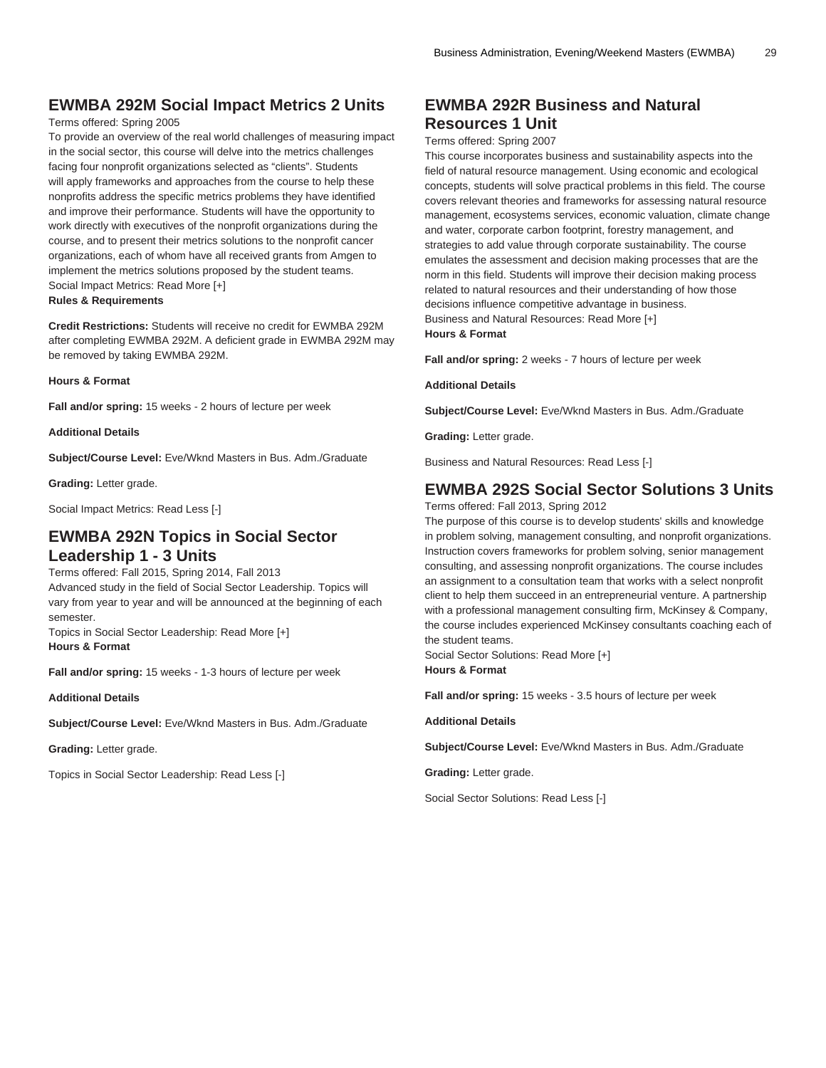## EWMBA 292M Social Impact Metrics 2 Units

Terms offered: Spring 2005

To provide an overview of the real world challenges of measuring impact in the social sector, this course will delve into the metrics challenges facing four nonprofit organizations selected as "clients". Students will apply frameworks and approaches from the course to help these nonprofits address the specific metrics problems they have identified and improve their performance. Students will have the opportunity to work directly with executives of the nonprofit organizations during the course, and to present their metrics solutions to the nonprofit cancer organizations, each of whom have all received grants from Amgen to implement the metrics solutions proposed by the student teams.

Social Impact Metrics: Read More [+]

**Rules & Requirements**

**Credit Restrictions:** Students will receive no credit for EWMBA 292M after completing EWMBA 292M. A deficient grade in EWMBA 292M may be removed by taking EWMBA 292M.

**Hours & Format**

**Fall and/or spring:** 15 weeks - 2 hours of lecture per week

**Additional Details**

**Subject/Course Level:** Eve/Wknd Masters in Bus. Adm./Graduate

**Grading:** Letter grade.

Social Impact Metrics: Read Less [-]

## EWMBA 292N Topics in Social Sector Leadership 1 - 3 Units

Terms offered: Fall 2015, Spring 2014, Fall 2013

Advanced study in the field of Social Sector Leadership. Topics will vary from year to year and will be announced at the beginning of each semester.

Topics in Social Sector Leadership: Read More [+]

**Hours & Format**

**Fall and/or spring:** 15 weeks - 1-3 hours of lecture per week

**Additional Details**

**Subject/Course Level:** Eve/Wknd Masters in Bus. Adm./Graduate

**Grading:** Letter grade.

Topics in Social Sector Leadership: Read Less [-]

## EWMBA 292R Business and Natural Resources 1 Unit

Terms offered: Spring 2007

This course incorporates business and sustainability aspects into the field of natural resource management. Using economic and ecological concepts, students will solve practical problems in this field. The course covers relevant theories and frameworks for assessing natural resource management, ecosystems services, economic valuation, climate change and water, corporate carbon footprint, forestry management, and strategies to add value through corporate sustainability. The course emulates the assessment and decision making processes that are the norm in this field. Students will improve their decision making process related to natural resources and their understanding of how those decisions influence competitive advantage in business.

Business and Natural Resources: Read More [+]

**Hours & Format**

**Fall and/or spring:** 2 weeks - 7 hours of lecture per week

**Additional Details**

**Subject/Course Level:** Eve/Wknd Masters in Bus. Adm./Graduate

**Grading:** Letter grade.

Business and Natural Resources: Read Less [-]

## EWMBA 292S Social Sector Solutions 3 Units

Terms offered: Fall 2013, Spring 2012

The purpose of this course is to develop students' skills and knowledge in problem solving, management consulting, and nonprofit organizations. Instruction covers frameworks for problem solving, senior management consulting, and assessing nonprofit organizations. The course includes an assignment to a consultation team that works with a select nonprofit client to help them succeed in an entrepreneurial venture. A partnership with a professional management consulting firm, McKinsey & Company, the course includes experienced McKinsey consultants coaching each of the student teams.

Social Sector Solutions: Read More [+]

**Hours & Format**

**Fall and/or spring:** 15 weeks - 3.5 hours of lecture per week

**Additional Details**

**Subject/Course Level:** Eve/Wknd Masters in Bus. Adm./Graduate

**Grading:** Letter grade.

Social Sector Solutions: Read Less [-]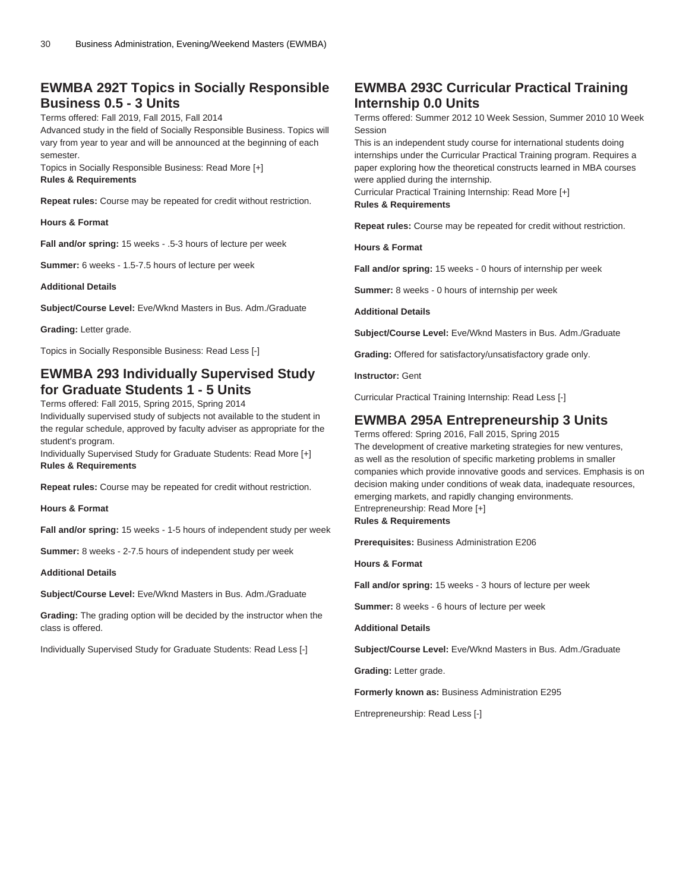## EWMBA 292T Topics in Socially Responsible Business 0.5 - 3 Units

Terms offered: Fall 2019, Fall 2015, Fall 2014
Advanced study in the field of Socially Responsible Business. Topics will vary from year to year and will be announced at the beginning of each semester.
Topics in Socially Responsible Business: Read More [+]
**Rules & Requirements**

**Repeat rules:** Course may be repeated for credit without restriction.

**Hours & Format**

**Fall and/or spring:** 15 weeks - .5-3 hours of lecture per week

**Summer:** 6 weeks - 1.5-7.5 hours of lecture per week

**Additional Details**

**Subject/Course Level:** Eve/Wknd Masters in Bus. Adm./Graduate

**Grading:** Letter grade.

Topics in Socially Responsible Business: Read Less [-]

## EWMBA 293 Individually Supervised Study for Graduate Students 1 - 5 Units

Terms offered: Fall 2015, Spring 2015, Spring 2014
Individually supervised study of subjects not available to the student in the regular schedule, approved by faculty adviser as appropriate for the student's program.
Individually Supervised Study for Graduate Students: Read More [+]
**Rules & Requirements**

**Repeat rules:** Course may be repeated for credit without restriction.

**Hours & Format**

**Fall and/or spring:** 15 weeks - 1-5 hours of independent study per week

**Summer:** 8 weeks - 2-7.5 hours of independent study per week

**Additional Details**

**Subject/Course Level:** Eve/Wknd Masters in Bus. Adm./Graduate

**Grading:** The grading option will be decided by the instructor when the class is offered.

Individually Supervised Study for Graduate Students: Read Less [-]

## EWMBA 293C Curricular Practical Training Internship 0.0 Units

Terms offered: Summer 2012 10 Week Session, Summer 2010 10 Week Session
This is an independent study course for international students doing internships under the Curricular Practical Training program. Requires a paper exploring how the theoretical constructs learned in MBA courses were applied during the internship.
Curricular Practical Training Internship: Read More [+]
**Rules & Requirements**

**Repeat rules:** Course may be repeated for credit without restriction.

**Hours & Format**

**Fall and/or spring:** 15 weeks - 0 hours of internship per week

**Summer:** 8 weeks - 0 hours of internship per week

**Additional Details**

**Subject/Course Level:** Eve/Wknd Masters in Bus. Adm./Graduate

**Grading:** Offered for satisfactory/unsatisfactory grade only.

**Instructor:** Gent

Curricular Practical Training Internship: Read Less [-]

## EWMBA 295A Entrepreneurship 3 Units

Terms offered: Spring 2016, Fall 2015, Spring 2015
The development of creative marketing strategies for new ventures, as well as the resolution of specific marketing problems in smaller companies which provide innovative goods and services. Emphasis is on decision making under conditions of weak data, inadequate resources, emerging markets, and rapidly changing environments.
Entrepreneurship: Read More [+]
**Rules & Requirements**

**Prerequisites:** Business Administration E206

**Hours & Format**

**Fall and/or spring:** 15 weeks - 3 hours of lecture per week

**Summer:** 8 weeks - 6 hours of lecture per week

**Additional Details**

**Subject/Course Level:** Eve/Wknd Masters in Bus. Adm./Graduate

**Grading:** Letter grade.

**Formerly known as:** Business Administration E295

Entrepreneurship: Read Less [-]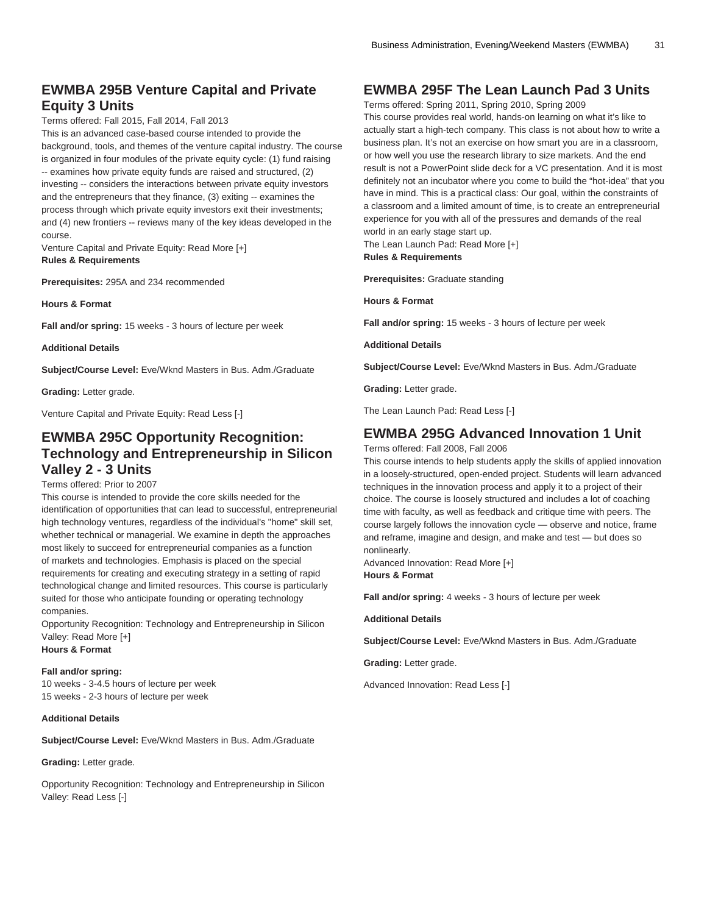## EWMBA 295B Venture Capital and Private Equity 3 Units

Terms offered: Fall 2015, Fall 2014, Fall 2013

This is an advanced case-based course intended to provide the background, tools, and themes of the venture capital industry. The course is organized in four modules of the private equity cycle: (1) fund raising -- examines how private equity funds are raised and structured, (2) investing -- considers the interactions between private equity investors and the entrepreneurs that they finance, (3) exiting -- examines the process through which private equity investors exit their investments; and (4) new frontiers -- reviews many of the key ideas developed in the course.

Venture Capital and Private Equity: Read More [+]

**Rules & Requirements**

**Prerequisites:** 295A and 234 recommended

**Hours & Format**

**Fall and/or spring:** 15 weeks - 3 hours of lecture per week

**Additional Details**

**Subject/Course Level:** Eve/Wknd Masters in Bus. Adm./Graduate

**Grading:** Letter grade.

Venture Capital and Private Equity: Read Less [-]

## EWMBA 295C Opportunity Recognition: Technology and Entrepreneurship in Silicon Valley 2 - 3 Units

Terms offered: Prior to 2007

This course is intended to provide the core skills needed for the identification of opportunities that can lead to successful, entrepreneurial high technology ventures, regardless of the individual's "home" skill set, whether technical or managerial. We examine in depth the approaches most likely to succeed for entrepreneurial companies as a function of markets and technologies. Emphasis is placed on the special requirements for creating and executing strategy in a setting of rapid technological change and limited resources. This course is particularly suited for those who anticipate founding or operating technology companies.

Opportunity Recognition: Technology and Entrepreneurship in Silicon Valley: Read More [+]

**Hours & Format**

**Fall and/or spring:**
10 weeks - 3-4.5 hours of lecture per week
15 weeks - 2-3 hours of lecture per week

**Additional Details**

**Subject/Course Level:** Eve/Wknd Masters in Bus. Adm./Graduate

**Grading:** Letter grade.

Opportunity Recognition: Technology and Entrepreneurship in Silicon Valley: Read Less [-]

## EWMBA 295F The Lean Launch Pad 3 Units

Terms offered: Spring 2011, Spring 2010, Spring 2009

This course provides real world, hands-on learning on what it's like to actually start a high-tech company. This class is not about how to write a business plan. It's not an exercise on how smart you are in a classroom, or how well you use the research library to size markets. And the end result is not a PowerPoint slide deck for a VC presentation. And it is most definitely not an incubator where you come to build the "hot-idea" that you have in mind. This is a practical class: Our goal, within the constraints of a classroom and a limited amount of time, is to create an entrepreneurial experience for you with all of the pressures and demands of the real world in an early stage start up.

The Lean Launch Pad: Read More [+]

**Rules & Requirements**

**Prerequisites:** Graduate standing

**Hours & Format**

**Fall and/or spring:** 15 weeks - 3 hours of lecture per week

**Additional Details**

**Subject/Course Level:** Eve/Wknd Masters in Bus. Adm./Graduate

**Grading:** Letter grade.

The Lean Launch Pad: Read Less [-]

## EWMBA 295G Advanced Innovation 1 Unit

Terms offered: Fall 2008, Fall 2006

This course intends to help students apply the skills of applied innovation in a loosely-structured, open-ended project. Students will learn advanced techniques in the innovation process and apply it to a project of their choice. The course is loosely structured and includes a lot of coaching time with faculty, as well as feedback and critique time with peers. The course largely follows the innovation cycle — observe and notice, frame and reframe, imagine and design, and make and test — but does so nonlinearly.

Advanced Innovation: Read More [+]

**Hours & Format**

**Fall and/or spring:** 4 weeks - 3 hours of lecture per week

**Additional Details**

**Subject/Course Level:** Eve/Wknd Masters in Bus. Adm./Graduate

**Grading:** Letter grade.

Advanced Innovation: Read Less [-]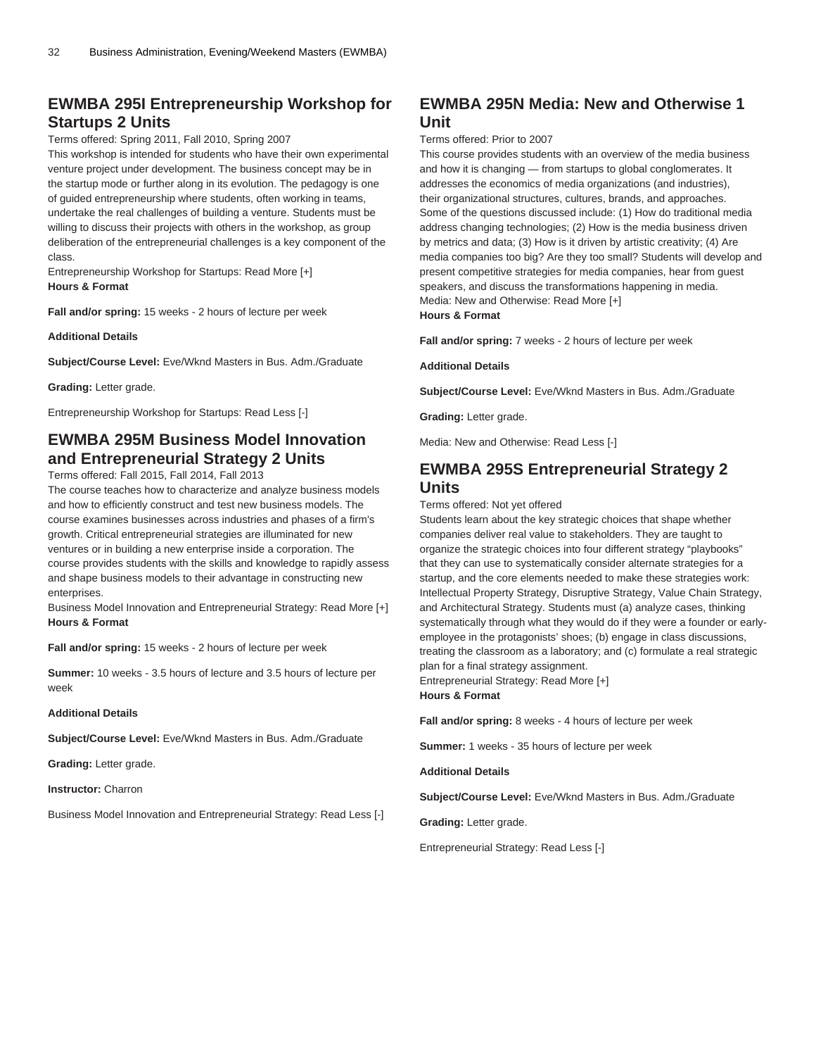## EWMBA 295I Entrepreneurship Workshop for Startups 2 Units

Terms offered: Spring 2011, Fall 2010, Spring 2007

This workshop is intended for students who have their own experimental venture project under development. The business concept may be in the startup mode or further along in its evolution. The pedagogy is one of guided entrepreneurship where students, often working in teams, undertake the real challenges of building a venture. Students must be willing to discuss their projects with others in the workshop, as group deliberation of the entrepreneurial challenges is a key component of the class.

Entrepreneurship Workshop for Startups: Read More [+]

**Hours & Format**

**Fall and/or spring:** 15 weeks - 2 hours of lecture per week

**Additional Details**

**Subject/Course Level:** Eve/Wknd Masters in Bus. Adm./Graduate

**Grading:** Letter grade.

Entrepreneurship Workshop for Startups: Read Less [-]

## EWMBA 295M Business Model Innovation and Entrepreneurial Strategy 2 Units

Terms offered: Fall 2015, Fall 2014, Fall 2013

The course teaches how to characterize and analyze business models and how to efficiently construct and test new business models. The course examines businesses across industries and phases of a firm's growth. Critical entrepreneurial strategies are illuminated for new ventures or in building a new enterprise inside a corporation. The course provides students with the skills and knowledge to rapidly assess and shape business models to their advantage in constructing new enterprises.

Business Model Innovation and Entrepreneurial Strategy: Read More [+]

**Hours & Format**

**Fall and/or spring:** 15 weeks - 2 hours of lecture per week

**Summer:** 10 weeks - 3.5 hours of lecture and 3.5 hours of lecture per week

**Additional Details**

**Subject/Course Level:** Eve/Wknd Masters in Bus. Adm./Graduate

**Grading:** Letter grade.

**Instructor:** Charron

Business Model Innovation and Entrepreneurial Strategy: Read Less [-]

## EWMBA 295N Media: New and Otherwise 1 Unit

Terms offered: Prior to 2007

This course provides students with an overview of the media business and how it is changing — from startups to global conglomerates. It addresses the economics of media organizations (and industries), their organizational structures, cultures, brands, and approaches. Some of the questions discussed include: (1) How do traditional media address changing technologies; (2) How is the media business driven by metrics and data; (3) How is it driven by artistic creativity; (4) Are media companies too big? Are they too small? Students will develop and present competitive strategies for media companies, hear from guest speakers, and discuss the transformations happening in media.

Media: New and Otherwise: Read More [+]

**Hours & Format**

**Fall and/or spring:** 7 weeks - 2 hours of lecture per week

**Additional Details**

**Subject/Course Level:** Eve/Wknd Masters in Bus. Adm./Graduate

**Grading:** Letter grade.

Media: New and Otherwise: Read Less [-]

## EWMBA 295S Entrepreneurial Strategy 2 Units

Terms offered: Not yet offered

Students learn about the key strategic choices that shape whether companies deliver real value to stakeholders. They are taught to organize the strategic choices into four different strategy "playbooks" that they can use to systematically consider alternate strategies for a startup, and the core elements needed to make these strategies work: Intellectual Property Strategy, Disruptive Strategy, Value Chain Strategy, and Architectural Strategy. Students must (a) analyze cases, thinking systematically through what they would do if they were a founder or early-employee in the protagonists' shoes; (b) engage in class discussions, treating the classroom as a laboratory; and (c) formulate a real strategic plan for a final strategy assignment.

Entrepreneurial Strategy: Read More [+]

**Hours & Format**

**Fall and/or spring:** 8 weeks - 4 hours of lecture per week

**Summer:** 1 weeks - 35 hours of lecture per week

**Additional Details**

**Subject/Course Level:** Eve/Wknd Masters in Bus. Adm./Graduate

**Grading:** Letter grade.

Entrepreneurial Strategy: Read Less [-]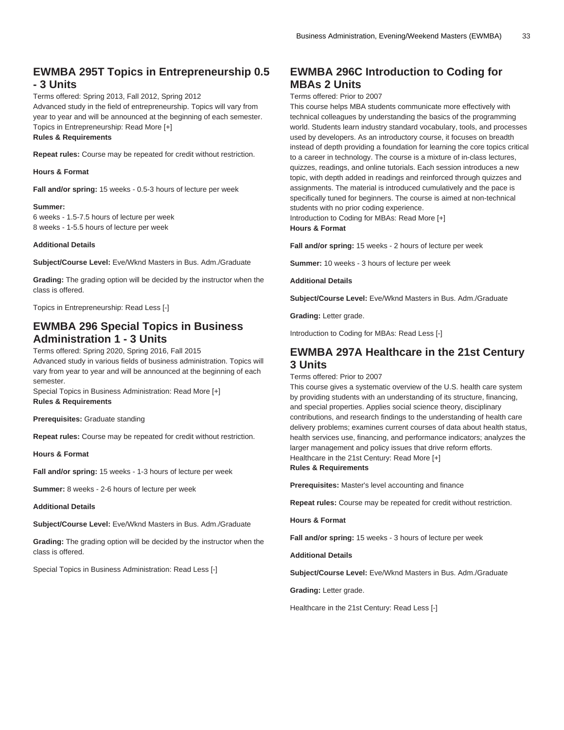## EWMBA 295T Topics in Entrepreneurship 0.5 - 3 Units

Terms offered: Spring 2013, Fall 2012, Spring 2012

Advanced study in the field of entrepreneurship. Topics will vary from year to year and will be announced at the beginning of each semester.

Topics in Entrepreneurship: Read More [+]

**Rules & Requirements**

**Repeat rules:** Course may be repeated for credit without restriction.

**Hours & Format**

**Fall and/or spring:** 15 weeks - 0.5-3 hours of lecture per week

**Summer:**
6 weeks - 1.5-7.5 hours of lecture per week
8 weeks - 1-5.5 hours of lecture per week

**Additional Details**

**Subject/Course Level:** Eve/Wknd Masters in Bus. Adm./Graduate

**Grading:** The grading option will be decided by the instructor when the class is offered.

Topics in Entrepreneurship: Read Less [-]

## EWMBA 296 Special Topics in Business Administration 1 - 3 Units

Terms offered: Spring 2020, Spring 2016, Fall 2015

Advanced study in various fields of business administration. Topics will vary from year to year and will be announced at the beginning of each semester.

Special Topics in Business Administration: Read More [+]

**Rules & Requirements**

**Prerequisites:** Graduate standing

**Repeat rules:** Course may be repeated for credit without restriction.

**Hours & Format**

**Fall and/or spring:** 15 weeks - 1-3 hours of lecture per week

**Summer:** 8 weeks - 2-6 hours of lecture per week

**Additional Details**

**Subject/Course Level:** Eve/Wknd Masters in Bus. Adm./Graduate

**Grading:** The grading option will be decided by the instructor when the class is offered.

Special Topics in Business Administration: Read Less [-]

## EWMBA 296C Introduction to Coding for MBAs 2 Units

Terms offered: Prior to 2007

This course helps MBA students communicate more effectively with technical colleagues by understanding the basics of the programming world. Students learn industry standard vocabulary, tools, and processes used by developers. As an introductory course, it focuses on breadth instead of depth providing a foundation for learning the core topics critical to a career in technology. The course is a mixture of in-class lectures, quizzes, readings, and online tutorials. Each session introduces a new topic, with depth added in readings and reinforced through quizzes and assignments. The material is introduced cumulatively and the pace is specifically tuned for beginners. The course is aimed at non-technical students with no prior coding experience.

Introduction to Coding for MBAs: Read More [+]

**Hours & Format**

**Fall and/or spring:** 15 weeks - 2 hours of lecture per week

**Summer:** 10 weeks - 3 hours of lecture per week

**Additional Details**

**Subject/Course Level:** Eve/Wknd Masters in Bus. Adm./Graduate

**Grading:** Letter grade.

Introduction to Coding for MBAs: Read Less [-]

## EWMBA 297A Healthcare in the 21st Century 3 Units

Terms offered: Prior to 2007

This course gives a systematic overview of the U.S. health care system by providing students with an understanding of its structure, financing, and special properties. Applies social science theory, disciplinary contributions, and research findings to the understanding of health care delivery problems; examines current courses of data about health status, health services use, financing, and performance indicators; analyzes the larger management and policy issues that drive reform efforts.

Healthcare in the 21st Century: Read More [+]

**Rules & Requirements**

**Prerequisites:** Master's level accounting and finance

**Repeat rules:** Course may be repeated for credit without restriction.

**Hours & Format**

**Fall and/or spring:** 15 weeks - 3 hours of lecture per week

**Additional Details**

**Subject/Course Level:** Eve/Wknd Masters in Bus. Adm./Graduate

**Grading:** Letter grade.

Healthcare in the 21st Century: Read Less [-]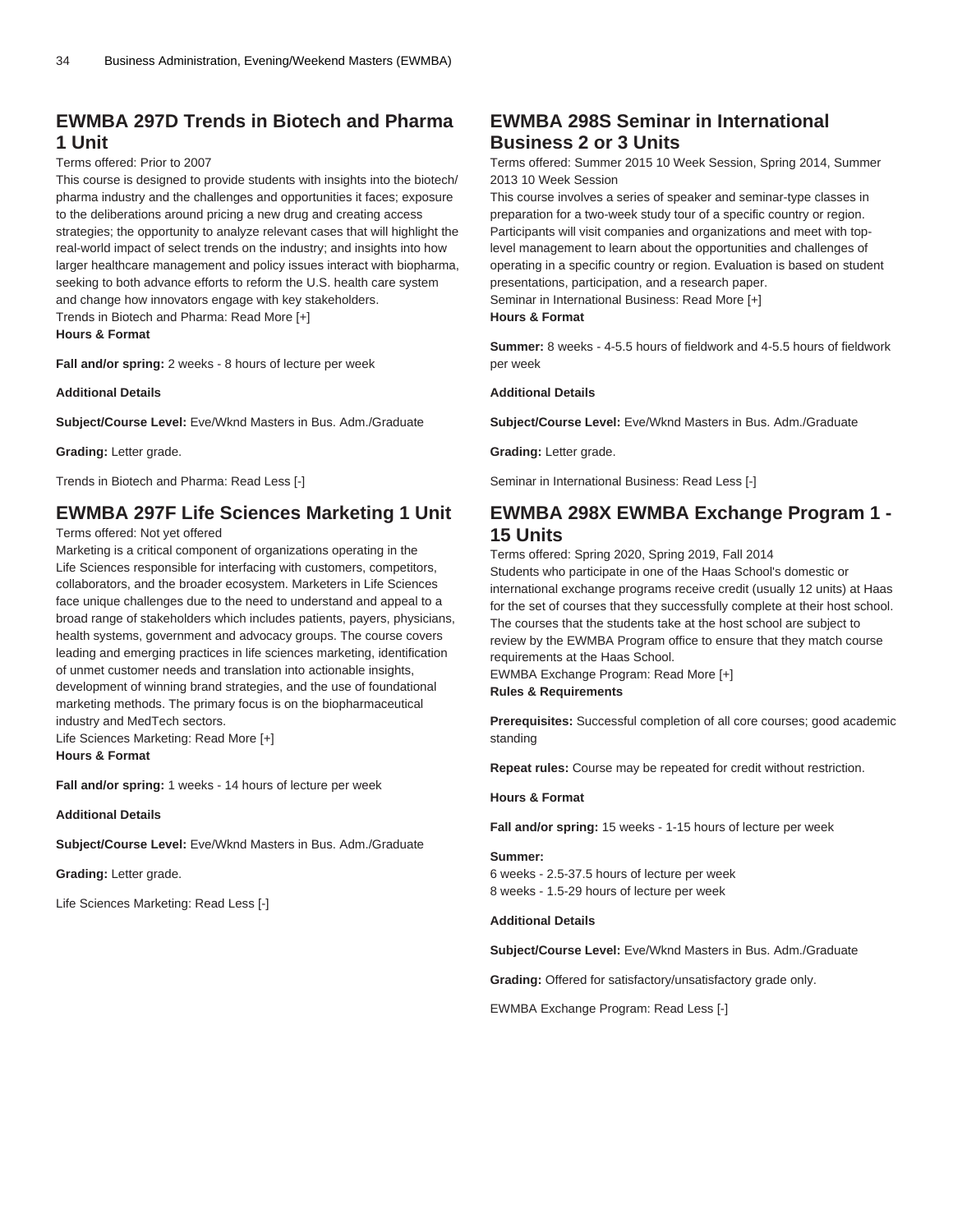## EWMBA 297D Trends in Biotech and Pharma 1 Unit

Terms offered: Prior to 2007

This course is designed to provide students with insights into the biotech/pharma industry and the challenges and opportunities it faces; exposure to the deliberations around pricing a new drug and creating access strategies; the opportunity to analyze relevant cases that will highlight the real-world impact of select trends on the industry; and insights into how larger healthcare management and policy issues interact with biopharma, seeking to both advance efforts to reform the U.S. health care system and change how innovators engage with key stakeholders.

Trends in Biotech and Pharma: Read More [+]

**Hours & Format**

**Fall and/or spring:** 2 weeks - 8 hours of lecture per week

**Additional Details**

**Subject/Course Level:** Eve/Wknd Masters in Bus. Adm./Graduate

**Grading:** Letter grade.

Trends in Biotech and Pharma: Read Less [-]

## EWMBA 297F Life Sciences Marketing 1 Unit

Terms offered: Not yet offered

Marketing is a critical component of organizations operating in the Life Sciences responsible for interfacing with customers, competitors, collaborators, and the broader ecosystem. Marketers in Life Sciences face unique challenges due to the need to understand and appeal to a broad range of stakeholders which includes patients, payers, physicians, health systems, government and advocacy groups. The course covers leading and emerging practices in life sciences marketing, identification of unmet customer needs and translation into actionable insights, development of winning brand strategies, and the use of foundational marketing methods. The primary focus is on the biopharmaceutical industry and MedTech sectors.

Life Sciences Marketing: Read More [+]

**Hours & Format**

**Fall and/or spring:** 1 weeks - 14 hours of lecture per week

**Additional Details**

**Subject/Course Level:** Eve/Wknd Masters in Bus. Adm./Graduate

**Grading:** Letter grade.

Life Sciences Marketing: Read Less [-]

## EWMBA 298S Seminar in International Business 2 or 3 Units

Terms offered: Summer 2015 10 Week Session, Spring 2014, Summer 2013 10 Week Session

This course involves a series of speaker and seminar-type classes in preparation for a two-week study tour of a specific country or region. Participants will visit companies and organizations and meet with top-level management to learn about the opportunities and challenges of operating in a specific country or region. Evaluation is based on student presentations, participation, and a research paper.

Seminar in International Business: Read More [+]

**Hours & Format**

**Summer:** 8 weeks - 4-5.5 hours of fieldwork and 4-5.5 hours of fieldwork per week

**Additional Details**

**Subject/Course Level:** Eve/Wknd Masters in Bus. Adm./Graduate

**Grading:** Letter grade.

Seminar in International Business: Read Less [-]

## EWMBA 298X EWMBA Exchange Program 1 - 15 Units

Terms offered: Spring 2020, Spring 2019, Fall 2014

Students who participate in one of the Haas School's domestic or international exchange programs receive credit (usually 12 units) at Haas for the set of courses that they successfully complete at their host school. The courses that the students take at the host school are subject to review by the EWMBA Program office to ensure that they match course requirements at the Haas School.

EWMBA Exchange Program: Read More [+]

**Rules & Requirements**

**Prerequisites:** Successful completion of all core courses; good academic standing

**Repeat rules:** Course may be repeated for credit without restriction.

**Hours & Format**

**Fall and/or spring:** 15 weeks - 1-15 hours of lecture per week

**Summer:**
6 weeks - 2.5-37.5 hours of lecture per week
8 weeks - 1.5-29 hours of lecture per week

**Additional Details**

**Subject/Course Level:** Eve/Wknd Masters in Bus. Adm./Graduate

**Grading:** Offered for satisfactory/unsatisfactory grade only.

EWMBA Exchange Program: Read Less [-]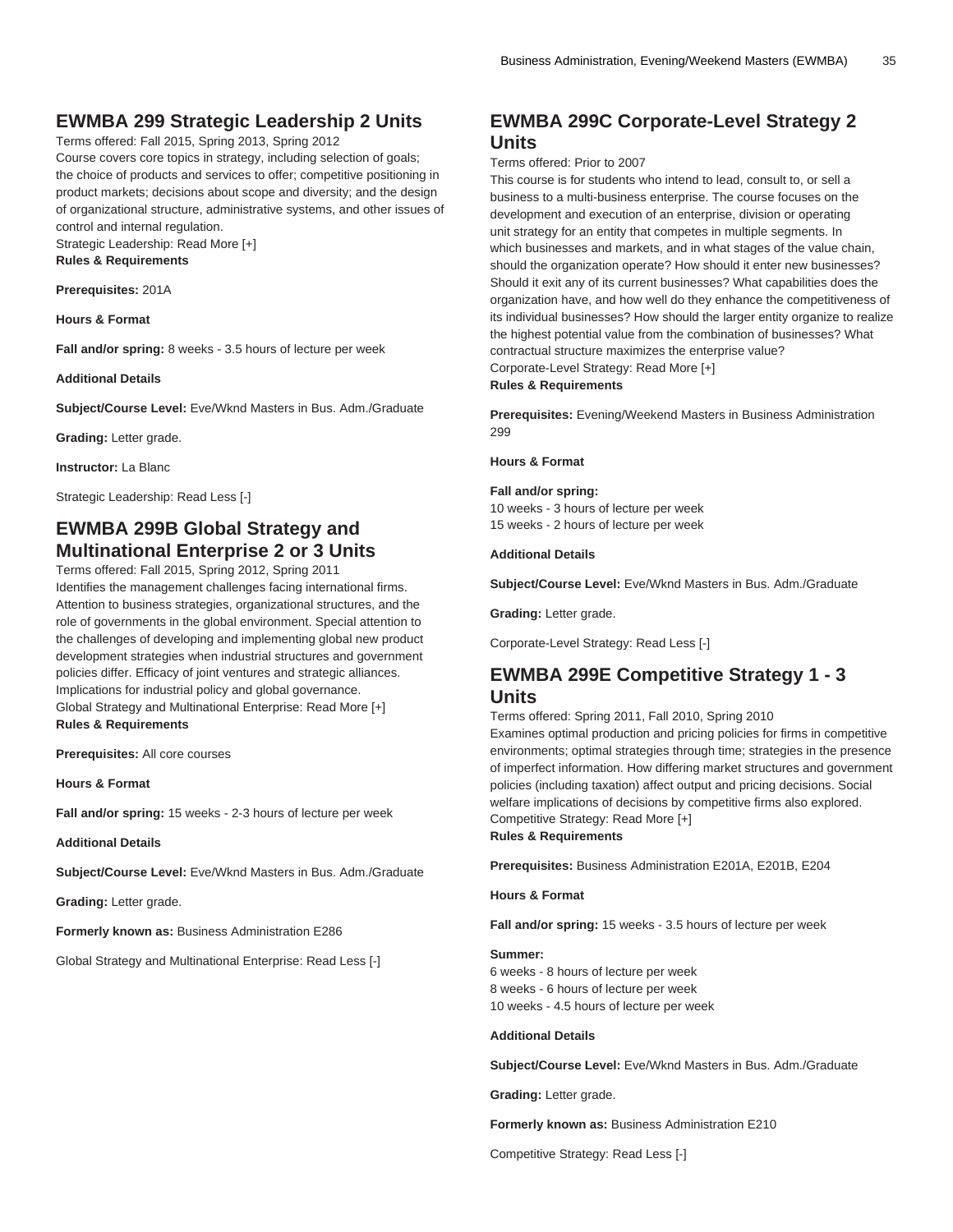## EWMBA 299 Strategic Leadership 2 Units

Terms offered: Fall 2015, Spring 2013, Spring 2012
Course covers core topics in strategy, including selection of goals; the choice of products and services to offer; competitive positioning in product markets; decisions about scope and diversity; and the design of organizational structure, administrative systems, and other issues of control and internal regulation.
Strategic Leadership: Read More [+]

**Rules & Requirements**

**Prerequisites:** 201A

**Hours & Format**

**Fall and/or spring:** 8 weeks - 3.5 hours of lecture per week

**Additional Details**

**Subject/Course Level:** Eve/Wknd Masters in Bus. Adm./Graduate

**Grading:** Letter grade.

**Instructor:** La Blanc

Strategic Leadership: Read Less [-]

## EWMBA 299B Global Strategy and Multinational Enterprise 2 or 3 Units

Terms offered: Fall 2015, Spring 2012, Spring 2011
Identifies the management challenges facing international firms. Attention to business strategies, organizational structures, and the role of governments in the global environment. Special attention to the challenges of developing and implementing global new product development strategies when industrial structures and government policies differ. Efficacy of joint ventures and strategic alliances. Implications for industrial policy and global governance.
Global Strategy and Multinational Enterprise: Read More [+]

**Rules & Requirements**

**Prerequisites:** All core courses

**Hours & Format**

**Fall and/or spring:** 15 weeks - 2-3 hours of lecture per week

**Additional Details**

**Subject/Course Level:** Eve/Wknd Masters in Bus. Adm./Graduate

**Grading:** Letter grade.

**Formerly known as:** Business Administration E286

Global Strategy and Multinational Enterprise: Read Less [-]

## EWMBA 299C Corporate-Level Strategy 2 Units

Terms offered: Prior to 2007
This course is for students who intend to lead, consult to, or sell a business to a multi-business enterprise. The course focuses on the development and execution of an enterprise, division or operating unit strategy for an entity that competes in multiple segments. In which businesses and markets, and in what stages of the value chain, should the organization operate? How should it enter new businesses? Should it exit any of its current businesses? What capabilities does the organization have, and how well do they enhance the competitiveness of its individual businesses? How should the larger entity organize to realize the highest potential value from the combination of businesses? What contractual structure maximizes the enterprise value?
Corporate-Level Strategy: Read More [+]

**Rules & Requirements**

**Prerequisites:** Evening/Weekend Masters in Business Administration 299

**Hours & Format**

**Fall and/or spring:**
10 weeks - 3 hours of lecture per week
15 weeks - 2 hours of lecture per week

**Additional Details**

**Subject/Course Level:** Eve/Wknd Masters in Bus. Adm./Graduate

**Grading:** Letter grade.

Corporate-Level Strategy: Read Less [-]

## EWMBA 299E Competitive Strategy 1 - 3 Units

Terms offered: Spring 2011, Fall 2010, Spring 2010
Examines optimal production and pricing policies for firms in competitive environments; optimal strategies through time; strategies in the presence of imperfect information. How differing market structures and government policies (including taxation) affect output and pricing decisions. Social welfare implications of decisions by competitive firms also explored.
Competitive Strategy: Read More [+]

**Rules & Requirements**

**Prerequisites:** Business Administration E201A, E201B, E204

**Hours & Format**

**Fall and/or spring:** 15 weeks - 3.5 hours of lecture per week

**Summer:**
6 weeks - 8 hours of lecture per week
8 weeks - 6 hours of lecture per week
10 weeks - 4.5 hours of lecture per week

**Additional Details**

**Subject/Course Level:** Eve/Wknd Masters in Bus. Adm./Graduate

**Grading:** Letter grade.

**Formerly known as:** Business Administration E210

Competitive Strategy: Read Less [-]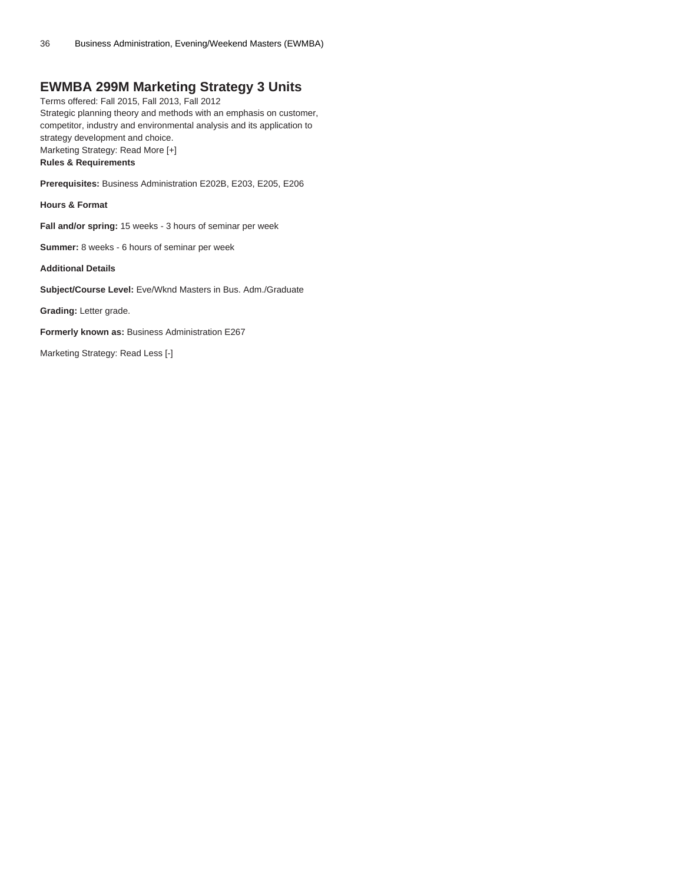## EWMBA 299M Marketing Strategy 3 Units

Terms offered: Fall 2015, Fall 2013, Fall 2012
Strategic planning theory and methods with an emphasis on customer, competitor, industry and environmental analysis and its application to strategy development and choice.
Marketing Strategy: Read More [+]

**Rules & Requirements**

**Prerequisites:** Business Administration E202B, E203, E205, E206

**Hours & Format**

**Fall and/or spring:** 15 weeks - 3 hours of seminar per week

**Summer:** 8 weeks - 6 hours of seminar per week

**Additional Details**

**Subject/Course Level:** Eve/Wknd Masters in Bus. Adm./Graduate

**Grading:** Letter grade.

**Formerly known as:** Business Administration E267

Marketing Strategy: Read Less [-]